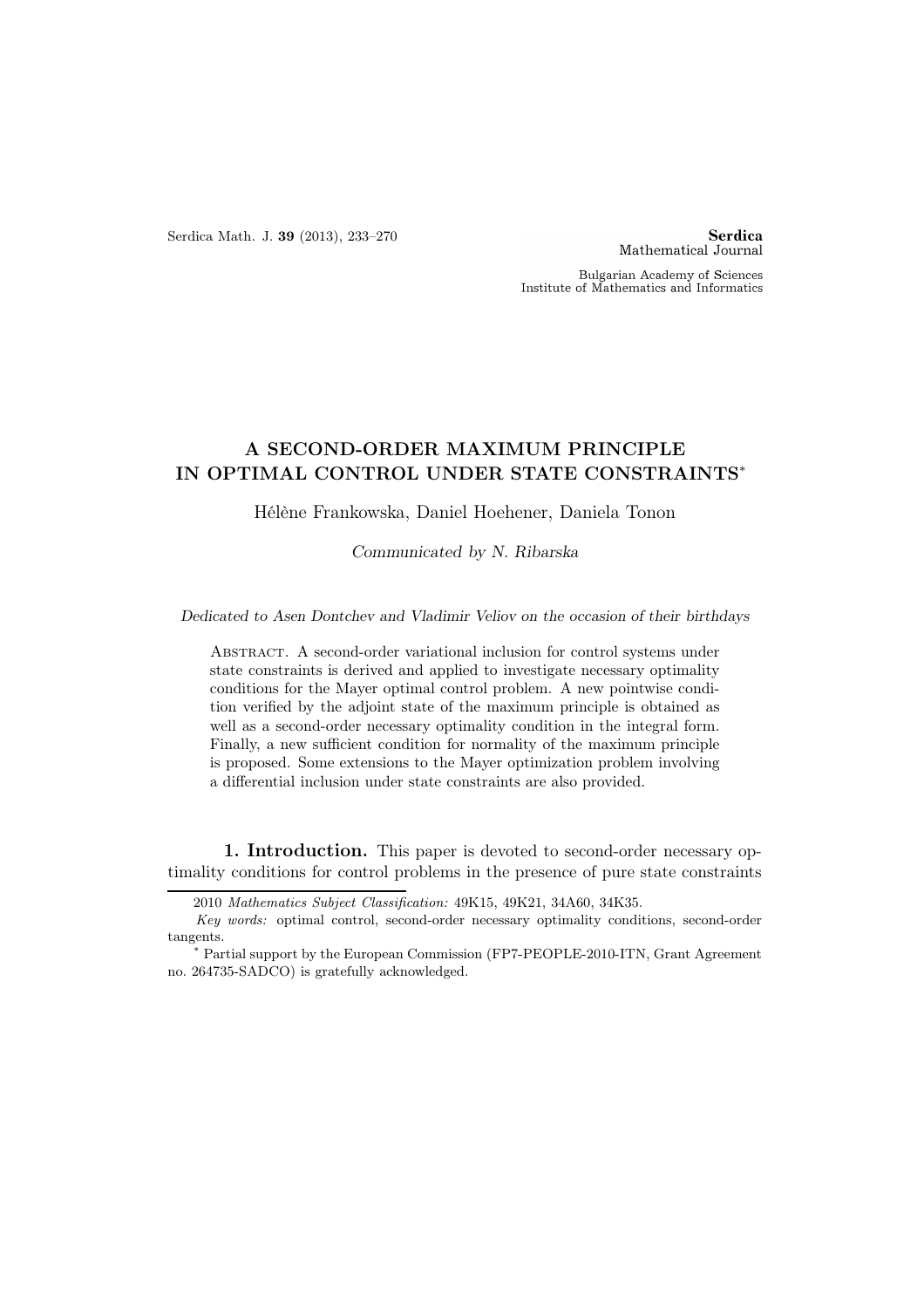Serdica Math. J. **39** (2013), 233–270

**Serdica**
Mathematical Journal

Bulgarian Academy of Sciences
Institute of Mathematics and Informatics

# A SECOND-ORDER MAXIMUM PRINCIPLE IN OPTIMAL CONTROL UNDER STATE CONSTRAINTS*

Hélène Frankowska, Daniel Hoehener, Daniela Tonon

*Communicated by N. Ribarska*

*Dedicated to Asen Dontchev and Vladimir Veliov on the occasion of their birthdays*

Abstract. A second-order variational inclusion for control systems under state constraints is derived and applied to investigate necessary optimality conditions for the Mayer optimal control problem. A new pointwise condition verified by the adjoint state of the maximum principle is obtained as well as a second-order necessary optimality condition in the integral form. Finally, a new sufficient condition for normality of the maximum principle is proposed. Some extensions to the Mayer optimization problem involving a differential inclusion under state constraints are also provided.

## 1. Introduction.

This paper is devoted to second-order necessary optimality conditions for control problems in the presence of pure state constraints

---

2010 *Mathematics Subject Classification:* 49K15, 49K21, 34A60, 34K35.

*Key words:* optimal control, second-order necessary optimality conditions, second-order tangents.

\* Partial support by the European Commission (FP7-PEOPLE-2010-ITN, Grant Agreement no. 264735-SADCO) is gratefully acknowledged.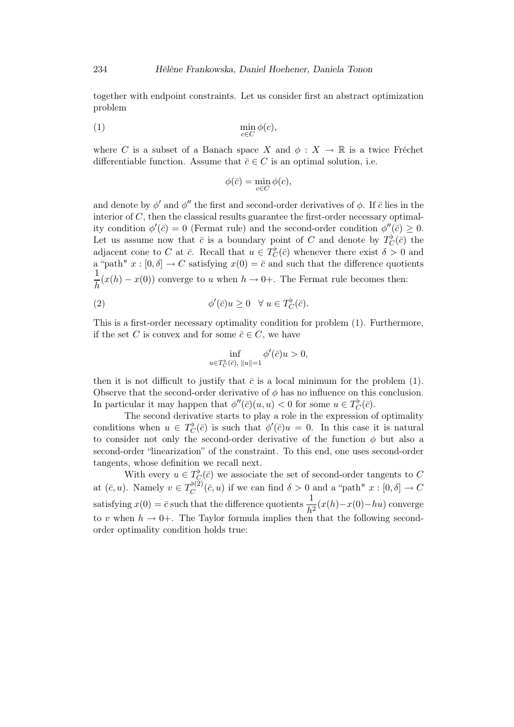together with endpoint constraints. Let us consider first an abstract optimization problem

$$\min_{c \in C} \phi(c), \tag{1}$$

where $C$ is a subset of a Banach space $X$ and $\phi : X \to \mathbb{R}$ is a twice Fréchet differentiable function. Assume that $\bar{c} \in C$ is an optimal solution, i.e.

$$\phi(\bar{c}) = \min_{c \in C} \phi(c),$$

and denote by $\phi'$ and $\phi''$ the first and second-order derivatives of $\phi$. If $\bar{c}$ lies in the interior of $C$, then the classical results guarantee the first-order necessary optimality condition $\phi'(\bar{c}) = 0$ (Fermat rule) and the second-order condition $\phi''(\bar{c}) \geq 0$. Let us assume now that $\bar{c}$ is a boundary point of $C$ and denote by $T_C^\flat(\bar{c})$ the adjacent cone to $C$ at $\bar{c}$. Recall that $u \in T_C^\flat(\bar{c})$ whenever there exist $\delta > 0$ and a "path" $x : [0, \delta] \to C$ satisfying $x(0) = \bar{c}$ and such that the difference quotients $\dfrac{1}{h}(x(h) - x(0))$ converge to $u$ when $h \to 0+$. The Fermat rule becomes then:

$$\phi'(\bar{c})u \geq 0 \quad \forall\, u \in T_C^\flat(\bar{c}). \tag{2}$$

This is a first-order necessary optimality condition for problem (1). Furthermore, if the set $C$ is convex and for some $\bar{c} \in C$, we have

$$\inf_{u \in T_C^\flat(\bar{c}),\ \|u\|=1} \phi'(\bar{c})u > 0,$$

then it is not difficult to justify that $\bar{c}$ is a local minimum for the problem (1). Observe that the second-order derivative of $\phi$ has no influence on this conclusion. In particular it may happen that $\phi''(\bar{c})(u, u) < 0$ for some $u \in T_C^\flat(\bar{c})$.

The second derivative starts to play a role in the expression of optimality conditions when $u \in T_C^\flat(\bar{c})$ is such that $\phi'(\bar{c})u = 0$. In this case it is natural to consider not only the second-order derivative of the function $\phi$ but also a second-order "linearization" of the constraint. To this end, one uses second-order tangents, whose definition we recall next.

With every $u \in T_C^\flat(\bar{c})$ we associate the set of second-order tangents to $C$ at $(\bar{c}, u)$. Namely $v \in T_C^{\flat(2)}(\bar{c}, u)$ if we can find $\delta > 0$ and a "path" $x : [0, \delta] \to C$ satisfying $x(0) = \bar{c}$ such that the difference quotients $\dfrac{1}{h^2}(x(h) - x(0) - hu)$ converge to $v$ when $h \to 0+$. The Taylor formula implies then that the following second-order optimality condition holds true: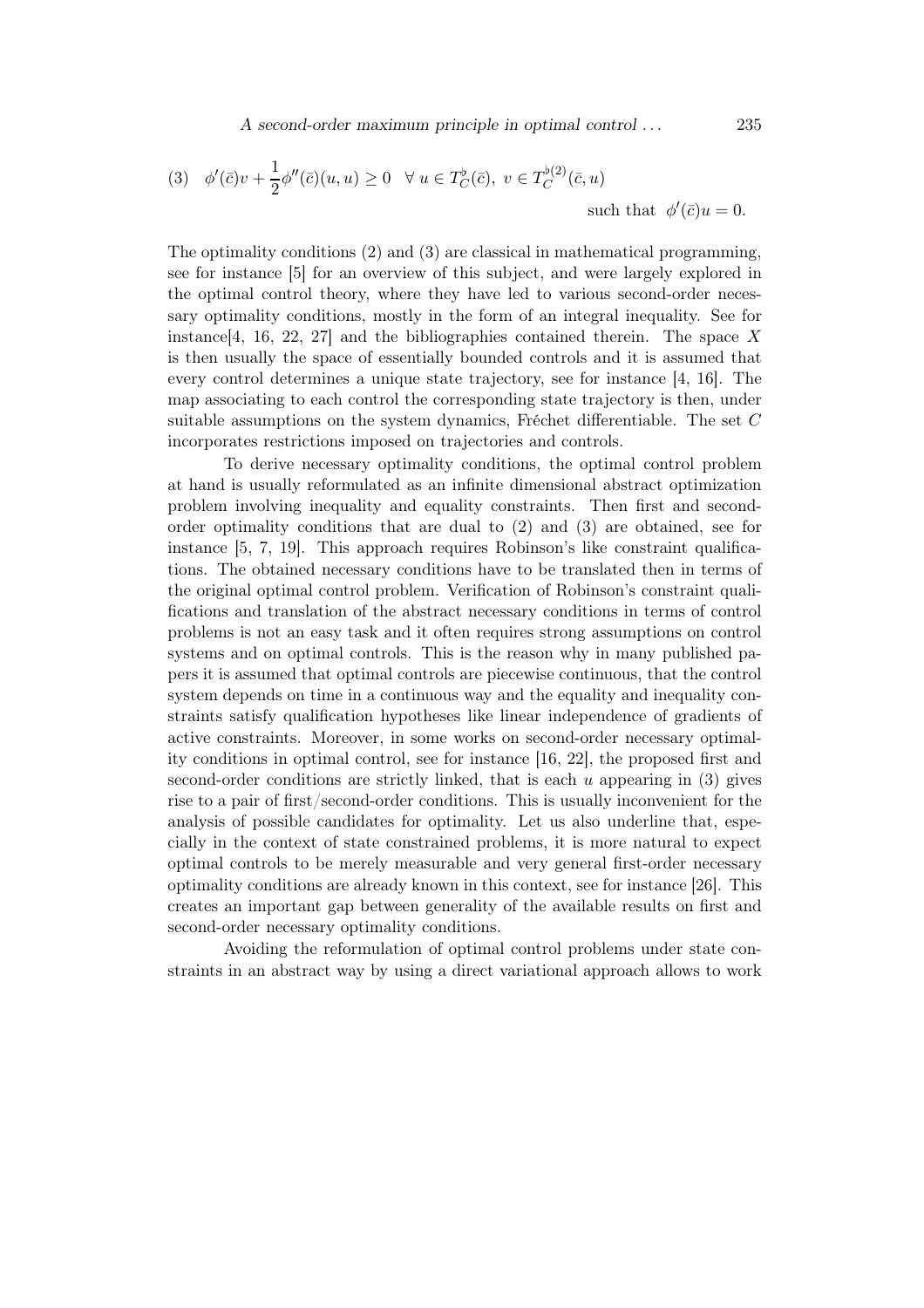$$
(3) \quad \phi'(\bar{c})v + \frac{1}{2}\phi''(\bar{c})(u,u) \geq 0 \quad \forall\, u \in T^{\flat}_C(\bar{c}),\ v \in T^{\flat(2)}_C(\bar{c},u) \quad \text{such that} \quad \phi'(\bar{c})u = 0.
$$

The optimality conditions (2) and (3) are classical in mathematical programming, see for instance [5] for an overview of this subject, and were largely explored in the optimal control theory, where they have led to various second-order necessary optimality conditions, mostly in the form of an integral inequality. See for instance[4, 16, 22, 27] and the bibliographies contained therein. The space $X$ is then usually the space of essentially bounded controls and it is assumed that every control determines a unique state trajectory, see for instance [4, 16]. The map associating to each control the corresponding state trajectory is then, under suitable assumptions on the system dynamics, Fréchet differentiable. The set $C$ incorporates restrictions imposed on trajectories and controls.

To derive necessary optimality conditions, the optimal control problem at hand is usually reformulated as an infinite dimensional abstract optimization problem involving inequality and equality constraints. Then first and second-order optimality conditions that are dual to (2) and (3) are obtained, see for instance [5, 7, 19]. This approach requires Robinson's like constraint qualifications. The obtained necessary conditions have to be translated then in terms of the original optimal control problem. Verification of Robinson's constraint qualifications and translation of the abstract necessary conditions in terms of control problems is not an easy task and it often requires strong assumptions on control systems and on optimal controls. This is the reason why in many published papers it is assumed that optimal controls are piecewise continuous, that the control system depends on time in a continuous way and the equality and inequality constraints satisfy qualification hypotheses like linear independence of gradients of active constraints. Moreover, in some works on second-order necessary optimality conditions in optimal control, see for instance [16, 22], the proposed first and second-order conditions are strictly linked, that is each $u$ appearing in (3) gives rise to a pair of first/second-order conditions. This is usually inconvenient for the analysis of possible candidates for optimality. Let us also underline that, especially in the context of state constrained problems, it is more natural to expect optimal controls to be merely measurable and very general first-order necessary optimality conditions are already known in this context, see for instance [26]. This creates an important gap between generality of the available results on first and second-order necessary optimality conditions.

Avoiding the reformulation of optimal control problems under state constraints in an abstract way by using a direct variational approach allows to work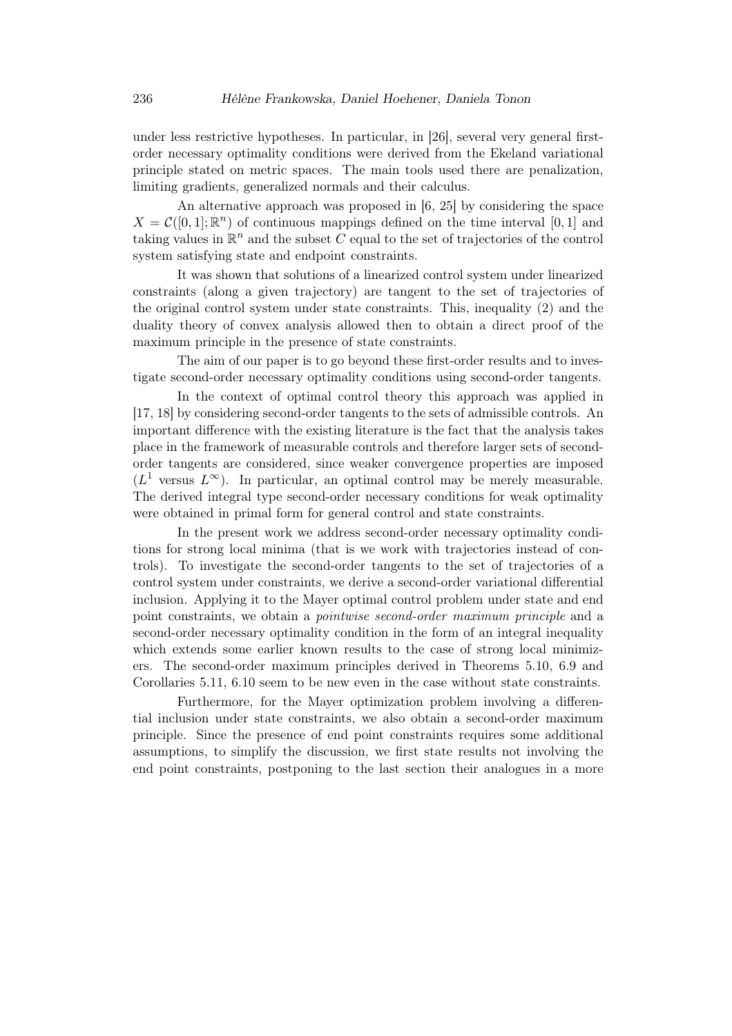under less restrictive hypotheses. In particular, in [26], several very general first-order necessary optimality conditions were derived from the Ekeland variational principle stated on metric spaces. The main tools used there are penalization, limiting gradients, generalized normals and their calculus.

An alternative approach was proposed in [6, 25] by considering the space $X = \mathcal{C}([0,1];\mathbb{R}^n)$ of continuous mappings defined on the time interval $[0,1]$ and taking values in $\mathbb{R}^n$ and the subset $C$ equal to the set of trajectories of the control system satisfying state and endpoint constraints.

It was shown that solutions of a linearized control system under linearized constraints (along a given trajectory) are tangent to the set of trajectories of the original control system under state constraints. This, inequality (2) and the duality theory of convex analysis allowed then to obtain a direct proof of the maximum principle in the presence of state constraints.

The aim of our paper is to go beyond these first-order results and to investigate second-order necessary optimality conditions using second-order tangents.

In the context of optimal control theory this approach was applied in [17, 18] by considering second-order tangents to the sets of admissible controls. An important difference with the existing literature is the fact that the analysis takes place in the framework of measurable controls and therefore larger sets of second-order tangents are considered, since weaker convergence properties are imposed ($L^1$ versus $L^\infty$). In particular, an optimal control may be merely measurable. The derived integral type second-order necessary conditions for weak optimality were obtained in primal form for general control and state constraints.

In the present work we address second-order necessary optimality conditions for strong local minima (that is we work with trajectories instead of controls). To investigate the second-order tangents to the set of trajectories of a control system under constraints, we derive a second-order variational differential inclusion. Applying it to the Mayer optimal control problem under state and end point constraints, we obtain a *pointwise second-order maximum principle* and a second-order necessary optimality condition in the form of an integral inequality which extends some earlier known results to the case of strong local minimizers. The second-order maximum principles derived in Theorems 5.10, 6.9 and Corollaries 5.11, 6.10 seem to be new even in the case without state constraints.

Furthermore, for the Mayer optimization problem involving a differential inclusion under state constraints, we also obtain a second-order maximum principle. Since the presence of end point constraints requires some additional assumptions, to simplify the discussion, we first state results not involving the end point constraints, postponing to the last section their analogues in a more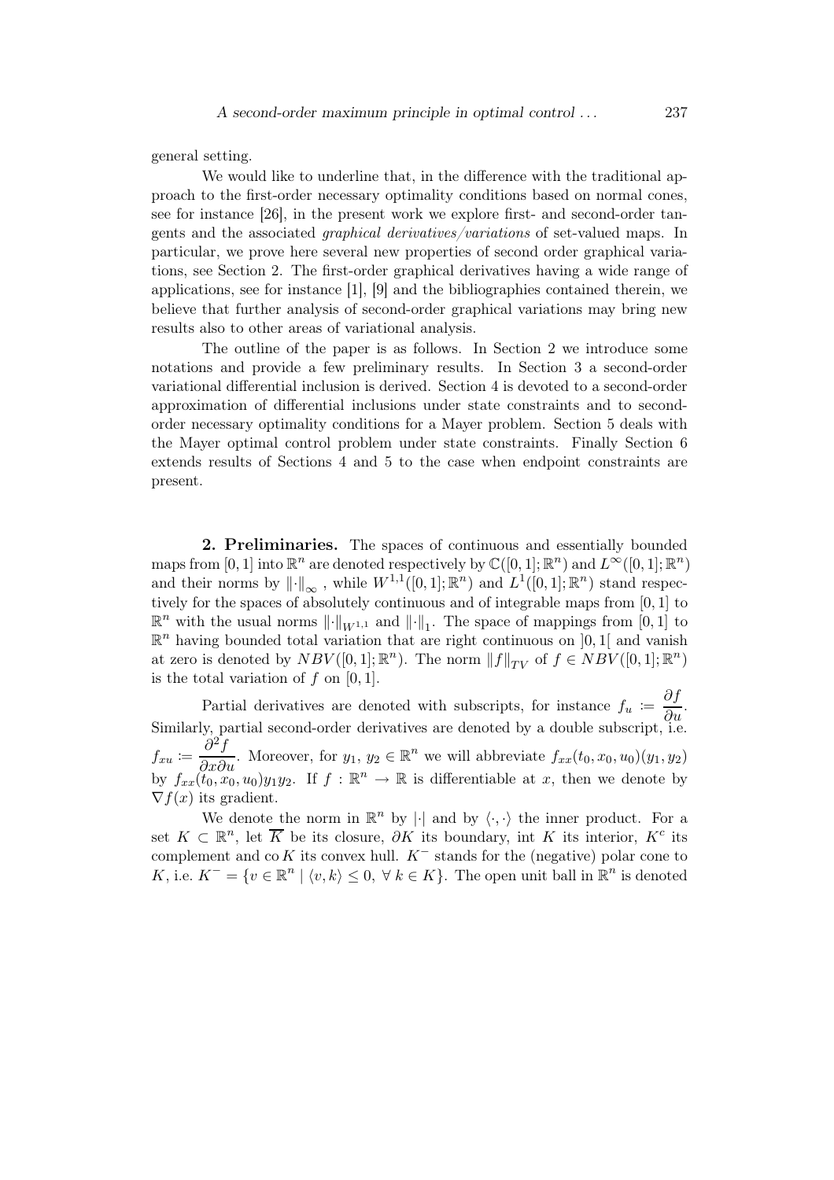general setting.

We would like to underline that, in the difference with the traditional approach to the first-order necessary optimality conditions based on normal cones, see for instance [26], in the present work we explore first- and second-order tangents and the associated *graphical derivatives/variations* of set-valued maps. In particular, we prove here several new properties of second order graphical variations, see Section 2. The first-order graphical derivatives having a wide range of applications, see for instance [1], [9] and the bibliographies contained therein, we believe that further analysis of second-order graphical variations may bring new results also to other areas of variational analysis.

The outline of the paper is as follows. In Section 2 we introduce some notations and provide a few preliminary results. In Section 3 a second-order variational differential inclusion is derived. Section 4 is devoted to a second-order approximation of differential inclusions under state constraints and to second-order necessary optimality conditions for a Mayer problem. Section 5 deals with the Mayer optimal control problem under state constraints. Finally Section 6 extends results of Sections 4 and 5 to the case when endpoint constraints are present.

## 2. Preliminaries.

The spaces of continuous and essentially bounded maps from $[0,1]$ into $\mathbb{R}^n$ are denoted respectively by $\mathbb{C}([0,1];\mathbb{R}^n)$ and $L^\infty([0,1];\mathbb{R}^n)$ and their norms by $\|\cdot\|_\infty$ , while $W^{1,1}([0,1];\mathbb{R}^n)$ and $L^1([0,1];\mathbb{R}^n)$ stand respectively for the spaces of absolutely continuous and of integrable maps from $[0,1]$ to $\mathbb{R}^n$ with the usual norms $\|\cdot\|_{W^{1,1}}$ and $\|\cdot\|_1$. The space of mappings from $[0,1]$ to $\mathbb{R}^n$ having bounded total variation that are right continuous on $]0,1[$ and vanish at zero is denoted by $NBV([0,1];\mathbb{R}^n)$. The norm $\|f\|_{TV}$ of $f \in NBV([0,1];\mathbb{R}^n)$ is the total variation of $f$ on $[0,1]$.

Partial derivatives are denoted with subscripts, for instance $f_u := \dfrac{\partial f}{\partial u}$. Similarly, partial second-order derivatives are denoted by a double subscript, i.e. $f_{xu} := \dfrac{\partial^2 f}{\partial x \partial u}$. Moreover, for $y_1,\ y_2 \in \mathbb{R}^n$ we will abbreviate $f_{xx}(t_0,x_0,u_0)(y_1,y_2)$ by $f_{xx}(t_0,x_0,u_0)y_1y_2$. If $f : \mathbb{R}^n \to \mathbb{R}$ is differentiable at $x$, then we denote by $\nabla f(x)$ its gradient.

We denote the norm in $\mathbb{R}^n$ by $|\cdot|$ and by $\langle \cdot,\cdot \rangle$ the inner product. For a set $K \subset \mathbb{R}^n$, let $\overline{K}$ be its closure, $\partial K$ its boundary, int $K$ its interior, $K^c$ its complement and $\mathrm{co}\, K$ its convex hull. $K^-$ stands for the (negative) polar cone to $K$, i.e. $K^- = \{v \in \mathbb{R}^n \mid \langle v,k \rangle \leq 0,\ \forall\, k \in K\}$. The open unit ball in $\mathbb{R}^n$ is denoted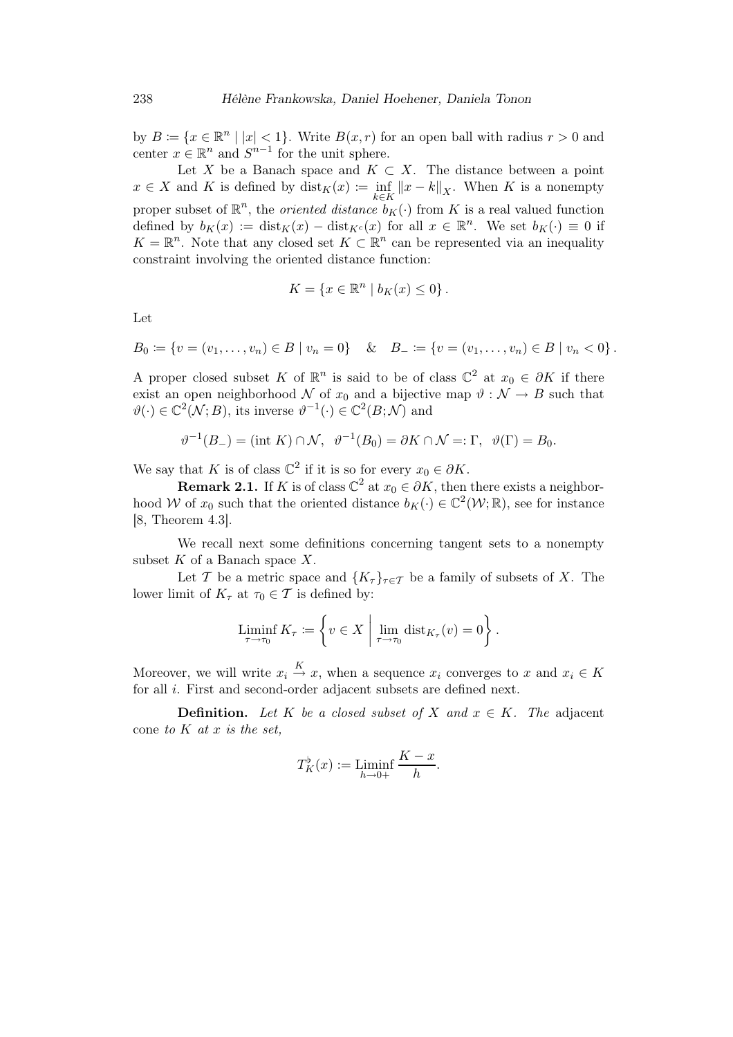by $B \coloneqq \{x \in \mathbb{R}^n \mid |x| < 1\}$. Write $B(x,r)$ for an open ball with radius $r > 0$ and center $x \in \mathbb{R}^n$ and $S^{n-1}$ for the unit sphere.

Let $X$ be a Banach space and $K \subset X$. The distance between a point $x \in X$ and $K$ is defined by $\operatorname{dist}_K(x) \coloneqq \inf_{k \in K} \|x - k\|_X$. When $K$ is a nonempty proper subset of $\mathbb{R}^n$, the *oriented distance* $b_K(\cdot)$ from $K$ is a real valued function defined by $b_K(x) \coloneqq \operatorname{dist}_K(x) - \operatorname{dist}_{K^c}(x)$ for all $x \in \mathbb{R}^n$. We set $b_K(\cdot) \equiv 0$ if $K = \mathbb{R}^n$. Note that any closed set $K \subset \mathbb{R}^n$ can be represented via an inequality constraint involving the oriented distance function:

$$K = \{x \in \mathbb{R}^n \mid b_K(x) \leq 0\}.$$

Let

$$B_0 \coloneqq \{v = (v_1, \ldots, v_n) \in B \mid v_n = 0\} \quad \& \quad B_- \coloneqq \{v = (v_1, \ldots, v_n) \in B \mid v_n < 0\}.$$

A proper closed subset $K$ of $\mathbb{R}^n$ is said to be of class $\mathbb{C}^2$ at $x_0 \in \partial K$ if there exist an open neighborhood $\mathcal{N}$ of $x_0$ and a bijective map $\vartheta : \mathcal{N} \to B$ such that $\vartheta(\cdot) \in \mathbb{C}^2(\mathcal{N}; B)$, its inverse $\vartheta^{-1}(\cdot) \in \mathbb{C}^2(B; \mathcal{N})$ and

$$\vartheta^{-1}(B_-) = (\operatorname{int} K) \cap \mathcal{N}, \ \ \vartheta^{-1}(B_0) = \partial K \cap \mathcal{N} =: \Gamma, \ \ \vartheta(\Gamma) = B_0.$$

We say that $K$ is of class $\mathbb{C}^2$ if it is so for every $x_0 \in \partial K$.

**Remark 2.1.** If $K$ is of class $\mathbb{C}^2$ at $x_0 \in \partial K$, then there exists a neighborhood $\mathcal{W}$ of $x_0$ such that the oriented distance $b_K(\cdot) \in \mathbb{C}^2(\mathcal{W}; \mathbb{R})$, see for instance [8, Theorem 4.3].

We recall next some definitions concerning tangent sets to a nonempty subset $K$ of a Banach space $X$.

Let $\mathcal{T}$ be a metric space and $\{K_\tau\}_{\tau \in \mathcal{T}}$ be a family of subsets of $X$. The lower limit of $K_\tau$ at $\tau_0 \in \mathcal{T}$ is defined by:

$$\operatorname*{Liminf}_{\tau \to \tau_0} K_\tau \coloneqq \left\{ v \in X \;\middle|\; \lim_{\tau \to \tau_0} \operatorname{dist}_{K_\tau}(v) = 0 \right\}.$$

Moreover, we will write $x_i \xrightarrow{K} x$, when a sequence $x_i$ converges to $x$ and $x_i \in K$ for all $i$. First and second-order adjacent subsets are defined next.

**Definition.** *Let $K$ be a closed subset of $X$ and $x \in K$. The* adjacent cone *to $K$ at $x$ is the set,*

$$T_K^\flat(x) \coloneqq \operatorname*{Liminf}_{h \to 0+} \frac{K - x}{h}.$$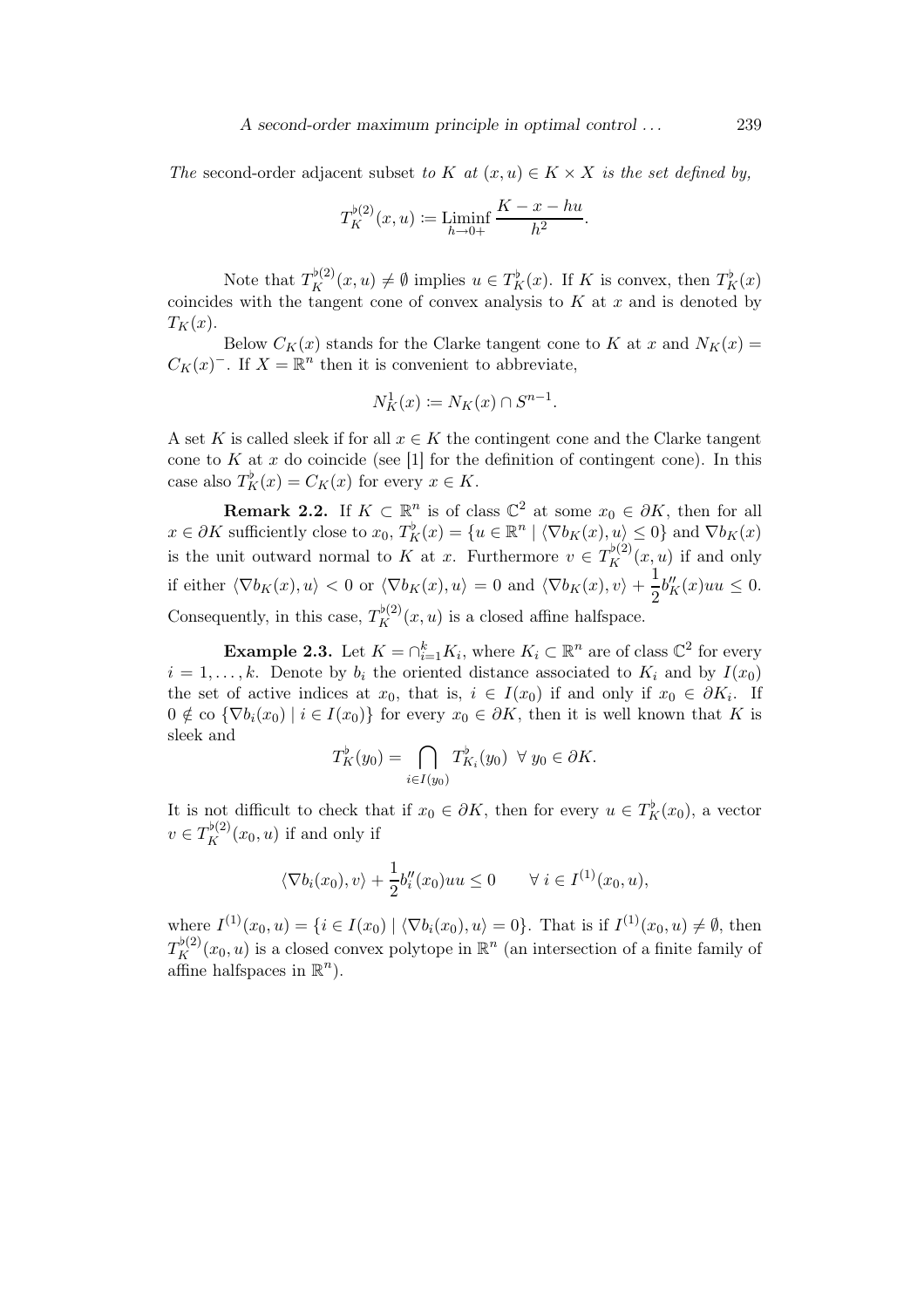*The* second-order adjacent subset *to* $K$ *at* $(x, u) \in K \times X$ *is the set defined by,*

$$T_K^{\flat(2)}(x, u) := \operatorname*{Liminf}_{h \to 0+} \frac{K - x - hu}{h^2}.$$

Note that $T_K^{\flat(2)}(x, u) \neq \emptyset$ implies $u \in T_K^\flat(x)$. If $K$ is convex, then $T_K^\flat(x)$ coincides with the tangent cone of convex analysis to $K$ at $x$ and is denoted by $T_K(x)$.

Below $C_K(x)$ stands for the Clarke tangent cone to $K$ at $x$ and $N_K(x) = C_K(x)^-$. If $X = \mathbb{R}^n$ then it is convenient to abbreviate,

$$N_K^1(x) := N_K(x) \cap S^{n-1}.$$

A set $K$ is called sleek if for all $x \in K$ the contingent cone and the Clarke tangent cone to $K$ at $x$ do coincide (see [1] for the definition of contingent cone). In this case also $T_K^\flat(x) = C_K(x)$ for every $x \in K$.

**Remark 2.2.** If $K \subset \mathbb{R}^n$ is of class $\mathbb{C}^2$ at some $x_0 \in \partial K$, then for all $x \in \partial K$ sufficiently close to $x_0$, $T_K^\flat(x) = \{u \in \mathbb{R}^n \mid \langle \nabla b_K(x), u \rangle \leq 0\}$ and $\nabla b_K(x)$ is the unit outward normal to $K$ at $x$. Furthermore $v \in T_K^{\flat(2)}(x, u)$ if and only if either $\langle \nabla b_K(x), u \rangle < 0$ or $\langle \nabla b_K(x), u \rangle = 0$ and $\langle \nabla b_K(x), v \rangle + \dfrac{1}{2} b_K''(x)uu \leq 0$. Consequently, in this case, $T_K^{\flat(2)}(x, u)$ is a closed affine halfspace.

**Example 2.3.** Let $K = \cap_{i=1}^k K_i$, where $K_i \subset \mathbb{R}^n$ are of class $\mathbb{C}^2$ for every $i = 1, \ldots, k$. Denote by $b_i$ the oriented distance associated to $K_i$ and by $I(x_0)$ the set of active indices at $x_0$, that is, $i \in I(x_0)$ if and only if $x_0 \in \partial K_i$. If $0 \notin \text{co}\,\{\nabla b_i(x_0) \mid i \in I(x_0)\}$ for every $x_0 \in \partial K$, then it is well known that $K$ is sleek and

$$T_K^\flat(y_0) = \bigcap_{i \in I(y_0)} T_{K_i}^\flat(y_0) \;\; \forall\, y_0 \in \partial K.$$

It is not difficult to check that if $x_0 \in \partial K$, then for every $u \in T_K^\flat(x_0)$, a vector $v \in T_K^{\flat(2)}(x_0, u)$ if and only if

$$\langle \nabla b_i(x_0), v \rangle + \frac{1}{2} b_i''(x_0)uu \leq 0 \qquad \forall\, i \in I^{(1)}(x_0, u),$$

where $I^{(1)}(x_0, u) = \{i \in I(x_0) \mid \langle \nabla b_i(x_0), u \rangle = 0\}$. That is if $I^{(1)}(x_0, u) \neq \emptyset$, then $T_K^{\flat(2)}(x_0, u)$ is a closed convex polytope in $\mathbb{R}^n$ (an intersection of a finite family of affine halfspaces in $\mathbb{R}^n$).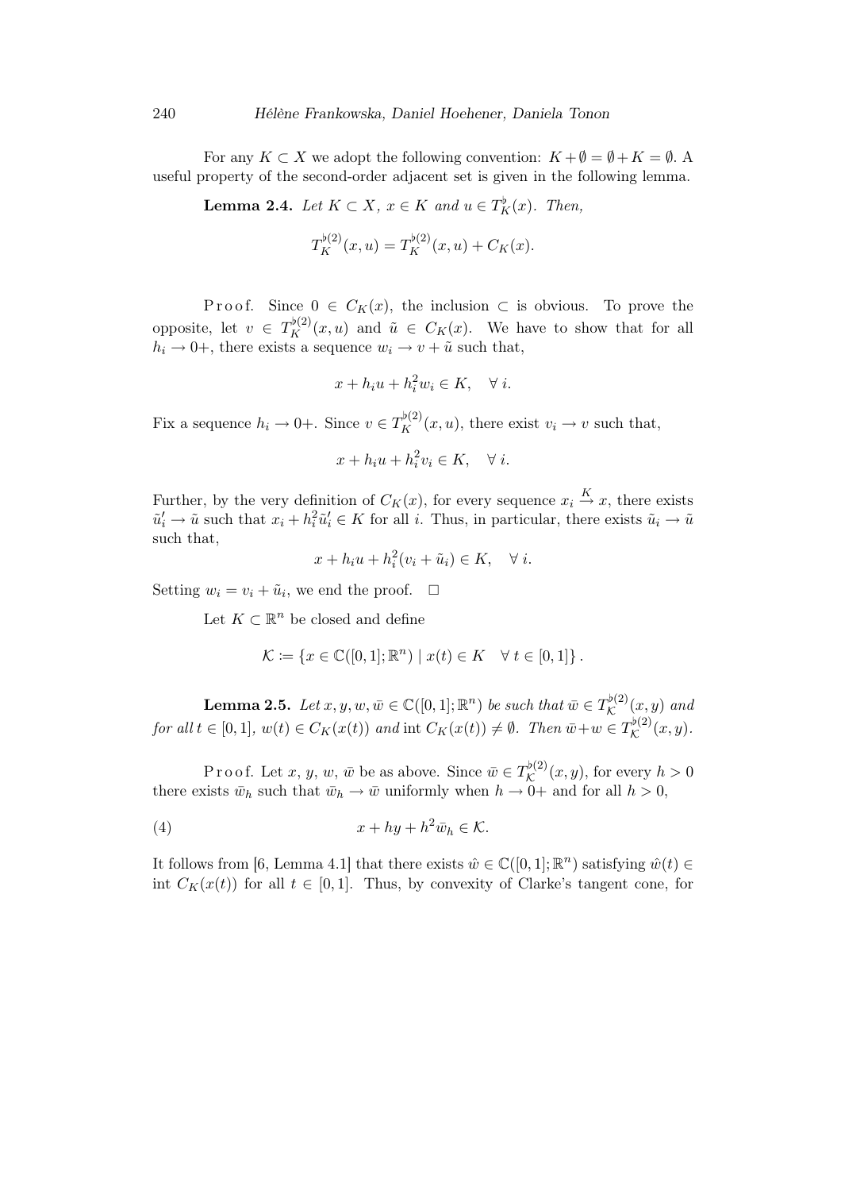For any $K \subset X$ we adopt the following convention: $K + \emptyset = \emptyset + K = \emptyset$. A useful property of the second-order adjacent set is given in the following lemma.

**Lemma 2.4.** *Let $K \subset X$, $x \in K$ and $u \in T_K^\flat(x)$. Then,*

$$T_K^{\flat(2)}(x,u) = T_K^{\flat(2)}(x,u) + C_K(x).$$

Proof. Since $0 \in C_K(x)$, the inclusion $\subset$ is obvious. To prove the opposite, let $v \in T_K^{\flat(2)}(x,u)$ and $\tilde{u} \in C_K(x)$. We have to show that for all $h_i \to 0+$, there exists a sequence $w_i \to v + \tilde{u}$ such that,

$$x + h_i u + h_i^2 w_i \in K, \quad \forall\, i.$$

Fix a sequence $h_i \to 0+$. Since $v \in T_K^{\flat(2)}(x,u)$, there exist $v_i \to v$ such that,

$$x + h_i u + h_i^2 v_i \in K, \quad \forall\, i.$$

Further, by the very definition of $C_K(x)$, for every sequence $x_i \xrightarrow{K} x$, there exists $\tilde{u}_i' \to \tilde{u}$ such that $x_i + h_i^2 \tilde{u}_i' \in K$ for all $i$. Thus, in particular, there exists $\tilde{u}_i \to \tilde{u}$ such that,

$$x + h_i u + h_i^2(v_i + \tilde{u}_i) \in K, \quad \forall\, i.$$

Setting $w_i = v_i + \tilde{u}_i$, we end the proof. $\square$

Let $K \subset \mathbb{R}^n$ be closed and define

$$\mathcal{K} := \{x \in \mathbb{C}([0,1];\mathbb{R}^n) \mid x(t) \in K \quad \forall\, t \in [0,1]\}.$$

**Lemma 2.5.** *Let $x, y, w, \bar{w} \in \mathbb{C}([0,1];\mathbb{R}^n)$ be such that $\bar{w} \in T_{\mathcal{K}}^{\flat(2)}(x,y)$ and for all $t \in [0,1]$, $w(t) \in C_K(x(t))$ and $\operatorname{int} C_K(x(t)) \neq \emptyset$. Then $\bar{w} + w \in T_{\mathcal{K}}^{\flat(2)}(x,y)$.*

Proof. Let $x$, $y$, $w$, $\bar{w}$ be as above. Since $\bar{w} \in T_{\mathcal{K}}^{\flat(2)}(x,y)$, for every $h > 0$ there exists $\bar{w}_h$ such that $\bar{w}_h \to \bar{w}$ uniformly when $h \to 0+$ and for all $h > 0$,

$$x + hy + h^2 \bar{w}_h \in \mathcal{K}. \tag{4}$$

It follows from [6, Lemma 4.1] that there exists $\hat{w} \in \mathbb{C}([0,1];\mathbb{R}^n)$ satisfying $\hat{w}(t) \in \operatorname{int} C_K(x(t))$ for all $t \in [0,1]$. Thus, by convexity of Clarke's tangent cone, for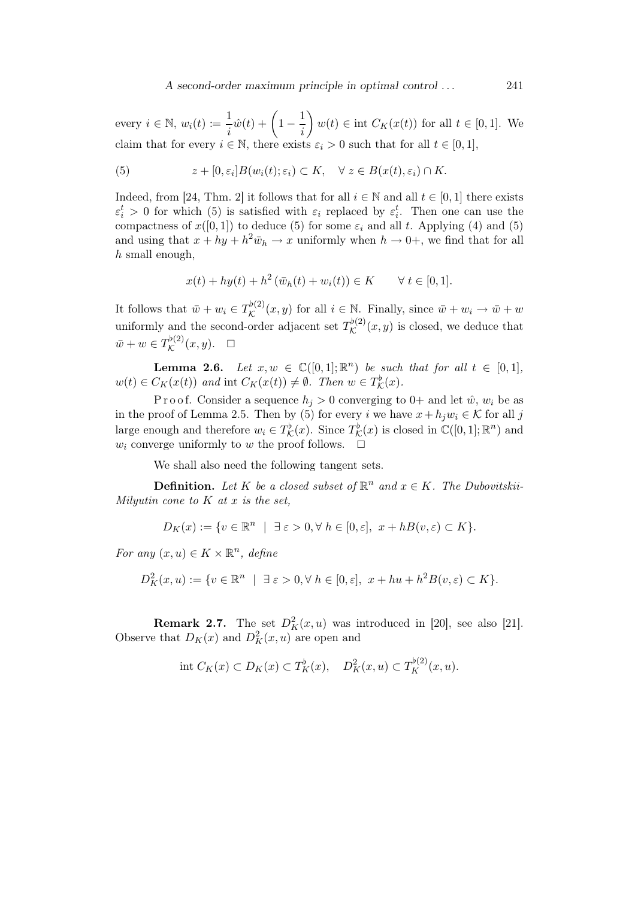every $i \in \mathbb{N}$, $w_i(t) := \dfrac{1}{i}\hat{w}(t) + \left(1 - \dfrac{1}{i}\right) w(t) \in \operatorname{int} C_K(x(t))$ for all $t \in [0,1]$. We claim that for every $i \in \mathbb{N}$, there exists $\varepsilon_i > 0$ such that for all $t \in [0,1]$,

$$z + [0, \varepsilon_i] B(w_i(t); \varepsilon_i) \subset K, \quad \forall\, z \in B(x(t), \varepsilon_i) \cap K. \tag{5}$$

Indeed, from [24, Thm. 2] it follows that for all $i \in \mathbb{N}$ and all $t \in [0,1]$ there exists $\varepsilon_i^t > 0$ for which (5) is satisfied with $\varepsilon_i$ replaced by $\varepsilon_i^t$. Then one can use the compactness of $x([0,1])$ to deduce (5) for some $\varepsilon_i$ and all $t$. Applying (4) and (5) and using that $x + hy + h^2\bar{w}_h \to x$ uniformly when $h \to 0+$, we find that for all $h$ small enough,

$$x(t) + hy(t) + h^2 \left(\bar{w}_h(t) + w_i(t)\right) \in K \qquad \forall\, t \in [0,1].$$

It follows that $\bar{w} + w_i \in T_{\mathcal{K}}^{\flat(2)}(x,y)$ for all $i \in \mathbb{N}$. Finally, since $\bar{w} + w_i \to \bar{w} + w$ uniformly and the second-order adjacent set $T_{\mathcal{K}}^{\flat(2)}(x,y)$ is closed, we deduce that $\bar{w} + w \in T_{\mathcal{K}}^{\flat(2)}(x,y)$. $\square$

**Lemma 2.6.** *Let $x, w \in \mathbb{C}([0,1];\mathbb{R}^n)$ be such that for all $t \in [0,1]$, $w(t) \in C_K(x(t))$ and $\operatorname{int} C_K(x(t)) \neq \emptyset$. Then $w \in T_{\mathcal{K}}^{\flat}(x)$.*

Proof. Consider a sequence $h_j > 0$ converging to $0+$ and let $\hat{w}$, $w_i$ be as in the proof of Lemma 2.5. Then by (5) for every $i$ we have $x + h_j w_i \in \mathcal{K}$ for all $j$ large enough and therefore $w_i \in T_{\mathcal{K}}^{\flat}(x)$. Since $T_{\mathcal{K}}^{\flat}(x)$ is closed in $\mathbb{C}([0,1];\mathbb{R}^n)$ and $w_i$ converge uniformly to $w$ the proof follows. $\square$

We shall also need the following tangent sets.

**Definition.** *Let $K$ be a closed subset of $\mathbb{R}^n$ and $x \in K$. The Dubovitskii-Milyutin cone to $K$ at $x$ is the set,*

$$D_K(x) := \{v \in \mathbb{R}^n \;\mid\; \exists\, \varepsilon > 0, \forall\, h \in [0,\varepsilon],\; x + hB(v,\varepsilon) \subset K\}.$$

*For any $(x,u) \in K \times \mathbb{R}^n$, define*

$$D_K^2(x,u) := \{v \in \mathbb{R}^n \;\mid\; \exists\, \varepsilon > 0, \forall\, h \in [0,\varepsilon],\; x + hu + h^2 B(v,\varepsilon) \subset K\}.$$

**Remark 2.7.** The set $D_K^2(x,u)$ was introduced in [20], see also [21]. Observe that $D_K(x)$ and $D_K^2(x,u)$ are open and

$$\operatorname{int} C_K(x) \subset D_K(x) \subset T_K^{\flat}(x), \quad D_K^2(x,u) \subset T_K^{\flat(2)}(x,u).$$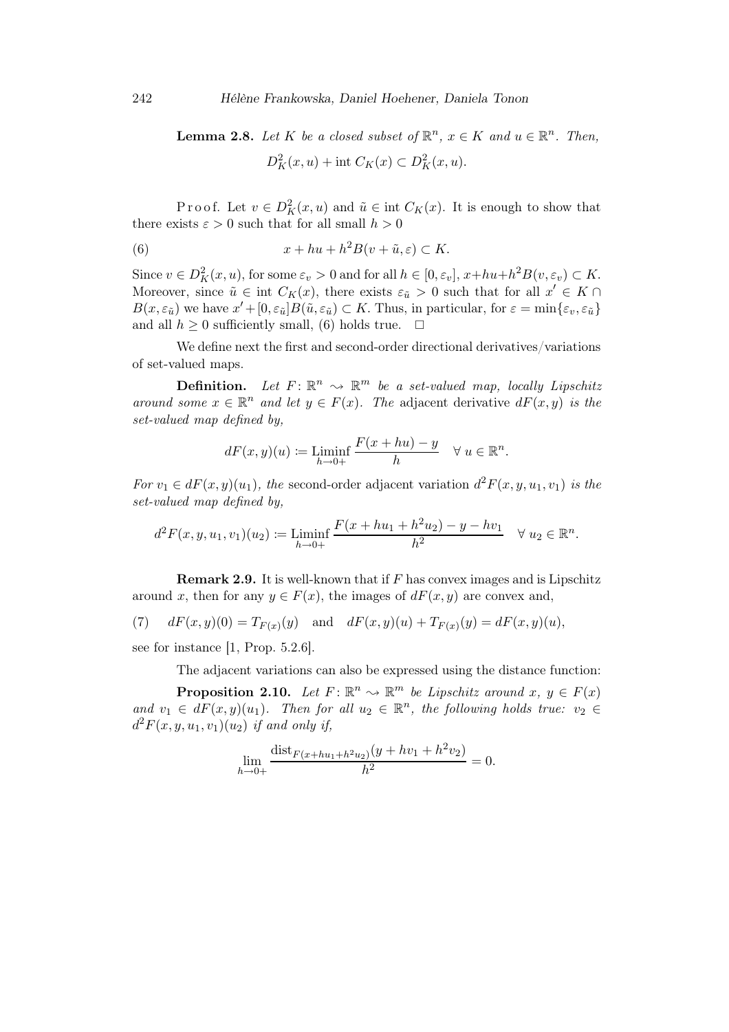**Lemma 2.8.** *Let $K$ be a closed subset of $\mathbb{R}^n$, $x \in K$ and $u \in \mathbb{R}^n$. Then,*

$$D_K^2(x,u) + \operatorname{int} C_K(x) \subset D_K^2(x,u).$$

Proof. Let $v \in D_K^2(x,u)$ and $\tilde{u} \in \operatorname{int} C_K(x)$. It is enough to show that there exists $\varepsilon > 0$ such that for all small $h > 0$

$$x + hu + h^2 B(v + \tilde{u}, \varepsilon) \subset K. \tag{6}$$

Since $v \in D_K^2(x,u)$, for some $\varepsilon_v > 0$ and for all $h \in [0, \varepsilon_v]$, $x + hu + h^2 B(v, \varepsilon_v) \subset K$. Moreover, since $\tilde{u} \in \operatorname{int} C_K(x)$, there exists $\varepsilon_{\tilde{u}} > 0$ such that for all $x' \in K \cap B(x, \varepsilon_{\tilde{u}})$ we have $x' + [0, \varepsilon_{\tilde{u}}] B(\tilde{u}, \varepsilon_{\tilde{u}}) \subset K$. Thus, in particular, for $\varepsilon = \min\{\varepsilon_v, \varepsilon_{\tilde{u}}\}$ and all $h \geq 0$ sufficiently small, (6) holds true. $\square$

We define next the first and second-order directional derivatives/variations of set-valued maps.

**Definition.** *Let $F \colon \mathbb{R}^n \rightsquigarrow \mathbb{R}^m$ be a set-valued map, locally Lipschitz around some $x \in \mathbb{R}^n$ and let $y \in F(x)$. The* adjacent derivative *$dF(x,y)$ is the set-valued map defined by,*

$$dF(x,y)(u) \coloneqq \operatorname*{Liminf}_{h \to 0+} \frac{F(x+hu) - y}{h} \quad \forall\, u \in \mathbb{R}^n.$$

*For $v_1 \in dF(x,y)(u_1)$, the* second-order adjacent variation *$d^2F(x,y,u_1,v_1)$ is the set-valued map defined by,*

$$d^2F(x,y,u_1,v_1)(u_2) \coloneqq \operatorname*{Liminf}_{h \to 0+} \frac{F(x + hu_1 + h^2 u_2) - y - hv_1}{h^2} \quad \forall\, u_2 \in \mathbb{R}^n.$$

**Remark 2.9.** It is well-known that if $F$ has convex images and is Lipschitz around $x$, then for any $y \in F(x)$, the images of $dF(x,y)$ are convex and,

$$dF(x,y)(0) = T_{F(x)}(y) \quad \text{and} \quad dF(x,y)(u) + T_{F(x)}(y) = dF(x,y)(u), \tag{7}$$

see for instance [1, Prop. 5.2.6].

The adjacent variations can also be expressed using the distance function:

**Proposition 2.10.** *Let $F \colon \mathbb{R}^n \rightsquigarrow \mathbb{R}^m$ be Lipschitz around $x$, $y \in F(x)$ and $v_1 \in dF(x,y)(u_1)$. Then for all $u_2 \in \mathbb{R}^n$, the following holds true: $v_2 \in d^2F(x,y,u_1,v_1)(u_2)$ if and only if,*

$$\lim_{h \to 0+} \frac{\operatorname{dist}_{F(x+hu_1+h^2u_2)}(y + hv_1 + h^2 v_2)}{h^2} = 0.$$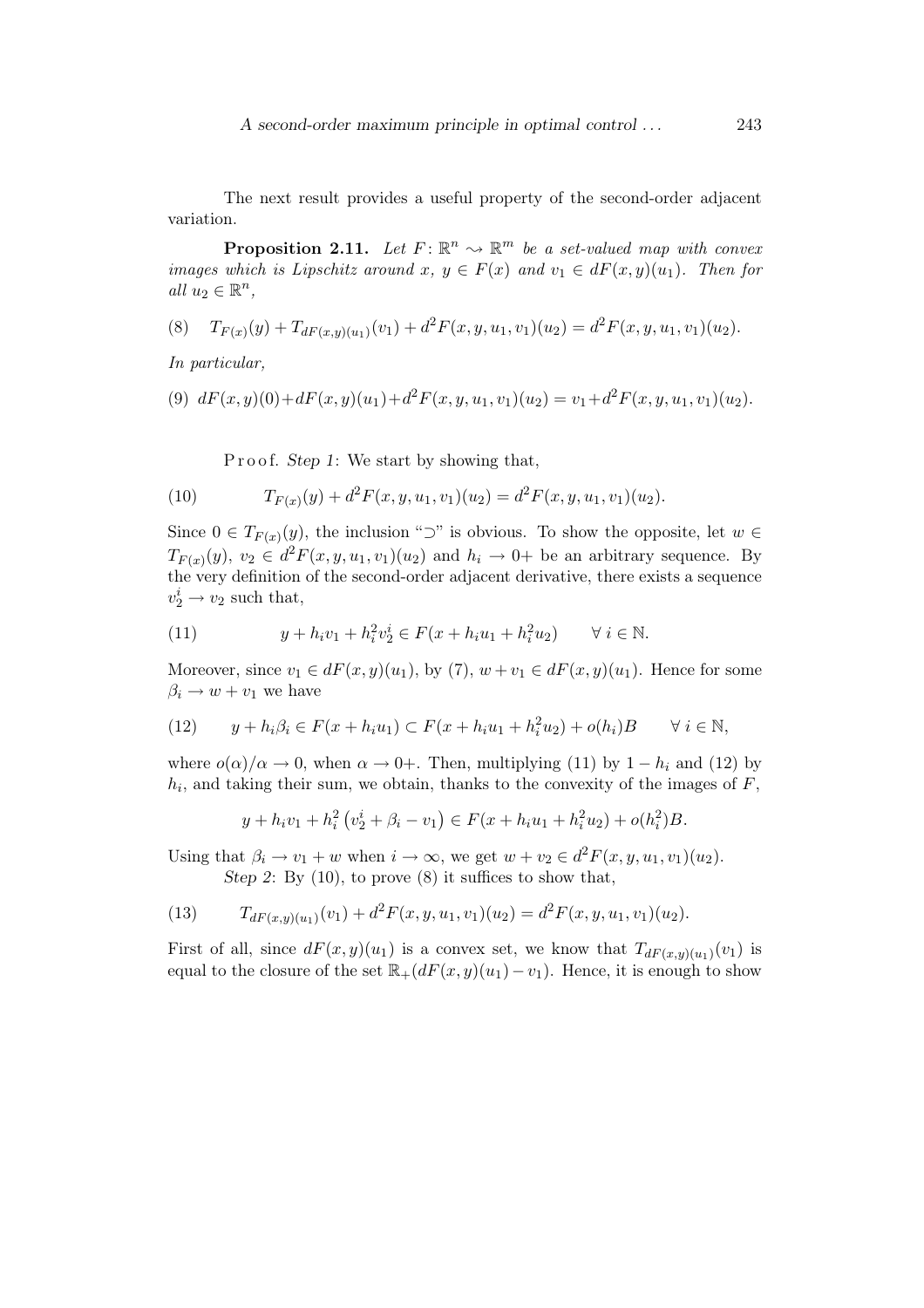The next result provides a useful property of the second-order adjacent variation.

**Proposition 2.11.** *Let $F\colon \mathbb{R}^n \rightsquigarrow \mathbb{R}^m$ be a set-valued map with convex images which is Lipschitz around $x$, $y \in F(x)$ and $v_1 \in dF(x,y)(u_1)$. Then for all $u_2 \in \mathbb{R}^n$,*

$$(8) \quad T_{F(x)}(y) + T_{dF(x,y)(u_1)}(v_1) + d^2F(x,y,u_1,v_1)(u_2) = d^2F(x,y,u_1,v_1)(u_2).$$

*In particular,*

$$(9) \quad dF(x,y)(0) + dF(x,y)(u_1) + d^2F(x,y,u_1,v_1)(u_2) = v_1 + d^2F(x,y,u_1,v_1)(u_2).$$

P r o o f. *Step 1*: We start by showing that,

$$(10) \qquad T_{F(x)}(y) + d^2F(x,y,u_1,v_1)(u_2) = d^2F(x,y,u_1,v_1)(u_2).$$

Since $0 \in T_{F(x)}(y)$, the inclusion "$\supset$" is obvious. To show the opposite, let $w \in T_{F(x)}(y)$, $v_2 \in d^2F(x,y,u_1,v_1)(u_2)$ and $h_i \to 0+$ be an arbitrary sequence. By the very definition of the second-order adjacent derivative, there exists a sequence $v_2^i \to v_2$ such that,

$$(11) \qquad y + h_i v_1 + h_i^2 v_2^i \in F(x + h_i u_1 + h_i^2 u_2) \qquad \forall\, i \in \mathbb{N}.$$

Moreover, since $v_1 \in dF(x,y)(u_1)$, by (7), $w + v_1 \in dF(x,y)(u_1)$. Hence for some $\beta_i \to w + v_1$ we have

$$(12) \qquad y + h_i \beta_i \in F(x + h_i u_1) \subset F(x + h_i u_1 + h_i^2 u_2) + o(h_i)B \qquad \forall\, i \in \mathbb{N},$$

where $o(\alpha)/\alpha \to 0$, when $\alpha \to 0+$. Then, multiplying (11) by $1 - h_i$ and (12) by $h_i$, and taking their sum, we obtain, thanks to the convexity of the images of $F$,

$$y + h_i v_1 + h_i^2 \left(v_2^i + \beta_i - v_1\right) \in F(x + h_i u_1 + h_i^2 u_2) + o(h_i^2)B.$$

Using that $\beta_i \to v_1 + w$ when $i \to \infty$, we get $w + v_2 \in d^2F(x,y,u_1,v_1)(u_2)$.

*Step 2*: By (10), to prove (8) it suffices to show that,

$$(13) \qquad T_{dF(x,y)(u_1)}(v_1) + d^2F(x,y,u_1,v_1)(u_2) = d^2F(x,y,u_1,v_1)(u_2).$$

First of all, since $dF(x,y)(u_1)$ is a convex set, we know that $T_{dF(x,y)(u_1)}(v_1)$ is equal to the closure of the set $\mathbb{R}_+(dF(x,y)(u_1) - v_1)$. Hence, it is enough to show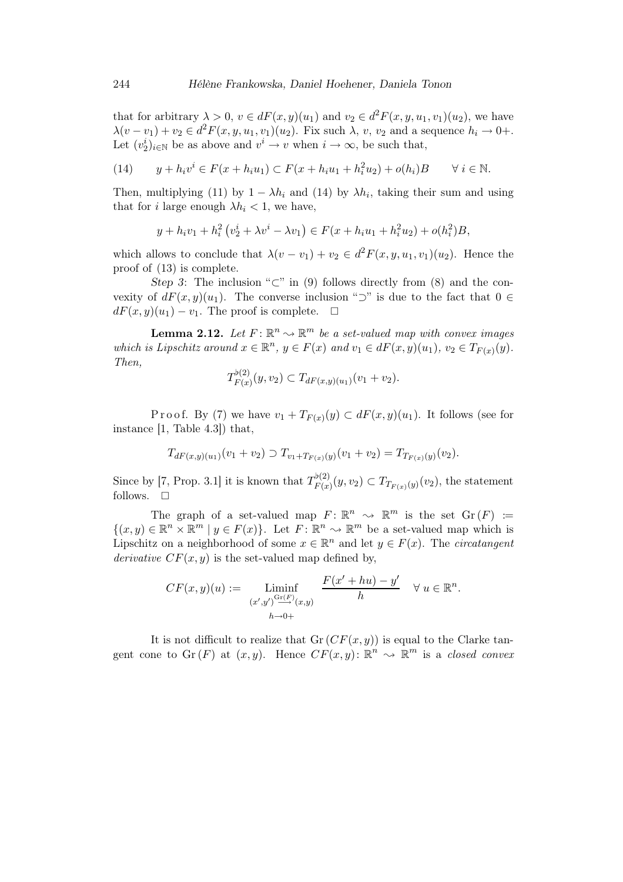that for arbitrary $\lambda > 0$, $v \in dF(x,y)(u_1)$ and $v_2 \in d^2F(x,y,u_1,v_1)(u_2)$, we have $\lambda(v - v_1) + v_2 \in d^2F(x,y,u_1,v_1)(u_2)$. Fix such $\lambda$, $v$, $v_2$ and a sequence $h_i \to 0+$. Let $(v_2^i)_{i\in\mathbb{N}}$ be as above and $v^i \to v$ when $i \to \infty$, be such that,

$$
(14) \qquad y + h_i v^i \in F(x + h_i u_1) \subset F(x + h_i u_1 + h_i^2 u_2) + o(h_i)B \qquad \forall\, i \in \mathbb{N}.
$$

Then, multiplying (11) by $1 - \lambda h_i$ and (14) by $\lambda h_i$, taking their sum and using that for $i$ large enough $\lambda h_i < 1$, we have,

$$
y + h_i v_1 + h_i^2 \left( v_2^i + \lambda v^i - \lambda v_1 \right) \in F(x + h_i u_1 + h_i^2 u_2) + o(h_i^2)B,
$$

which allows to conclude that $\lambda(v - v_1) + v_2 \in d^2F(x,y,u_1,v_1)(u_2)$. Hence the proof of (13) is complete.

*Step 3*: The inclusion "$\subset$" in (9) follows directly from (8) and the convexity of $dF(x,y)(u_1)$. The converse inclusion "$\supset$" is due to the fact that $0 \in dF(x,y)(u_1) - v_1$. The proof is complete. $\square$

**Lemma 2.12.** *Let $F\colon \mathbb{R}^n \rightsquigarrow \mathbb{R}^m$ be a set-valued map with convex images which is Lipschitz around $x \in \mathbb{R}^n$, $y \in F(x)$ and $v_1 \in dF(x,y)(u_1)$, $v_2 \in T_{F(x)}(y)$. Then,*

$$
T^{\flat(2)}_{F(x)}(y, v_2) \subset T_{dF(x,y)(u_1)}(v_1 + v_2).
$$

Proof. By (7) we have $v_1 + T_{F(x)}(y) \subset dF(x,y)(u_1)$. It follows (see for instance [1, Table 4.3]) that,

$$
T_{dF(x,y)(u_1)}(v_1 + v_2) \supset T_{v_1 + T_{F(x)}(y)}(v_1 + v_2) = T_{T_{F(x)}(y)}(v_2).
$$

Since by [7, Prop. 3.1] it is known that $T^{\flat(2)}_{F(x)}(y, v_2) \subset T_{T_{F(x)}(y)}(v_2)$, the statement follows. $\square$

The graph of a set-valued map $F\colon \mathbb{R}^n \rightsquigarrow \mathbb{R}^m$ is the set $\mathrm{Gr}\,(F) := \{(x,y) \in \mathbb{R}^n \times \mathbb{R}^m \mid y \in F(x)\}$. Let $F\colon \mathbb{R}^n \rightsquigarrow \mathbb{R}^m$ be a set-valued map which is Lipschitz on a neighborhood of some $x \in \mathbb{R}^n$ and let $y \in F(x)$. The *circatangent derivative* $CF(x,y)$ is the set-valued map defined by,

$$
CF(x,y)(u) := \operatorname*{Liminf}_{\substack{(x',y') \overset{\mathrm{Gr}(F)}{\longrightarrow} (x,y) \\ h \to 0+}} \frac{F(x' + hu) - y'}{h} \quad \forall\, u \in \mathbb{R}^n.
$$

It is not difficult to realize that $\mathrm{Gr}\,(CF(x,y))$ is equal to the Clarke tangent cone to $\mathrm{Gr}\,(F)$ at $(x,y)$. Hence $CF(x,y)\colon \mathbb{R}^n \rightsquigarrow \mathbb{R}^m$ is a *closed convex*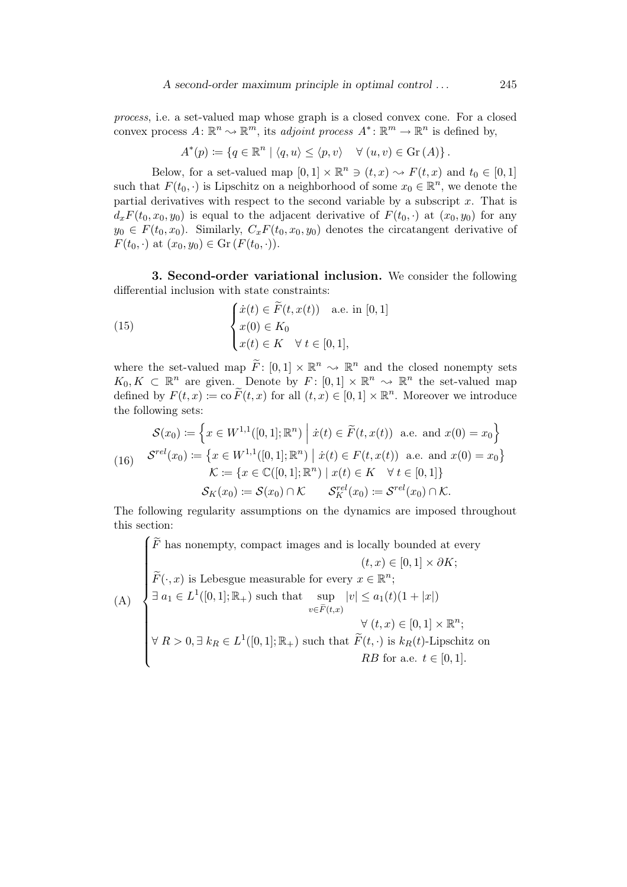*process*, i.e. a set-valued map whose graph is a closed convex cone. For a closed convex process $A\colon \mathbb{R}^n \rightsquigarrow \mathbb{R}^m$, its *adjoint process* $A^*\colon \mathbb{R}^m \to \mathbb{R}^n$ is defined by,

$$A^*(p) := \{q \in \mathbb{R}^n \mid \langle q, u\rangle \leq \langle p, v\rangle \quad \forall\, (u,v) \in \mathrm{Gr}\,(A)\}.$$

Below, for a set-valued map $[0,1] \times \mathbb{R}^n \ni (t,x) \rightsquigarrow F(t,x)$ and $t_0 \in [0,1]$ such that $F(t_0,\cdot)$ is Lipschitz on a neighborhood of some $x_0 \in \mathbb{R}^n$, we denote the partial derivatives with respect to the second variable by a subscript $x$. That is $d_x F(t_0, x_0, y_0)$ is equal to the adjacent derivative of $F(t_0,\cdot)$ at $(x_0,y_0)$ for any $y_0 \in F(t_0,x_0)$. Similarly, $C_x F(t_0,x_0,y_0)$ denotes the circatangent derivative of $F(t_0,\cdot)$ at $(x_0,y_0) \in \mathrm{Gr}\,(F(t_0,\cdot))$.

## 3. Second-order variational inclusion.

We consider the following differential inclusion with state constraints:

$$\begin{cases} \dot{x}(t) \in \widetilde{F}(t,x(t)) \quad \text{a.e. in } [0,1] \\ x(0) \in K_0 \\ x(t) \in K \quad \forall\, t \in [0,1], \end{cases} \tag{15}$$

where the set-valued map $\widetilde{F}\colon [0,1] \times \mathbb{R}^n \rightsquigarrow \mathbb{R}^n$ and the closed nonempty sets $K_0, K \subset \mathbb{R}^n$ are given. Denote by $F\colon [0,1] \times \mathbb{R}^n \rightsquigarrow \mathbb{R}^n$ the set-valued map defined by $F(t,x) := \overline{\mathrm{co}}\,\widetilde{F}(t,x)$ for all $(t,x) \in [0,1] \times \mathbb{R}^n$. Moreover we introduce the following sets:

$$\begin{gathered} \mathcal{S}(x_0) := \left\{ x \in W^{1,1}([0,1];\mathbb{R}^n) \;\middle|\; \dot{x}(t) \in \widetilde{F}(t,x(t)) \text{ a.e. and } x(0) = x_0 \right\} \\ \mathcal{S}^{rel}(x_0) := \left\{ x \in W^{1,1}([0,1];\mathbb{R}^n) \;\middle|\; \dot{x}(t) \in F(t,x(t)) \text{ a.e. and } x(0) = x_0 \right\} \\ \mathcal{K} := \{ x \in \mathbb{C}([0,1];\mathbb{R}^n) \mid x(t) \in K \quad \forall\, t \in [0,1]\} \\ \mathcal{S}_K(x_0) := \mathcal{S}(x_0) \cap \mathcal{K} \qquad \mathcal{S}_K^{rel}(x_0) := \mathcal{S}^{rel}(x_0) \cap \mathcal{K}. \end{gathered} \tag{16}$$

The following regularity assumptions on the dynamics are imposed throughout this section:

$$\text{(A)} \quad \begin{cases} \widetilde{F} \text{ has nonempty, compact images and is locally bounded at every} \\ \qquad\qquad\qquad\qquad\qquad\qquad (t,x) \in [0,1] \times \partial K; \\ \widetilde{F}(\cdot,x) \text{ is Lebesgue measurable for every } x \in \mathbb{R}^n; \\ \exists\, a_1 \in L^1([0,1];\mathbb{R}_+) \text{ such that } \sup\limits_{v \in \widetilde{F}(t,x)} |v| \leq a_1(t)(1+|x|) \\ \qquad\qquad\qquad\qquad\qquad\qquad \forall\, (t,x) \in [0,1] \times \mathbb{R}^n; \\ \forall\, R > 0, \exists\, k_R \in L^1([0,1];\mathbb{R}_+) \text{ such that } \widetilde{F}(t,\cdot) \text{ is } k_R(t)\text{-Lipschitz on} \\ \qquad\qquad\qquad\qquad\qquad\qquad RB \text{ for a.e. } t \in [0,1]. \end{cases}$$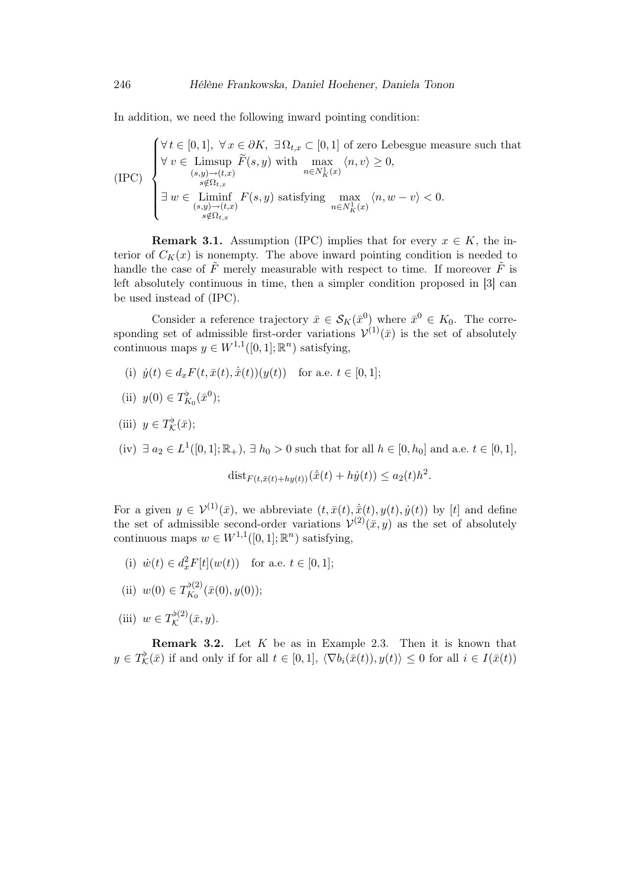In addition, we need the following inward pointing condition:

$$
\text{(IPC)} \quad \begin{cases} \forall\, t \in [0,1],\ \forall\, x \in \partial K,\ \exists\, \Omega_{t,x} \subset [0,1] \text{ of zero Lebesgue measure such that} \\ \forall\, v \in \displaystyle\operatorname*{Limsup}_{\substack{(s,y)\to(t,x)\\ s\notin\Omega_{t,x}}} \widetilde{F}(s,y) \text{ with } \max_{n\in N_K^1(x)} \langle n, v\rangle \geq 0, \\ \exists\, w \in \displaystyle\operatorname*{Liminf}_{\substack{(s,y)\to(t,x)\\ s\notin\Omega_{t,x}}} F(s,y) \text{ satisfying } \max_{n\in N_K^1(x)} \langle n, w - v\rangle < 0. \end{cases}
$$

**Remark 3.1.** Assumption (IPC) implies that for every $x \in K$, the interior of $C_K(x)$ is nonempty. The above inward pointing condition is needed to handle the case of $\tilde{F}$ merely measurable with respect to time. If moreover $\tilde{F}$ is left absolutely continuous in time, then a simpler condition proposed in [3] can be used instead of (IPC).

Consider a reference trajectory $\bar{x} \in \mathcal{S}_K(\bar{x}^0)$ where $\bar{x}^0 \in K_0$. The corresponding set of admissible first-order variations $\mathcal{V}^{(1)}(\bar{x})$ is the set of absolutely continuous maps $y \in W^{1,1}([0,1];\mathbb{R}^n)$ satisfying,

(i) $\dot{y}(t) \in d_x F(t, \bar{x}(t), \dot{\bar{x}}(t))(y(t))$ for a.e. $t \in [0,1]$;

(ii) $y(0) \in T^\flat_{K_0}(\bar{x}^0)$;

(iii) $y \in T^\flat_{\mathcal{K}}(\bar{x})$;

(iv) $\exists\, a_2 \in L^1([0,1];\mathbb{R}_+)$, $\exists\, h_0 > 0$ such that for all $h \in [0, h_0]$ and a.e. $t \in [0,1]$,

$$
\operatorname{dist}_{F(t,\bar{x}(t)+hy(t))}(\dot{\bar{x}}(t) + h\dot{y}(t)) \leq a_2(t)h^2.
$$

For a given $y \in \mathcal{V}^{(1)}(\bar{x})$, we abbreviate $(t, \bar{x}(t), \dot{\bar{x}}(t), y(t), \dot{y}(t))$ by $[t]$ and define the set of admissible second-order variations $\mathcal{V}^{(2)}(\bar{x}, y)$ as the set of absolutely continuous maps $w \in W^{1,1}([0,1];\mathbb{R}^n)$ satisfying,

(i) $\dot{w}(t) \in d_x^2 F[t](w(t))$ for a.e. $t \in [0,1]$;

(ii) $w(0) \in T^{\flat(2)}_{K_0}(\bar{x}(0), y(0))$;

(iii) $w \in T^{\flat(2)}_{\mathcal{K}}(\bar{x}, y)$.

**Remark 3.2.** Let $K$ be as in Example 2.3. Then it is known that $y \in T^\flat_{\mathcal{K}}(\bar{x})$ if and only if for all $t \in [0,1]$, $\langle \nabla b_i(\bar{x}(t)), y(t)\rangle \leq 0$ for all $i \in I(\bar{x}(t))$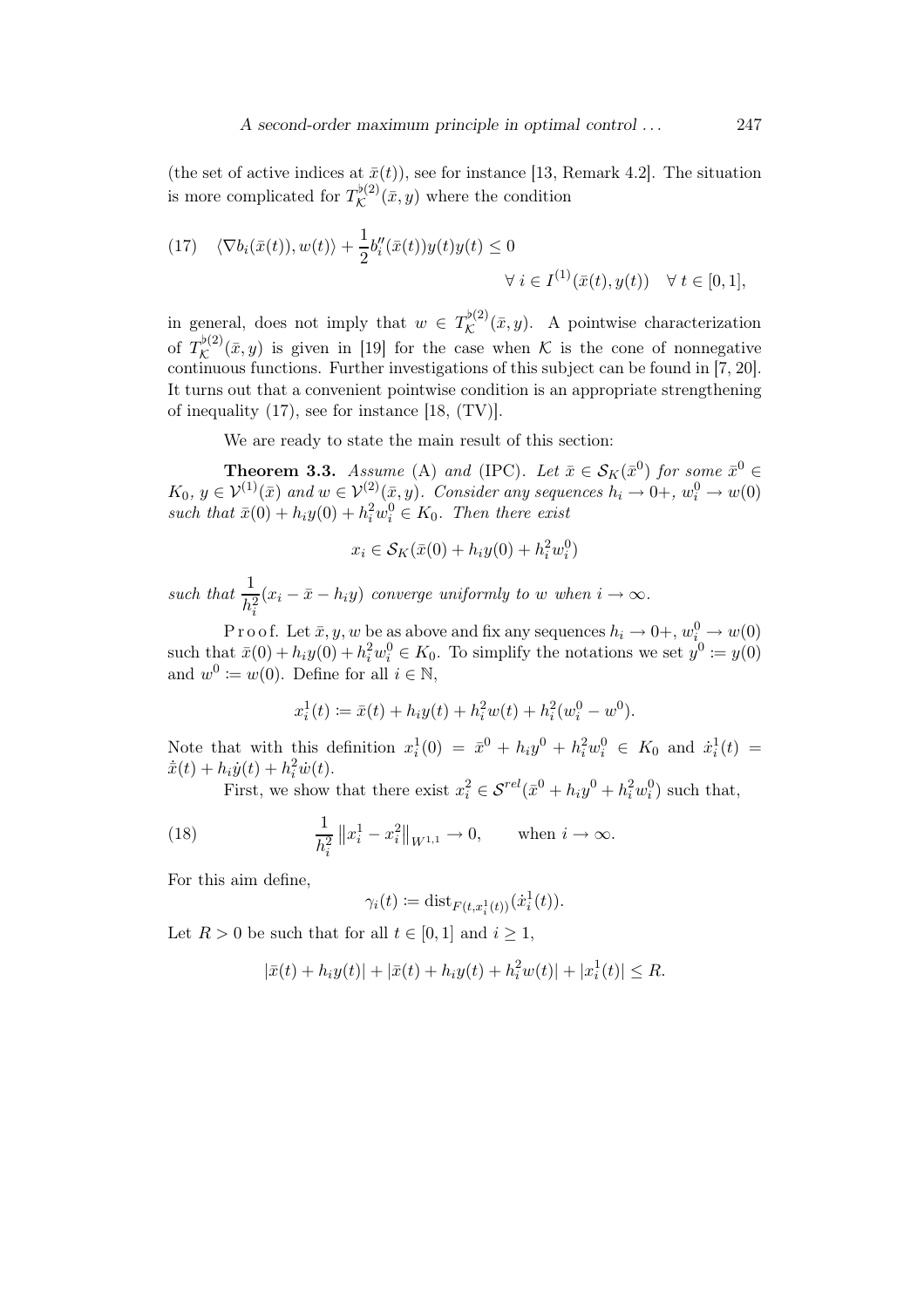(the set of active indices at $\bar{x}(t)$), see for instance [13, Remark 4.2]. The situation is more complicated for $T_{\mathcal{K}}^{\flat(2)}(\bar{x}, y)$ where the condition

$$\text{(17)} \quad \langle \nabla b_i(\bar{x}(t)), w(t) \rangle + \frac{1}{2} b_i''(\bar{x}(t)) y(t) y(t) \leq 0 \qquad \forall\, i \in I^{(1)}(\bar{x}(t), y(t)) \quad \forall\, t \in [0,1],$$

in general, does not imply that $w \in T_{\mathcal{K}}^{\flat(2)}(\bar{x}, y)$. A pointwise characterization of $T_{\mathcal{K}}^{\flat(2)}(\bar{x}, y)$ is given in [19] for the case when $\mathcal{K}$ is the cone of nonnegative continuous functions. Further investigations of this subject can be found in [7, 20]. It turns out that a convenient pointwise condition is an appropriate strengthening of inequality (17), see for instance [18, (TV)].

We are ready to state the main result of this section:

**Theorem 3.3.** *Assume* (A) *and* (IPC). *Let $\bar{x} \in \mathcal{S}_K(\bar{x}^0)$ for some $\bar{x}^0 \in K_0$, $y \in \mathcal{V}^{(1)}(\bar{x})$ and $w \in \mathcal{V}^{(2)}(\bar{x}, y)$. Consider any sequences $h_i \to 0+$, $w_i^0 \to w(0)$ such that $\bar{x}(0) + h_i y(0) + h_i^2 w_i^0 \in K_0$. Then there exist*

$$x_i \in \mathcal{S}_K(\bar{x}(0) + h_i y(0) + h_i^2 w_i^0)$$

*such that $\dfrac{1}{h_i^2}(x_i - \bar{x} - h_i y)$ converge uniformly to $w$ when $i \to \infty$.*

Proof. Let $\bar{x}, y, w$ be as above and fix any sequences $h_i \to 0+$, $w_i^0 \to w(0)$ such that $\bar{x}(0) + h_i y(0) + h_i^2 w_i^0 \in K_0$. To simplify the notations we set $y^0 := y(0)$ and $w^0 := w(0)$. Define for all $i \in \mathbb{N}$,

$$x_i^1(t) := \bar{x}(t) + h_i y(t) + h_i^2 w(t) + h_i^2 (w_i^0 - w^0).$$

Note that with this definition $x_i^1(0) = \bar{x}^0 + h_i y^0 + h_i^2 w_i^0 \in K_0$ and $\dot{x}_i^1(t) = \dot{\bar{x}}(t) + h_i \dot{y}(t) + h_i^2 \dot{w}(t)$.

First, we show that there exist $x_i^2 \in \mathcal{S}^{rel}(\bar{x}^0 + h_i y^0 + h_i^2 w_i^0)$ such that,

$$\text{(18)} \qquad \frac{1}{h_i^2} \left\| x_i^1 - x_i^2 \right\|_{W^{1,1}} \to 0, \qquad \text{when } i \to \infty.$$

For this aim define,

$$\gamma_i(t) := \operatorname{dist}_{F(t, x_i^1(t))}(\dot{x}_i^1(t)).$$

Let $R > 0$ be such that for all $t \in [0,1]$ and $i \geq 1$,

$$|\bar{x}(t) + h_i y(t)| + |\bar{x}(t) + h_i y(t) + h_i^2 w(t)| + |x_i^1(t)| \leq R.$$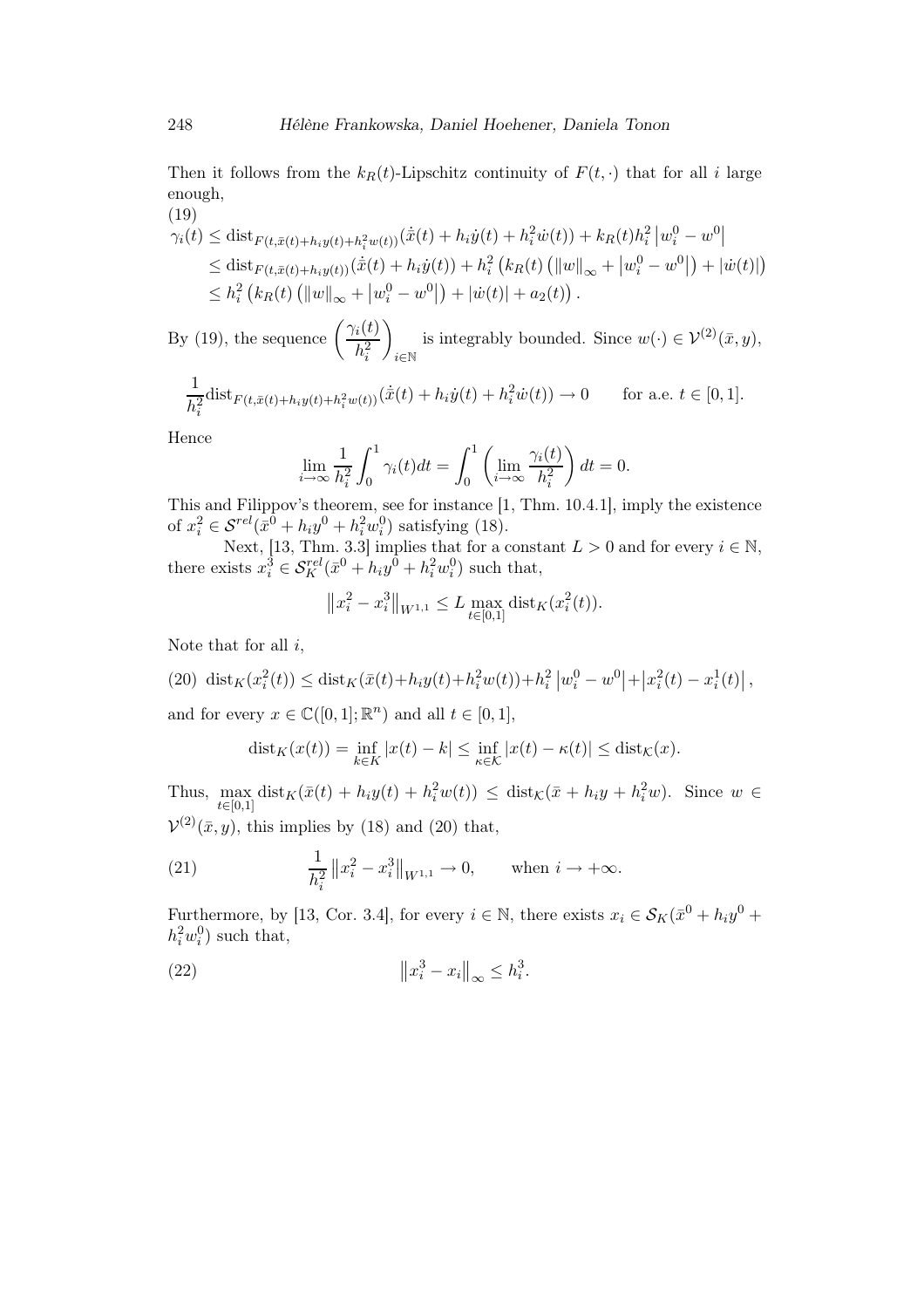Then it follows from the $k_R(t)$-Lipschitz continuity of $F(t,\cdot)$ that for all $i$ large enough,

(19)
$$
\begin{aligned}
\gamma_i(t) &\le \mathrm{dist}_{F(t,\bar{x}(t)+h_i y(t)+h_i^2 w(t))}(\dot{\bar{x}}(t)+h_i\dot{y}(t)+h_i^2\dot{w}(t)) + k_R(t)h_i^2\left|w_i^0-w^0\right| \\
&\le \mathrm{dist}_{F(t,\bar{x}(t)+h_i y(t))}(\dot{\bar{x}}(t)+h_i\dot{y}(t)) + h_i^2\left(k_R(t)\left(\|w\|_\infty+\left|w_i^0-w^0\right|\right)+|\dot{w}(t)|\right) \\
&\le h_i^2\left(k_R(t)\left(\|w\|_\infty+\left|w_i^0-w^0\right|\right)+|\dot{w}(t)|+a_2(t)\right).
\end{aligned}
$$

By (19), the sequence $\left(\dfrac{\gamma_i(t)}{h_i^2}\right)_{i\in\mathbb{N}}$ is integrably bounded. Since $w(\cdot)\in\mathcal{V}^{(2)}(\bar{x},y)$,

$$
\frac{1}{h_i^2}\mathrm{dist}_{F(t,\bar{x}(t)+h_i y(t)+h_i^2 w(t))}(\dot{\bar{x}}(t)+h_i\dot{y}(t)+h_i^2\dot{w}(t)) \to 0 \qquad \text{for a.e. } t\in[0,1].
$$

Hence

$$
\lim_{i\to\infty}\frac{1}{h_i^2}\int_0^1\gamma_i(t)dt = \int_0^1\left(\lim_{i\to\infty}\frac{\gamma_i(t)}{h_i^2}\right)dt = 0.
$$

This and Filippov's theorem, see for instance [1, Thm. 10.4.1], imply the existence of $x_i^2\in\mathcal{S}^{rel}(\bar{x}^0+h_i y^0+h_i^2 w_i^0)$ satisfying (18).

Next, [13, Thm. 3.3] implies that for a constant $L>0$ and for every $i\in\mathbb{N}$, there exists $x_i^3\in\mathcal{S}_K^{rel}(\bar{x}^0+h_i y^0+h_i^2 w_i^0)$ such that,

$$
\left\|x_i^2-x_i^3\right\|_{W^{1,1}} \le L\max_{t\in[0,1]}\mathrm{dist}_K(x_i^2(t)).
$$

Note that for all $i$,

$$
(20)\quad \mathrm{dist}_K(x_i^2(t)) \le \mathrm{dist}_K(\bar{x}(t)+h_i y(t)+h_i^2 w(t))+h_i^2\left|w_i^0-w^0\right|+\left|x_i^2(t)-x_i^1(t)\right|,
$$

and for every $x\in\mathbb{C}([0,1];\mathbb{R}^n)$ and all $t\in[0,1]$,

$$
\mathrm{dist}_K(x(t)) = \inf_{k\in K}|x(t)-k| \le \inf_{\kappa\in\mathcal{K}}|x(t)-\kappa(t)| \le \mathrm{dist}_{\mathcal{K}}(x).
$$

Thus, $\max\limits_{t\in[0,1]}\mathrm{dist}_K(\bar{x}(t)+h_i y(t)+h_i^2 w(t)) \le \mathrm{dist}_{\mathcal{K}}(\bar{x}+h_i y+h_i^2 w)$. Since $w\in\mathcal{V}^{(2)}(\bar{x},y)$, this implies by (18) and (20) that,

$$
(21)\qquad \frac{1}{h_i^2}\left\|x_i^2-x_i^3\right\|_{W^{1,1}} \to 0, \qquad \text{when } i\to+\infty.
$$

Furthermore, by [13, Cor. 3.4], for every $i\in\mathbb{N}$, there exists $x_i\in\mathcal{S}_K(\bar{x}^0+h_i y^0+h_i^2 w_i^0)$ such that,

$$
(22)\qquad \left\|x_i^3-x_i\right\|_\infty \le h_i^3.
$$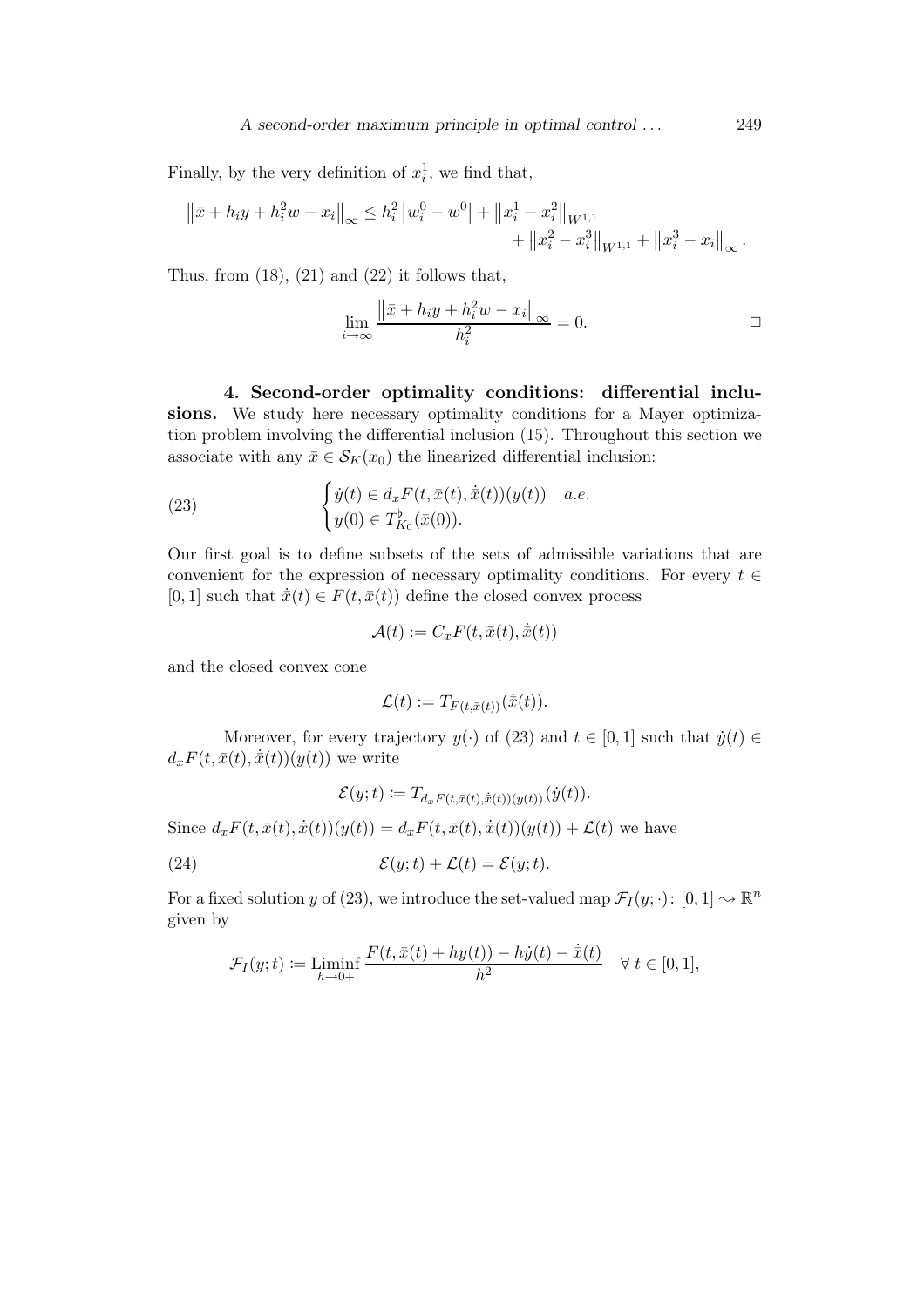Finally, by the very definition of $x_i^1$, we find that,

$$\left\|\bar{x} + h_i y + h_i^2 w - x_i\right\|_\infty \le h_i^2 \left|w_i^0 - w^0\right| + \left\|x_i^1 - x_i^2\right\|_{W^{1,1}} + \left\|x_i^2 - x_i^3\right\|_{W^{1,1}} + \left\|x_i^3 - x_i\right\|_\infty.$$

Thus, from (18), (21) and (22) it follows that,

$$\lim_{i\to\infty} \frac{\left\|\bar{x} + h_i y + h_i^2 w - x_i\right\|_\infty}{h_i^2} = 0. \qquad \square$$

**4. Second-order optimality conditions: differential inclusions.** We study here necessary optimality conditions for a Mayer optimization problem involving the differential inclusion (15). Throughout this section we associate with any $\bar{x} \in \mathcal{S}_K(x_0)$ the linearized differential inclusion:

$$\begin{cases} \dot{y}(t) \in d_x F(t, \bar{x}(t), \dot{\bar{x}}(t))(y(t)) \quad a.e. \\ y(0) \in T^\flat_{K_0}(\bar{x}(0)). \end{cases} \tag{23}$$

Our first goal is to define subsets of the sets of admissible variations that are convenient for the expression of necessary optimality conditions. For every $t \in [0,1]$ such that $\dot{\bar{x}}(t) \in F(t, \bar{x}(t))$ define the closed convex process

$$\mathcal{A}(t) := C_x F(t, \bar{x}(t), \dot{\bar{x}}(t))$$

and the closed convex cone

$$\mathcal{L}(t) := T_{F(t,\bar{x}(t))}(\dot{\bar{x}}(t)).$$

Moreover, for every trajectory $y(\cdot)$ of (23) and $t \in [0,1]$ such that $\dot{y}(t) \in d_x F(t, \bar{x}(t), \dot{\bar{x}}(t))(y(t))$ we write

$$\mathcal{E}(y;t) := T_{d_x F(t,\bar{x}(t),\dot{\bar{x}}(t))(y(t))}(\dot{y}(t)).$$

Since $d_x F(t, \bar{x}(t), \dot{\bar{x}}(t))(y(t)) = d_x F(t, \bar{x}(t), \dot{\bar{x}}(t))(y(t)) + \mathcal{L}(t)$ we have

$$\mathcal{E}(y;t) + \mathcal{L}(t) = \mathcal{E}(y;t). \tag{24}$$

For a fixed solution $y$ of (23), we introduce the set-valued map $\mathcal{F}_I(y;\cdot)\colon [0,1] \rightsquigarrow \mathbb{R}^n$ given by

$$\mathcal{F}_I(y;t) := \operatorname*{Liminf}_{h\to 0+} \frac{F(t, \bar{x}(t) + hy(t)) - h\dot{y}(t) - \dot{\bar{x}}(t)}{h^2} \quad \forall\, t \in [0,1],$$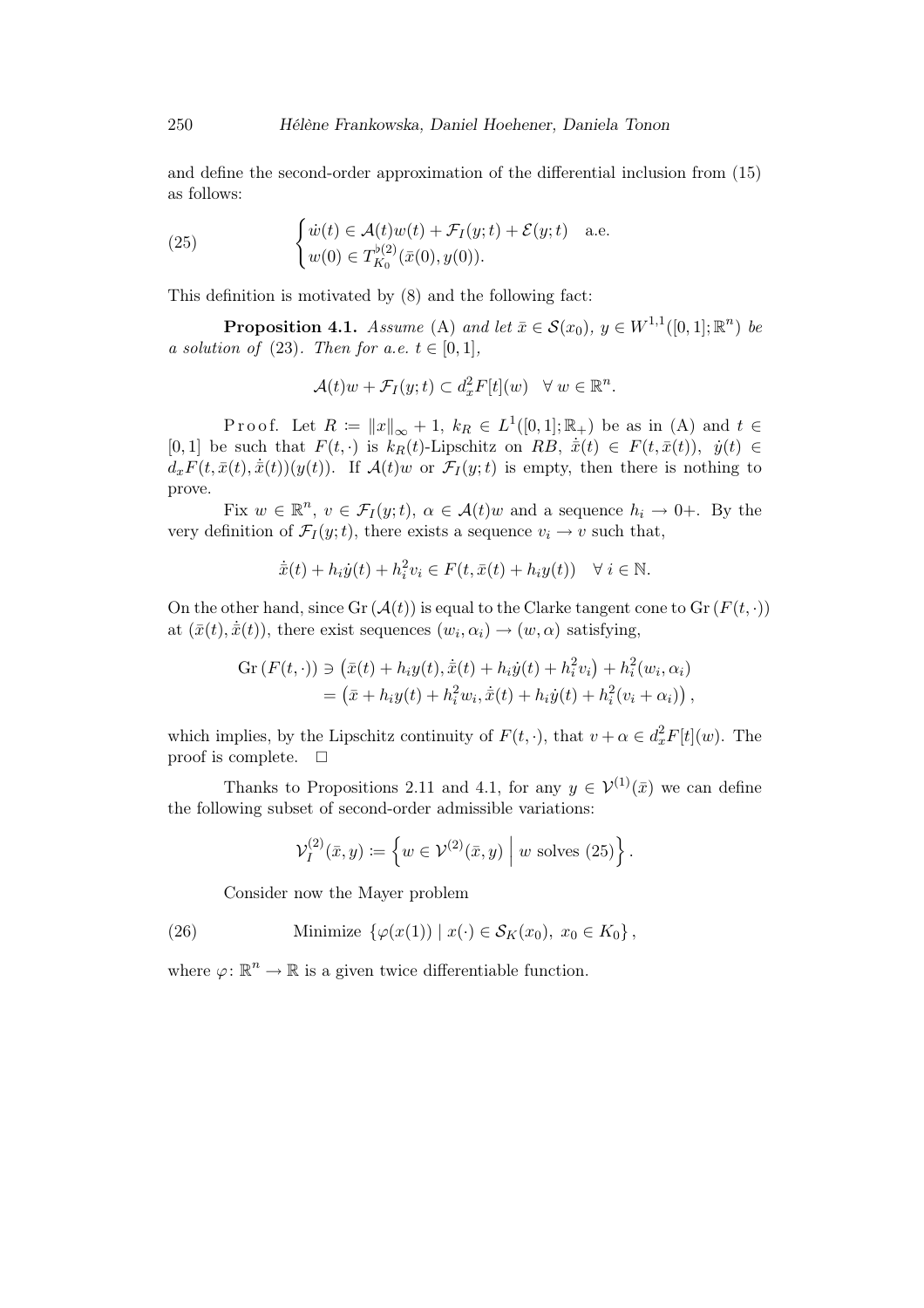and define the second-order approximation of the differential inclusion from (15) as follows:

$$
\begin{cases} \dot{w}(t) \in \mathcal{A}(t)w(t) + \mathcal{F}_I(y;t) + \mathcal{E}(y;t) \quad \text{a.e.} \\ w(0) \in T^{\flat(2)}_{K_0}(\bar{x}(0), y(0)). \end{cases} \tag{25}
$$

This definition is motivated by (8) and the following fact:

**Proposition 4.1.** *Assume* (A) *and let* $\bar{x} \in \mathcal{S}(x_0)$, $y \in W^{1,1}([0,1];\mathbb{R}^n)$ *be a solution of* (23). *Then for a.e.* $t \in [0,1]$,

$$
\mathcal{A}(t)w + \mathcal{F}_I(y;t) \subset d_x^2 F[t](w) \quad \forall\, w \in \mathbb{R}^n.
$$

Proof. Let $R := \|x\|_\infty + 1$, $k_R \in L^1([0,1];\mathbb{R}_+)$ be as in (A) and $t \in [0,1]$ be such that $F(t,\cdot)$ is $k_R(t)$-Lipschitz on $RB$, $\dot{\bar{x}}(t) \in F(t,\bar{x}(t))$, $\dot{y}(t) \in d_x F(t,\bar{x}(t),\dot{\bar{x}}(t))(y(t))$. If $\mathcal{A}(t)w$ or $\mathcal{F}_I(y;t)$ is empty, then there is nothing to prove.

Fix $w \in \mathbb{R}^n$, $v \in \mathcal{F}_I(y;t)$, $\alpha \in \mathcal{A}(t)w$ and a sequence $h_i \to 0+$. By the very definition of $\mathcal{F}_I(y;t)$, there exists a sequence $v_i \to v$ such that,

$$
\dot{\bar{x}}(t) + h_i\dot{y}(t) + h_i^2 v_i \in F(t, \bar{x}(t) + h_i y(t)) \quad \forall\, i \in \mathbb{N}.
$$

On the other hand, since $\operatorname{Gr}(\mathcal{A}(t))$ is equal to the Clarke tangent cone to $\operatorname{Gr}(F(t,\cdot))$ at $(\bar{x}(t),\dot{\bar{x}}(t))$, there exist sequences $(w_i,\alpha_i) \to (w,\alpha)$ satisfying,

$$
\begin{aligned}
\operatorname{Gr}(F(t,\cdot)) &\ni \left(\bar{x}(t) + h_i y(t), \dot{\bar{x}}(t) + h_i\dot{y}(t) + h_i^2 v_i\right) + h_i^2(w_i,\alpha_i) \\
&= \left(\bar{x} + h_i y(t) + h_i^2 w_i, \dot{\bar{x}}(t) + h_i\dot{y}(t) + h_i^2(v_i + \alpha_i)\right),
\end{aligned}
$$

which implies, by the Lipschitz continuity of $F(t,\cdot)$, that $v + \alpha \in d_x^2 F[t](w)$. The proof is complete. $\square$

Thanks to Propositions 2.11 and 4.1, for any $y \in \mathcal{V}^{(1)}(\bar{x})$ we can define the following subset of second-order admissible variations:

$$
\mathcal{V}_I^{(2)}(\bar{x}, y) := \left\{ w \in \mathcal{V}^{(2)}(\bar{x}, y) \;\middle|\; w \text{ solves } (25) \right\}.
$$

Consider now the Mayer problem

$$
\text{Minimize } \{\varphi(x(1)) \mid x(\cdot) \in \mathcal{S}_K(x_0),\ x_0 \in K_0\}, \tag{26}
$$

where $\varphi\colon \mathbb{R}^n \to \mathbb{R}$ is a given twice differentiable function.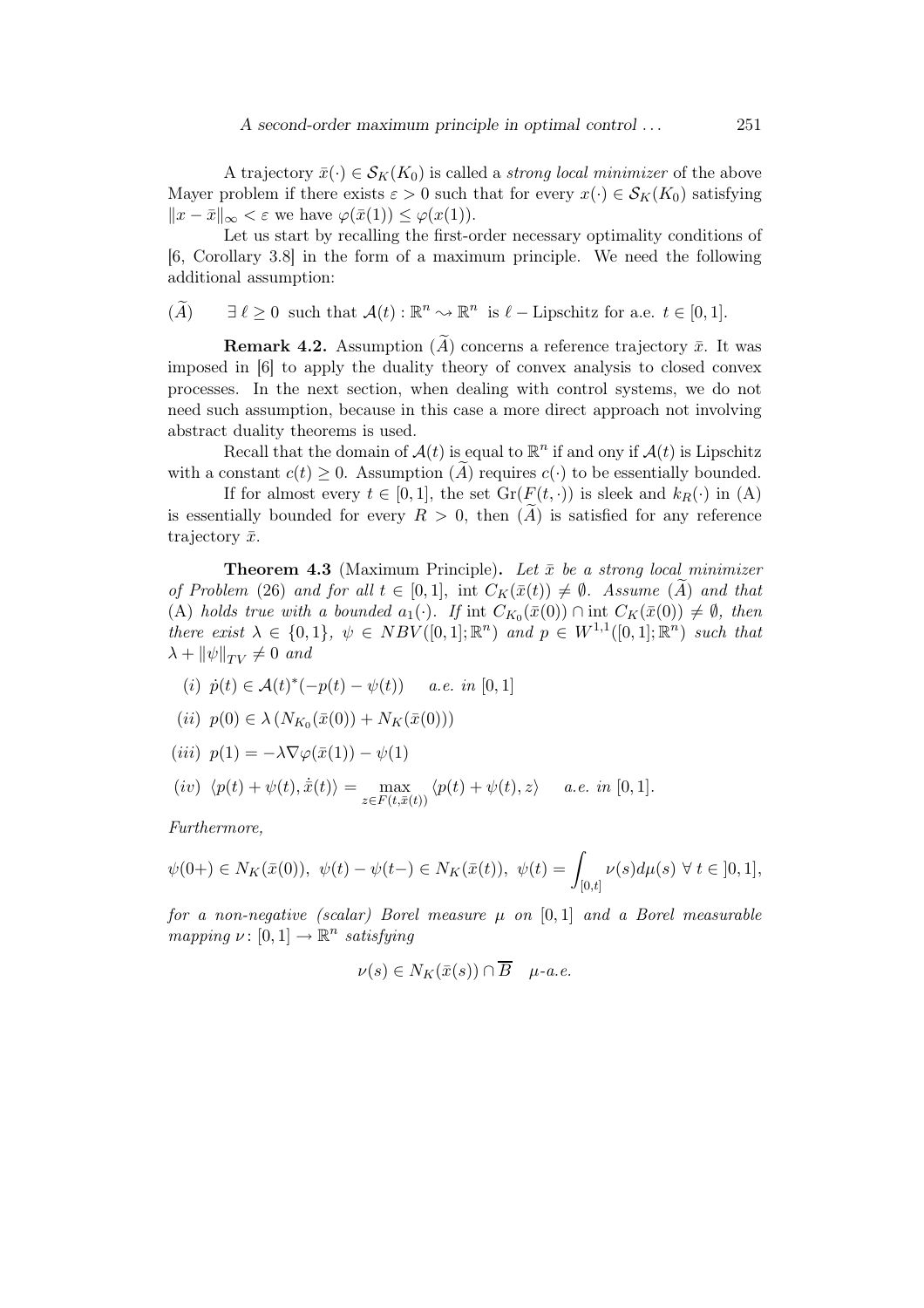A trajectory $\bar{x}(\cdot) \in \mathcal{S}_K(K_0)$ is called a *strong local minimizer* of the above Mayer problem if there exists $\varepsilon > 0$ such that for every $x(\cdot) \in \mathcal{S}_K(K_0)$ satisfying $\|x - \bar{x}\|_\infty < \varepsilon$ we have $\varphi(\bar{x}(1)) \leq \varphi(x(1))$.

Let us start by recalling the first-order necessary optimality conditions of [6, Corollary 3.8] in the form of a maximum principle. We need the following additional assumption:

$(\widetilde{A})$ $\quad \exists\, \ell \geq 0$ such that $\mathcal{A}(t) : \mathbb{R}^n \rightsquigarrow \mathbb{R}^n$ is $\ell-$Lipschitz for a.e. $t \in [0,1]$.

**Remark 4.2.** Assumption $(\widetilde{A})$ concerns a reference trajectory $\bar{x}$. It was imposed in [6] to apply the duality theory of convex analysis to closed convex processes. In the next section, when dealing with control systems, we do not need such assumption, because in this case a more direct approach not involving abstract duality theorems is used.

Recall that the domain of $\mathcal{A}(t)$ is equal to $\mathbb{R}^n$ if and only if $\mathcal{A}(t)$ is Lipschitz with a constant $c(t) \geq 0$. Assumption $(\widetilde{A})$ requires $c(\cdot)$ to be essentially bounded.

If for almost every $t \in [0,1]$, the set $\mathrm{Gr}(F(t,\cdot))$ is sleek and $k_R(\cdot)$ in (A) is essentially bounded for every $R > 0$, then $(\widetilde{A})$ is satisfied for any reference trajectory $\bar{x}$.

**Theorem 4.3** (Maximum Principle)**.** *Let $\bar{x}$ be a strong local minimizer of Problem* (26) *and for all $t \in [0,1]$, $\mathrm{int}\, C_K(\bar{x}(t)) \neq \emptyset$. Assume $(\widetilde{A})$ and that* (A) *holds true with a bounded $a_1(\cdot)$. If $\mathrm{int}\, C_{K_0}(\bar{x}(0)) \cap \mathrm{int}\, C_K(\bar{x}(0)) \neq \emptyset$, then there exist $\lambda \in \{0,1\}$, $\psi \in NBV([0,1];\mathbb{R}^n)$ and $p \in W^{1,1}([0,1];\mathbb{R}^n)$ such that $\lambda + \|\psi\|_{TV} \neq 0$ and*

(*i*) $\dot{p}(t) \in \mathcal{A}(t)^*(-p(t) - \psi(t))$ *a.e. in* $[0,1]$

(*ii*) $p(0) \in \lambda\,(N_{K_0}(\bar{x}(0)) + N_K(\bar{x}(0)))$

(*iii*) $p(1) = -\lambda \nabla\varphi(\bar{x}(1)) - \psi(1)$

(*iv*) $\langle p(t) + \psi(t), \dot{\bar{x}}(t)\rangle = \max_{z \in F(t,\bar{x}(t))} \langle p(t) + \psi(t), z\rangle$ *a.e. in* $[0,1]$.

*Furthermore,*

$$\psi(0+) \in N_K(\bar{x}(0)),\ \ \psi(t) - \psi(t-) \in N_K(\bar{x}(t)),\ \ \psi(t) = \int_{[0,t]} \nu(s)d\mu(s)\ \forall\, t \in\, ]0,1],$$

*for a non-negative (scalar) Borel measure $\mu$ on $[0,1]$ and a Borel measurable mapping $\nu \colon [0,1] \to \mathbb{R}^n$ satisfying*

$$\nu(s) \in N_K(\bar{x}(s)) \cap \overline{B} \quad \mu\text{-a.e.}$$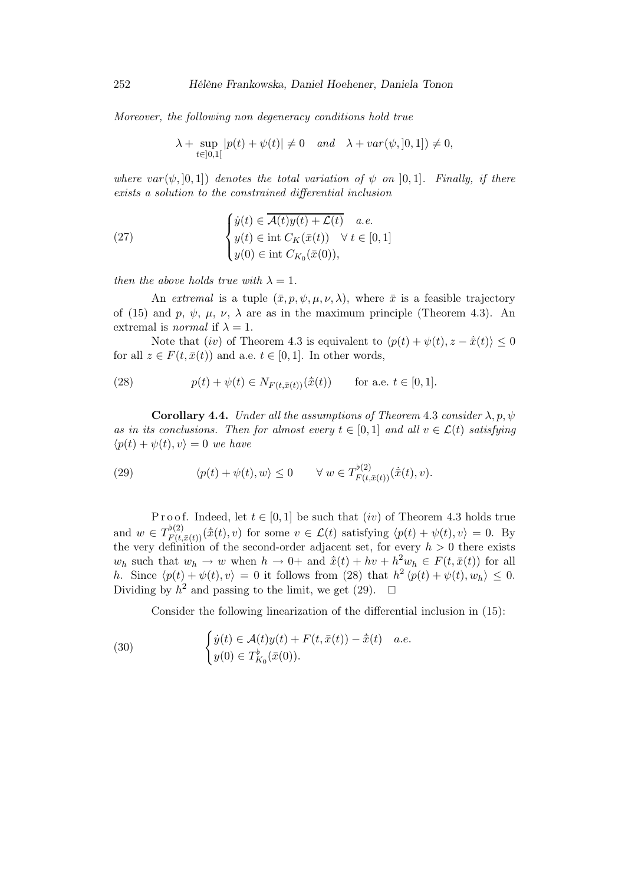*Moreover, the following non degeneracy conditions hold true*

$$\lambda + \sup_{t\in]0,1[} |p(t) + \psi(t)| \neq 0 \quad \text{and} \quad \lambda + var(\psi, ]0,1]) \neq 0,$$

*where $var(\psi, ]0,1])$ denotes the total variation of $\psi$ on $]0,1]$. Finally, if there exists a solution to the constrained differential inclusion*

$$\begin{cases} \dot{y}(t) \in \overline{\mathcal{A}(t)y(t) + \mathcal{L}(t)} & a.e. \\ y(t) \in \operatorname{int} C_K(\bar{x}(t)) & \forall\, t \in [0,1] \\ y(0) \in \operatorname{int} C_{K_0}(\bar{x}(0)), \end{cases} \tag{27}$$

*then the above holds true with $\lambda = 1$.*

An *extremal* is a tuple $(\bar{x}, p, \psi, \mu, \nu, \lambda)$, where $\bar{x}$ is a feasible trajectory of (15) and $p$, $\psi$, $\mu$, $\nu$, $\lambda$ are as in the maximum principle (Theorem 4.3). An extremal is *normal* if $\lambda = 1$.

Note that $(iv)$ of Theorem 4.3 is equivalent to $\langle p(t) + \psi(t), z - \dot{\bar{x}}(t)\rangle \leq 0$ for all $z \in F(t, \bar{x}(t))$ and a.e. $t \in [0,1]$. In other words,

$$p(t) + \psi(t) \in N_{F(t,\bar{x}(t))}(\dot{\bar{x}}(t)) \qquad \text{for a.e. } t \in [0,1]. \tag{28}$$

**Corollary 4.4.** *Under all the assumptions of Theorem 4.3 consider $\lambda, p, \psi$ as in its conclusions. Then for almost every $t \in [0,1]$ and all $v \in \mathcal{L}(t)$ satisfying $\langle p(t) + \psi(t), v\rangle = 0$ we have*

$$\langle p(t) + \psi(t), w\rangle \leq 0 \qquad \forall\, w \in T^{\flat(2)}_{F(t,\bar{x}(t))}(\dot{\bar{x}}(t), v). \tag{29}$$

Proof. Indeed, let $t \in [0,1]$ be such that $(iv)$ of Theorem 4.3 holds true and $w \in T^{\flat(2)}_{F(t,\bar{x}(t))}(\dot{\bar{x}}(t), v)$ for some $v \in \mathcal{L}(t)$ satisfying $\langle p(t) + \psi(t), v\rangle = 0$. By the very definition of the second-order adjacent set, for every $h > 0$ there exists $w_h$ such that $w_h \to w$ when $h \to 0+$ and $\dot{\bar{x}}(t) + hv + h^2 w_h \in F(t, \bar{x}(t))$ for all $h$. Since $\langle p(t) + \psi(t), v\rangle = 0$ it follows from (28) that $h^2 \langle p(t) + \psi(t), w_h\rangle \leq 0$. Dividing by $h^2$ and passing to the limit, we get (29). $\square$

Consider the following linearization of the differential inclusion in (15):

$$\begin{cases} \dot{y}(t) \in \mathcal{A}(t)y(t) + F(t, \bar{x}(t)) - \dot{\bar{x}}(t) & a.e. \\ y(0) \in T^{\flat}_{K_0}(\bar{x}(0)). \end{cases} \tag{30}$$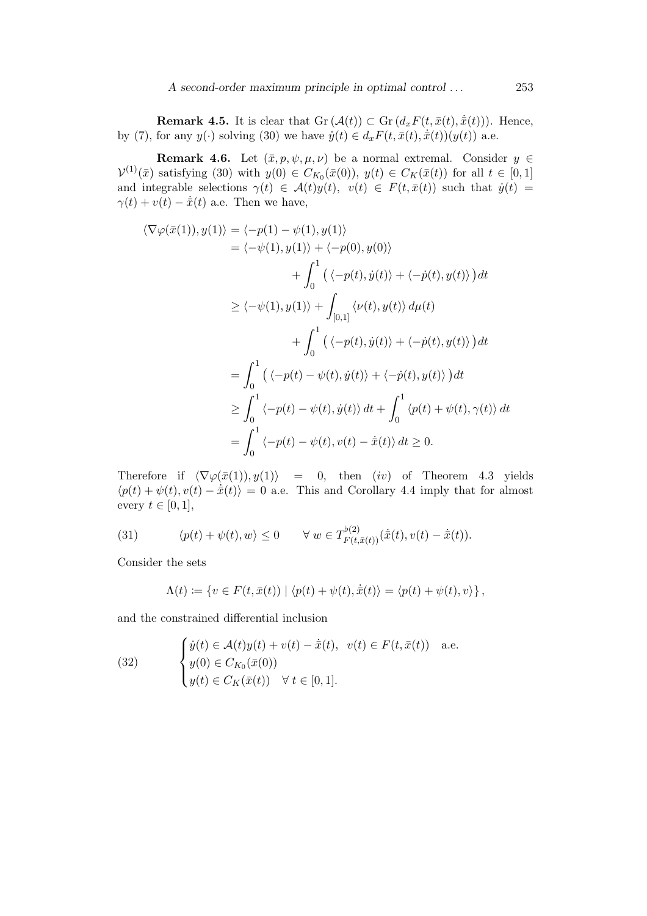**Remark 4.5.** It is clear that $\mathrm{Gr}\,(\mathcal{A}(t)) \subset \mathrm{Gr}\,(d_x F(t, \bar{x}(t), \dot{\bar{x}}(t)))$. Hence, by (7), for any $y(\cdot)$ solving (30) we have $\dot{y}(t) \in d_x F(t, \bar{x}(t), \dot{\bar{x}}(t))(y(t))$ a.e.

**Remark 4.6.** Let $(\bar{x}, p, \psi, \mu, \nu)$ be a normal extremal. Consider $y \in \mathcal{V}^{(1)}(\bar{x})$ satisfying (30) with $y(0) \in C_{K_0}(\bar{x}(0))$, $y(t) \in C_K(\bar{x}(t))$ for all $t \in [0,1]$ and integrable selections $\gamma(t) \in \mathcal{A}(t)y(t)$, $v(t) \in F(t, \bar{x}(t))$ such that $\dot{y}(t) = \gamma(t) + v(t) - \dot{\bar{x}}(t)$ a.e. Then we have,

$$
\begin{aligned}
\langle \nabla \varphi(\bar{x}(1)), y(1) \rangle &= \langle -p(1) - \psi(1), y(1) \rangle \\
&= \langle -\psi(1), y(1) \rangle + \langle -p(0), y(0) \rangle \\
&\qquad + \int_0^1 \big( \langle -p(t), \dot{y}(t) \rangle + \langle -\dot{p}(t), y(t) \rangle \big) dt \\
&\geq \langle -\psi(1), y(1) \rangle + \int_{[0,1]} \langle \nu(t), y(t) \rangle \, d\mu(t) \\
&\qquad + \int_0^1 \big( \langle -p(t), \dot{y}(t) \rangle + \langle -\dot{p}(t), y(t) \rangle \big) dt \\
&= \int_0^1 \big( \langle -p(t) - \psi(t), \dot{y}(t) \rangle + \langle -\dot{p}(t), y(t) \rangle \big) dt \\
&\geq \int_0^1 \langle -p(t) - \psi(t), \dot{y}(t) \rangle \, dt + \int_0^1 \langle p(t) + \psi(t), \gamma(t) \rangle \, dt \\
&= \int_0^1 \langle -p(t) - \psi(t), v(t) - \dot{\bar{x}}(t) \rangle \, dt \geq 0.
\end{aligned}
$$

Therefore if $\langle \nabla \varphi(\bar{x}(1)), y(1) \rangle = 0$, then $(iv)$ of Theorem 4.3 yields $\langle p(t) + \psi(t), v(t) - \dot{\bar{x}}(t) \rangle = 0$ a.e. This and Corollary 4.4 imply that for almost every $t \in [0,1]$,

$$
\langle p(t) + \psi(t), w \rangle \leq 0 \qquad \forall\, w \in T^{\flat(2)}_{F(t,\bar{x}(t))}(\dot{\bar{x}}(t), v(t) - \dot{\bar{x}}(t)). \tag{31}
$$

Consider the sets

$$
\Lambda(t) \coloneqq \{ v \in F(t, \bar{x}(t)) \mid \langle p(t) + \psi(t), \dot{\bar{x}}(t) \rangle = \langle p(t) + \psi(t), v \rangle \},
$$

and the constrained differential inclusion

$$
\begin{cases}
\dot{y}(t) \in \mathcal{A}(t)y(t) + v(t) - \dot{\bar{x}}(t), \quad v(t) \in F(t, \bar{x}(t)) \quad \text{a.e.} \\
y(0) \in C_{K_0}(\bar{x}(0)) \\
y(t) \in C_K(\bar{x}(t)) \quad \forall\, t \in [0,1].
\end{cases} \tag{32}
$$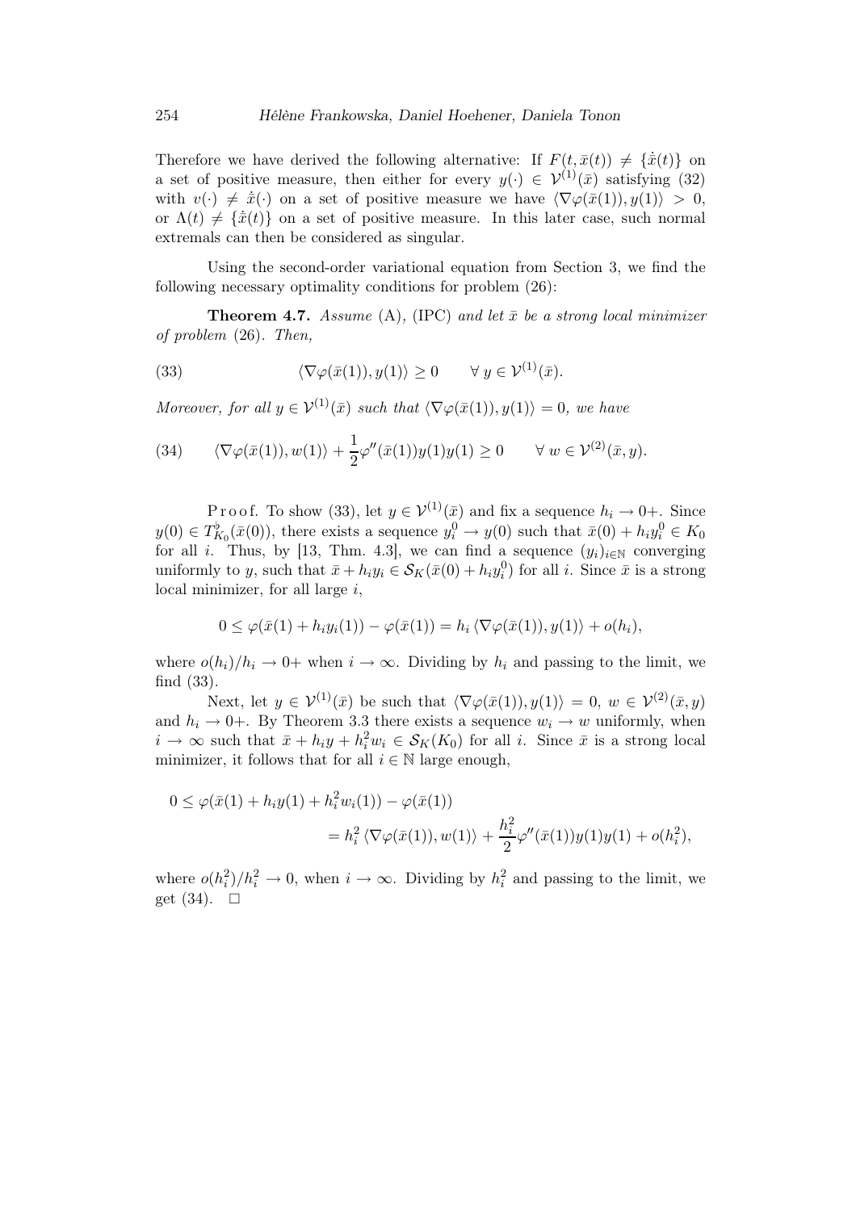Therefore we have derived the following alternative: If $F(t, \bar{x}(t)) \neq \{\dot{\bar{x}}(t)\}$ on a set of positive measure, then either for every $y(\cdot) \in \mathcal{V}^{(1)}(\bar{x})$ satisfying (32) with $v(\cdot) \neq \dot{\bar{x}}(\cdot)$ on a set of positive measure we have $\langle \nabla\varphi(\bar{x}(1)), y(1)\rangle > 0$, or $\Lambda(t) \neq \{\dot{\bar{x}}(t)\}$ on a set of positive measure. In this later case, such normal extremals can then be considered as singular.

Using the second-order variational equation from Section 3, we find the following necessary optimality conditions for problem (26):

**Theorem 4.7.** *Assume* (A), (IPC) *and let $\bar{x}$ be a strong local minimizer of problem* (26). *Then,*

$$\langle \nabla\varphi(\bar{x}(1)), y(1)\rangle \geq 0 \qquad \forall\, y \in \mathcal{V}^{(1)}(\bar{x}). \tag{33}$$

*Moreover, for all $y \in \mathcal{V}^{(1)}(\bar{x})$ such that $\langle \nabla\varphi(\bar{x}(1)), y(1)\rangle = 0$, we have*

$$\langle \nabla\varphi(\bar{x}(1)), w(1)\rangle + \frac{1}{2}\varphi''(\bar{x}(1))y(1)y(1) \geq 0 \qquad \forall\, w \in \mathcal{V}^{(2)}(\bar{x}, y). \tag{34}$$

Proof. To show (33), let $y \in \mathcal{V}^{(1)}(\bar{x})$ and fix a sequence $h_i \to 0+$. Since $y(0) \in T^{\flat}_{K_0}(\bar{x}(0))$, there exists a sequence $y_i^0 \to y(0)$ such that $\bar{x}(0) + h_i y_i^0 \in K_0$ for all $i$. Thus, by [13, Thm. 4.3], we can find a sequence $(y_i)_{i\in\mathbb{N}}$ converging uniformly to $y$, such that $\bar{x} + h_i y_i \in \mathcal{S}_K(\bar{x}(0) + h_i y_i^0)$ for all $i$. Since $\bar{x}$ is a strong local minimizer, for all large $i$,

$$0 \leq \varphi(\bar{x}(1) + h_i y_i(1)) - \varphi(\bar{x}(1)) = h_i \langle \nabla\varphi(\bar{x}(1)), y(1)\rangle + o(h_i),$$

where $o(h_i)/h_i \to 0+$ when $i \to \infty$. Dividing by $h_i$ and passing to the limit, we find (33).

Next, let $y \in \mathcal{V}^{(1)}(\bar{x})$ be such that $\langle \nabla\varphi(\bar{x}(1)), y(1)\rangle = 0$, $w \in \mathcal{V}^{(2)}(\bar{x}, y)$ and $h_i \to 0+$. By Theorem 3.3 there exists a sequence $w_i \to w$ uniformly, when $i \to \infty$ such that $\bar{x} + h_i y + h_i^2 w_i \in \mathcal{S}_K(K_0)$ for all $i$. Since $\bar{x}$ is a strong local minimizer, it follows that for all $i \in \mathbb{N}$ large enough,

$$\begin{aligned} 0 &\leq \varphi(\bar{x}(1) + h_i y(1) + h_i^2 w_i(1)) - \varphi(\bar{x}(1)) \\ &= h_i^2 \langle \nabla\varphi(\bar{x}(1)), w(1)\rangle + \frac{h_i^2}{2}\varphi''(\bar{x}(1))y(1)y(1) + o(h_i^2), \end{aligned}$$

where $o(h_i^2)/h_i^2 \to 0$, when $i \to \infty$. Dividing by $h_i^2$ and passing to the limit, we get (34). $\square$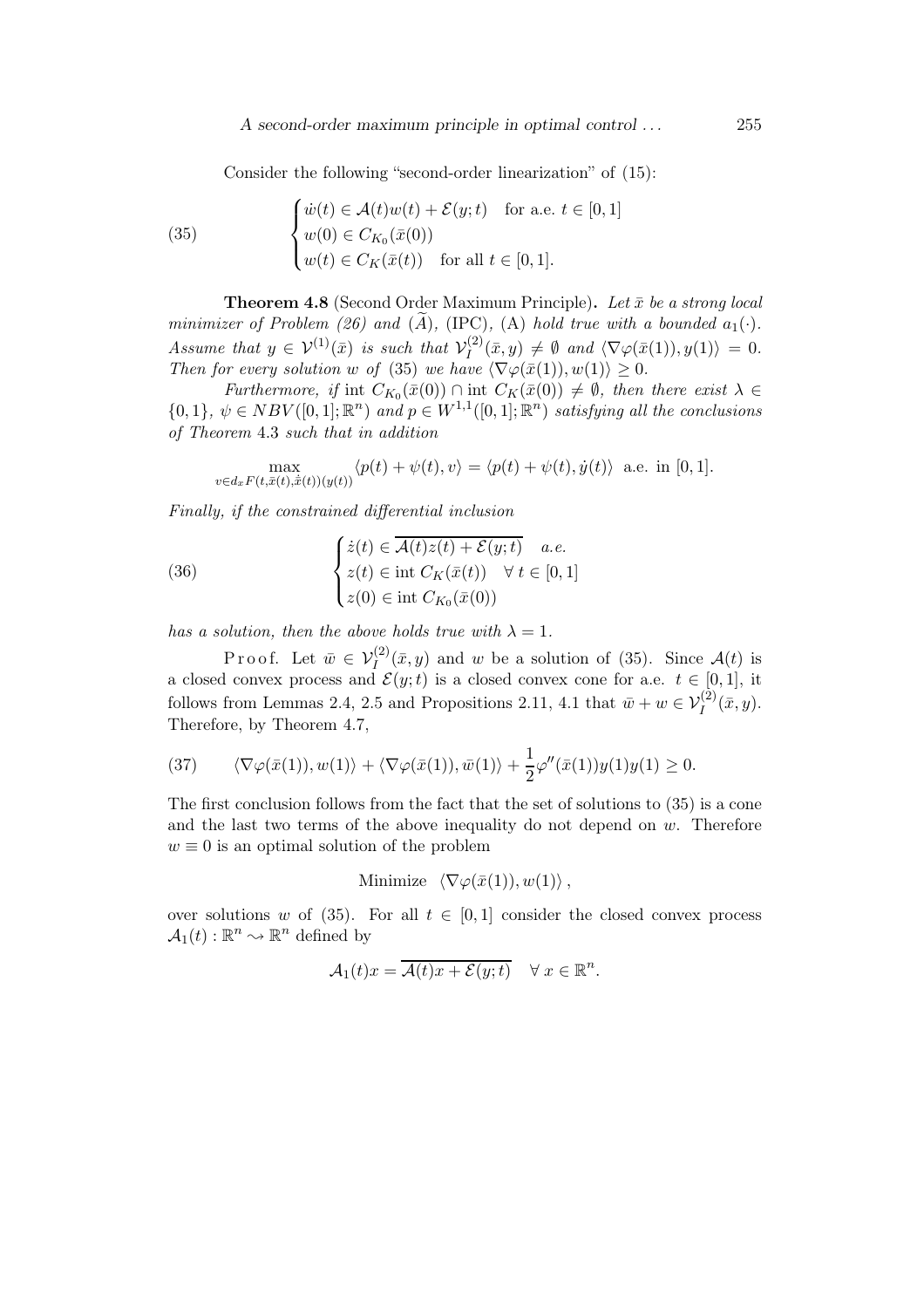Consider the following "second-order linearization" of (15):

$$
\begin{cases} \dot{w}(t) \in \mathcal{A}(t)w(t) + \mathcal{E}(y;t) & \text{for a.e. } t \in [0,1] \\ w(0) \in C_{K_0}(\bar{x}(0)) \\ w(t) \in C_K(\bar{x}(t)) & \text{for all } t \in [0,1]. \end{cases} \tag{35}
$$

**Theorem 4.8** (Second Order Maximum Principle)**.** *Let $\bar{x}$ be a strong local minimizer of Problem (26) and $(\widetilde{A})$, (IPC), (A) hold true with a bounded $a_1(\cdot)$. Assume that $y \in \mathcal{V}^{(1)}(\bar{x})$ is such that $\mathcal{V}_I^{(2)}(\bar{x}, y) \neq \emptyset$ and $\langle \nabla\varphi(\bar{x}(1)), y(1)\rangle = 0$. Then for every solution $w$ of (35) we have $\langle \nabla\varphi(\bar{x}(1)), w(1)\rangle \geq 0$.*

*Furthermore, if $\text{int } C_{K_0}(\bar{x}(0)) \cap \text{int } C_K(\bar{x}(0)) \neq \emptyset$, then there exist $\lambda \in \{0,1\}$, $\psi \in NBV([0,1];\mathbb{R}^n)$ and $p \in W^{1,1}([0,1];\mathbb{R}^n)$ satisfying all the conclusions of Theorem 4.3 such that in addition*

$$
\max_{v \in d_x F(t,\bar{x}(t),\dot{\bar{x}}(t))(y(t))} \langle p(t) + \psi(t), v\rangle = \langle p(t) + \psi(t), \dot{y}(t)\rangle \text{ a.e. in } [0,1].
$$

*Finally, if the constrained differential inclusion*

$$
\begin{cases} \dot{z}(t) \in \overline{\mathcal{A}(t)z(t) + \mathcal{E}(y;t)} & a.e. \\ z(t) \in \text{int } C_K(\bar{x}(t)) & \forall\, t \in [0,1] \\ z(0) \in \text{int } C_{K_0}(\bar{x}(0)) \end{cases} \tag{36}
$$

*has a solution, then the above holds true with $\lambda = 1$.*

Proof. Let $\bar{w} \in \mathcal{V}_I^{(2)}(\bar{x}, y)$ and $w$ be a solution of (35). Since $\mathcal{A}(t)$ is a closed convex process and $\mathcal{E}(y;t)$ is a closed convex cone for a.e. $t \in [0,1]$, it follows from Lemmas 2.4, 2.5 and Propositions 2.11, 4.1 that $\bar{w} + w \in \mathcal{V}_I^{(2)}(\bar{x}, y)$. Therefore, by Theorem 4.7,

$$
\langle \nabla\varphi(\bar{x}(1)), w(1)\rangle + \langle \nabla\varphi(\bar{x}(1)), \bar{w}(1)\rangle + \frac{1}{2}\varphi''(\bar{x}(1))y(1)y(1) \geq 0. \tag{37}
$$

The first conclusion follows from the fact that the set of solutions to (35) is a cone and the last two terms of the above inequality do not depend on $w$. Therefore $w \equiv 0$ is an optimal solution of the problem

$$
\text{Minimize } \langle \nabla\varphi(\bar{x}(1)), w(1)\rangle,
$$

over solutions $w$ of (35). For all $t \in [0,1]$ consider the closed convex process $\mathcal{A}_1(t) : \mathbb{R}^n \rightsquigarrow \mathbb{R}^n$ defined by

$$
\mathcal{A}_1(t)x = \overline{\mathcal{A}(t)x + \mathcal{E}(y;t)} \quad \forall\, x \in \mathbb{R}^n.
$$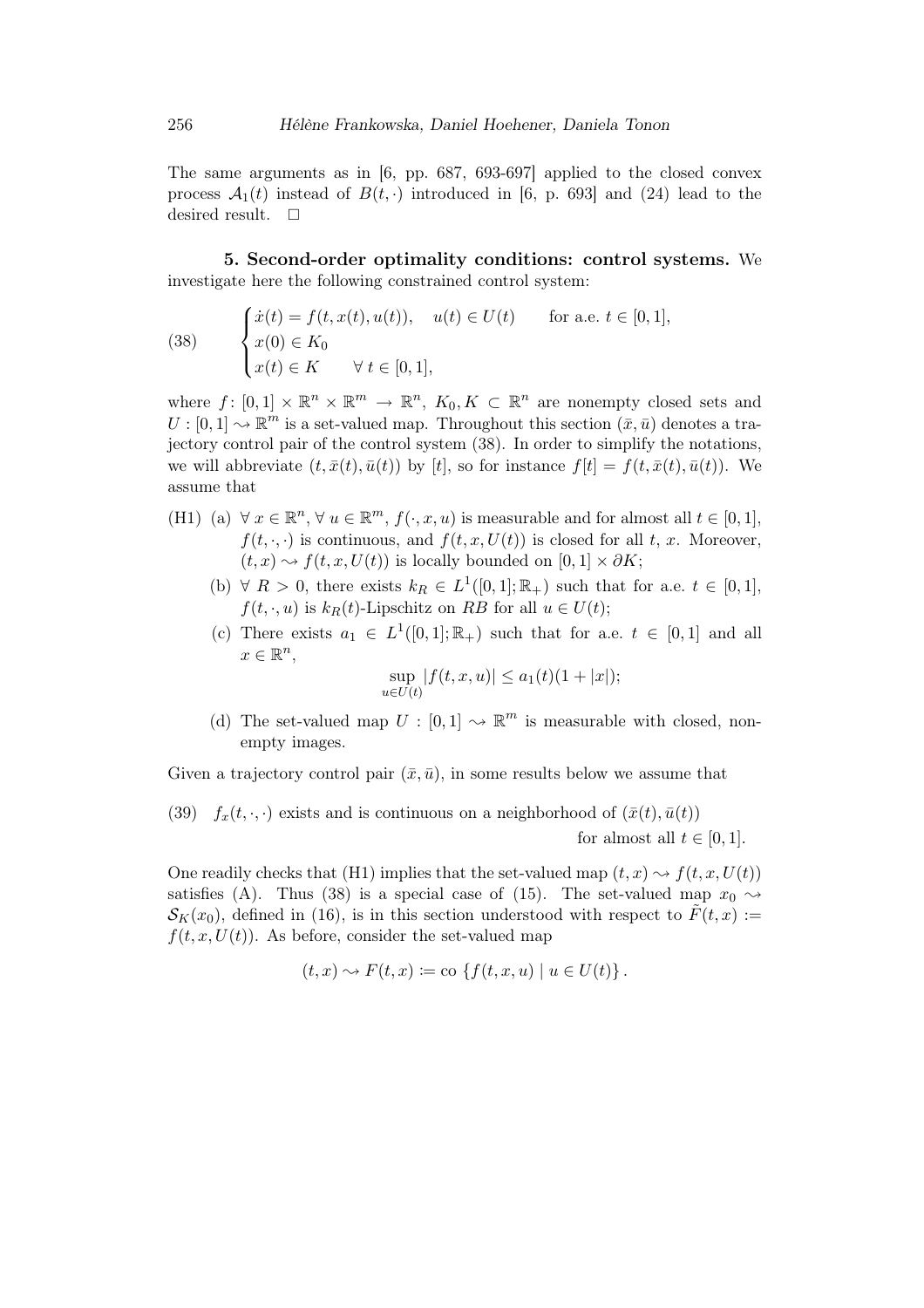The same arguments as in [6, pp. 687, 693-697] applied to the closed convex process $\mathcal{A}_1(t)$ instead of $B(t,\cdot)$ introduced in [6, p. 693] and (24) lead to the desired result. $\square$

**5. Second-order optimality conditions: control systems.** We investigate here the following constrained control system:

$$
\begin{cases}
\dot{x}(t) = f(t, x(t), u(t)), \quad u(t) \in U(t) \qquad \text{for a.e. } t \in [0,1],\\
x(0) \in K_0\\
x(t) \in K \qquad \forall\, t \in [0,1],
\end{cases}
\tag{38}
$$

where $f\colon [0,1] \times \mathbb{R}^n \times \mathbb{R}^m \to \mathbb{R}^n$, $K_0, K \subset \mathbb{R}^n$ are nonempty closed sets and $U : [0,1] \rightsquigarrow \mathbb{R}^m$ is a set-valued map. Throughout this section $(\bar{x}, \bar{u})$ denotes a trajectory control pair of the control system (38). In order to simplify the notations, we will abbreviate $(t, \bar{x}(t), \bar{u}(t))$ by $[t]$, so for instance $f[t] = f(t, \bar{x}(t), \bar{u}(t))$. We assume that

(H1) (a) $\forall\, x \in \mathbb{R}^n$, $\forall\, u \in \mathbb{R}^m$, $f(\cdot, x, u)$ is measurable and for almost all $t \in [0,1]$, $f(t,\cdot,\cdot)$ is continuous, and $f(t, x, U(t))$ is closed for all $t$, $x$. Moreover, $(t,x) \rightsquigarrow f(t, x, U(t))$ is locally bounded on $[0,1] \times \partial K$;

(b) $\forall\, R > 0$, there exists $k_R \in L^1([0,1]; \mathbb{R}_+)$ such that for a.e. $t \in [0,1]$, $f(t,\cdot,u)$ is $k_R(t)$-Lipschitz on $RB$ for all $u \in U(t)$;

(c) There exists $a_1 \in L^1([0,1]; \mathbb{R}_+)$ such that for a.e. $t \in [0,1]$ and all $x \in \mathbb{R}^n$,

$$\sup_{u \in U(t)} |f(t,x,u)| \le a_1(t)(1 + |x|);$$

(d) The set-valued map $U : [0,1] \rightsquigarrow \mathbb{R}^m$ is measurable with closed, nonempty images.

Given a trajectory control pair $(\bar{x}, \bar{u})$, in some results below we assume that

$$f_x(t,\cdot,\cdot) \text{ exists and is continuous on a neighborhood of } (\bar{x}(t), \bar{u}(t)) \text{ for almost all } t \in [0,1]. \tag{39}$$

One readily checks that (H1) implies that the set-valued map $(t,x) \rightsquigarrow f(t, x, U(t))$ satisfies (A). Thus (38) is a special case of (15). The set-valued map $x_0 \rightsquigarrow \mathcal{S}_K(x_0)$, defined in (16), is in this section understood with respect to $\tilde{F}(t,x) := f(t, x, U(t))$. As before, consider the set-valued map

$$(t,x) \rightsquigarrow F(t,x) := \text{co}\, \{f(t,x,u) \mid u \in U(t)\}\,.$$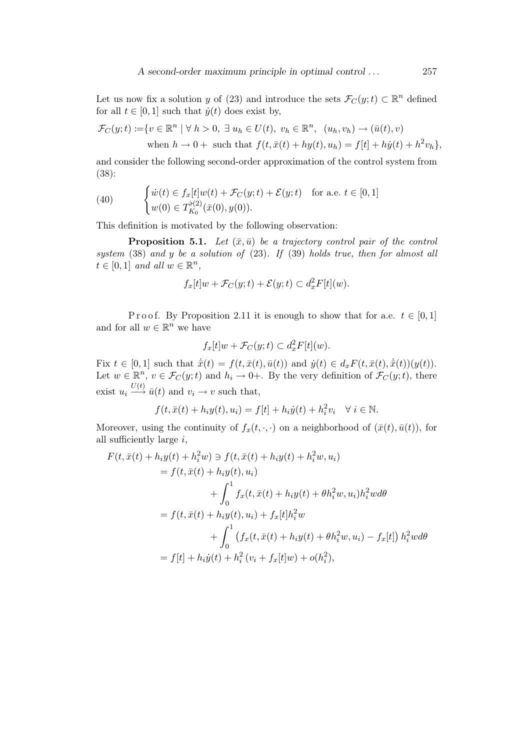Let us now fix a solution $y$ of (23) and introduce the sets $\mathcal{F}_C(y;t) \subset \mathbb{R}^n$ defined for all $t \in [0,1]$ such that $\dot{y}(t)$ does exist by,

$$\begin{aligned}
\mathcal{F}_C(y;t) :=& \{v \in \mathbb{R}^n \mid \forall\, h > 0,\ \exists\, u_h \in U(t),\ v_h \in \mathbb{R}^n,\ (u_h, v_h) \to (\bar{u}(t), v) \\
& \text{when } h \to 0+ \text{ such that } f(t, \bar{x}(t) + hy(t), u_h) = f[t] + h\dot{y}(t) + h^2 v_h\},
\end{aligned}$$

and consider the following second-order approximation of the control system from (38):

$$\text{(40)} \qquad \begin{cases} \dot{w}(t) \in f_x[t]w(t) + \mathcal{F}_C(y;t) + \mathcal{E}(y;t) & \text{for a.e. } t \in [0,1] \\ w(0) \in T_{K_0}^{\flat(2)}(\bar{x}(0), y(0)). \end{cases}$$

This definition is motivated by the following observation:

**Proposition 5.1.** *Let $(\bar{x}, \bar{u})$ be a trajectory control pair of the control system* (38) *and $y$ be a solution of* (23)*. If* (39) *holds true, then for almost all $t \in [0,1]$ and all $w \in \mathbb{R}^n$,*

$$f_x[t]w + \mathcal{F}_C(y;t) + \mathcal{E}(y;t) \subset d_x^2 F[t](w).$$

Proof. By Proposition 2.11 it is enough to show that for a.e. $t \in [0,1]$ and for all $w \in \mathbb{R}^n$ we have

$$f_x[t]w + \mathcal{F}_C(y;t) \subset d_x^2 F[t](w).$$

Fix $t \in [0,1]$ such that $\dot{\bar{x}}(t) = f(t, \bar{x}(t), \bar{u}(t))$ and $\dot{y}(t) \in d_x F(t, \bar{x}(t), \dot{\bar{x}}(t))(y(t))$. Let $w \in \mathbb{R}^n$, $v \in \mathcal{F}_C(y;t)$ and $h_i \to 0+$. By the very definition of $\mathcal{F}_C(y;t)$, there exist $u_i \xrightarrow{U(t)} \bar{u}(t)$ and $v_i \to v$ such that,

$$f(t, \bar{x}(t) + h_i y(t), u_i) = f[t] + h_i \dot{y}(t) + h_i^2 v_i \quad \forall\, i \in \mathbb{N}.$$

Moreover, using the continuity of $f_x(t, \cdot, \cdot)$ on a neighborhood of $(\bar{x}(t), \bar{u}(t))$, for all sufficiently large $i$,

$$\begin{aligned}
F(t, \bar{x}(t) + h_i y(t) + h_i^2 w) &\ni f(t, \bar{x}(t) + h_i y(t) + h_i^2 w, u_i) \\
&= f(t, \bar{x}(t) + h_i y(t), u_i) \\
&\qquad + \int_0^1 f_x(t, \bar{x}(t) + h_i y(t) + \theta h_i^2 w, u_i) h_i^2 w \, d\theta \\
&= f(t, \bar{x}(t) + h_i y(t), u_i) + f_x[t] h_i^2 w \\
&\qquad + \int_0^1 \left( f_x(t, \bar{x}(t) + h_i y(t) + \theta h_i^2 w, u_i) - f_x[t] \right) h_i^2 w \, d\theta \\
&= f[t] + h_i \dot{y}(t) + h_i^2 \left( v_i + f_x[t] w \right) + o(h_i^2),
\end{aligned}$$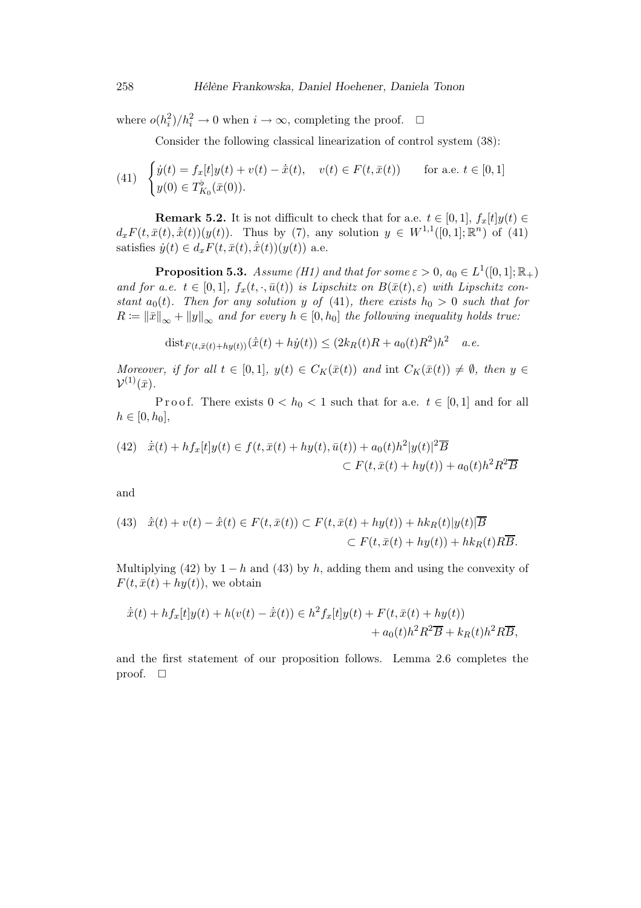where $o(h_i^2)/h_i^2 \to 0$ when $i \to \infty$, completing the proof. $\square$

Consider the following classical linearization of control system (38):

$$
(41)\quad \begin{cases} \dot{y}(t) = f_x[t]y(t) + v(t) - \dot{\bar{x}}(t), \quad v(t) \in F(t, \bar{x}(t)) & \text{for a.e. } t \in [0,1] \\ y(0) \in T^{\flat}_{K_0}(\bar{x}(0)). \end{cases}
$$

**Remark 5.2.** It is not difficult to check that for a.e. $t \in [0,1]$, $f_x[t]y(t) \in d_x F(t, \bar{x}(t), \dot{\bar{x}}(t))(y(t))$. Thus by (7), any solution $y \in W^{1,1}([0,1];\mathbb{R}^n)$ of (41) satisfies $\dot{y}(t) \in d_x F(t, \bar{x}(t), \dot{\bar{x}}(t))(y(t))$ a.e.

**Proposition 5.3.** *Assume (H1) and that for some $\varepsilon > 0$, $a_0 \in L^1([0,1];\mathbb{R}_+)$ and for a.e. $t \in [0,1]$, $f_x(t, \cdot, \bar{u}(t))$ is Lipschitz on $B(\bar{x}(t), \varepsilon)$ with Lipschitz constant $a_0(t)$. Then for any solution $y$ of (41), there exists $h_0 > 0$ such that for $R := \|\bar{x}\|_\infty + \|y\|_\infty$ and for every $h \in [0, h_0]$ the following inequality holds true:*

$$
\operatorname{dist}_{F(t,\bar{x}(t)+hy(t))}(\dot{\bar{x}}(t) + h\dot{y}(t)) \le (2k_R(t)R + a_0(t)R^2)h^2 \quad a.e.
$$

*Moreover, if for all $t \in [0,1]$, $y(t) \in C_K(\bar{x}(t))$ and $\operatorname{int} C_K(\bar{x}(t)) \neq \emptyset$, then $y \in \mathcal{V}^{(1)}(\bar{x})$.*

Proof. There exists $0 < h_0 < 1$ such that for a.e. $t \in [0,1]$ and for all $h \in [0, h_0]$,

$$
(42)\quad \begin{aligned} \dot{\bar{x}}(t) + hf_x[t]y(t) &\in f(t, \bar{x}(t) + hy(t), \bar{u}(t)) + a_0(t)h^2|y(t)|^2\overline{B} \\ &\subset F(t, \bar{x}(t) + hy(t)) + a_0(t)h^2R^2\overline{B} \end{aligned}
$$

and

$$
(43)\quad \begin{aligned} \dot{\bar{x}}(t) + v(t) - \dot{\bar{x}}(t) \in F(t, \bar{x}(t)) &\subset F(t, \bar{x}(t) + hy(t)) + hk_R(t)|y(t)|\overline{B} \\ &\subset F(t, \bar{x}(t) + hy(t)) + hk_R(t)R\overline{B}. \end{aligned}
$$

Multiplying (42) by $1-h$ and (43) by $h$, adding them and using the convexity of $F(t, \bar{x}(t) + hy(t))$, we obtain

$$
\begin{aligned} \dot{\bar{x}}(t) + hf_x[t]y(t) + h(v(t) - \dot{\bar{x}}(t)) \in h^2 f_x[t]y(t) &+ F(t, \bar{x}(t) + hy(t)) \\ &+ a_0(t)h^2R^2\overline{B} + k_R(t)h^2R\overline{B}, \end{aligned}
$$

and the first statement of our proposition follows. Lemma 2.6 completes the proof. $\square$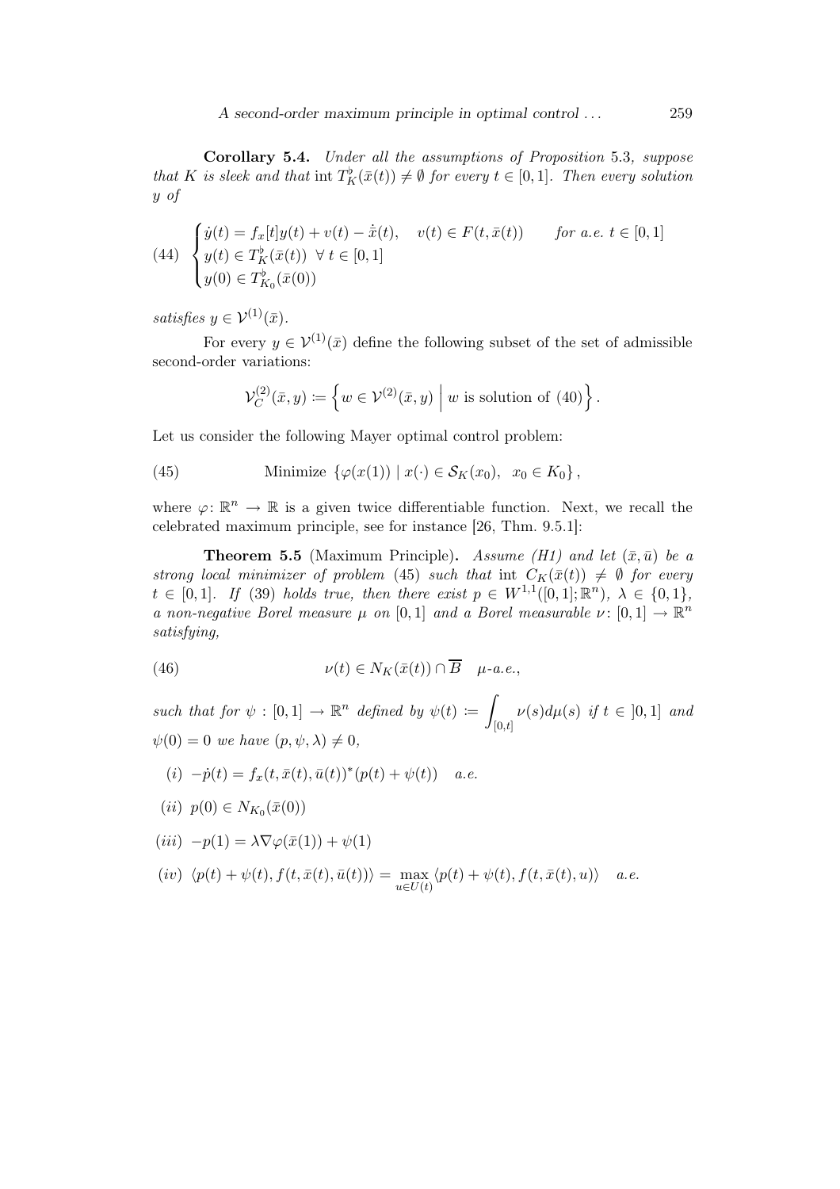**Corollary 5.4.** *Under all the assumptions of Proposition* 5.3*, suppose that $K$ is sleek and that* $\operatorname{int} T_K^\flat(\bar{x}(t)) \neq \emptyset$ *for every* $t \in [0,1]$*. Then every solution $y$ of*

$$
(44) \quad \begin{cases} \dot{y}(t) = f_x[t]y(t) + v(t) - \dot{\bar{x}}(t), \quad v(t) \in F(t, \bar{x}(t)) \qquad \text{for a.e. } t \in [0,1] \\ y(t) \in T_K^\flat(\bar{x}(t)) \ \ \forall\, t \in [0,1] \\ y(0) \in T_{K_0}^\flat(\bar{x}(0)) \end{cases}
$$

*satisfies* $y \in \mathcal{V}^{(1)}(\bar{x})$.

For every $y \in \mathcal{V}^{(1)}(\bar{x})$ define the following subset of the set of admissible second-order variations:

$$
\mathcal{V}_C^{(2)}(\bar{x}, y) \coloneqq \left\{ w \in \mathcal{V}^{(2)}(\bar{x}, y) \;\middle|\; w \text{ is solution of } (40) \right\}.
$$

Let us consider the following Mayer optimal control problem:

$$
(45) \qquad \text{Minimize } \left\{ \varphi(x(1)) \mid x(\cdot) \in \mathcal{S}_K(x_0), \ \ x_0 \in K_0 \right\},
$$

where $\varphi\colon \mathbb{R}^n \to \mathbb{R}$ is a given twice differentiable function. Next, we recall the celebrated maximum principle, see for instance [26, Thm. 9.5.1]:

**Theorem 5.5** (Maximum Principle)**.** *Assume (H1) and let $(\bar{x}, \bar{u})$ be a strong local minimizer of problem* (45) *such that* $\operatorname{int} C_K(\bar{x}(t)) \neq \emptyset$ *for every* $t \in [0,1]$*. If* (39) *holds true, then there exist* $p \in W^{1,1}([0,1]; \mathbb{R}^n)$*,* $\lambda \in \{0,1\}$*, a non-negative Borel measure $\mu$ on $[0,1]$ and a Borel measurable* $\nu\colon [0,1] \to \mathbb{R}^n$ *satisfying,*

$$
(46) \qquad \nu(t) \in N_K(\bar{x}(t)) \cap \overline{B} \quad \mu\text{-a.e.},
$$

*such that for* $\psi : [0,1] \to \mathbb{R}^n$ *defined by* $\psi(t) \coloneqq \displaystyle\int_{[0,t]} \nu(s) d\mu(s)$ *if* $t \in \, ]0,1]$ *and* $\psi(0) = 0$ *we have* $(p, \psi, \lambda) \neq 0$*,*

- $(i)$ $-\dot{p}(t) = f_x(t, \bar{x}(t), \bar{u}(t))^*(p(t) + \psi(t))$ *a.e.*
- $(ii)$ $p(0) \in N_{K_0}(\bar{x}(0))$
- $(iii)$ $-p(1) = \lambda \nabla \varphi(\bar{x}(1)) + \psi(1)$
- $(iv)$ $\langle p(t) + \psi(t), f(t, \bar{x}(t), \bar{u}(t)) \rangle = \max\limits_{u \in U(t)} \langle p(t) + \psi(t), f(t, \bar{x}(t), u) \rangle$ *a.e.*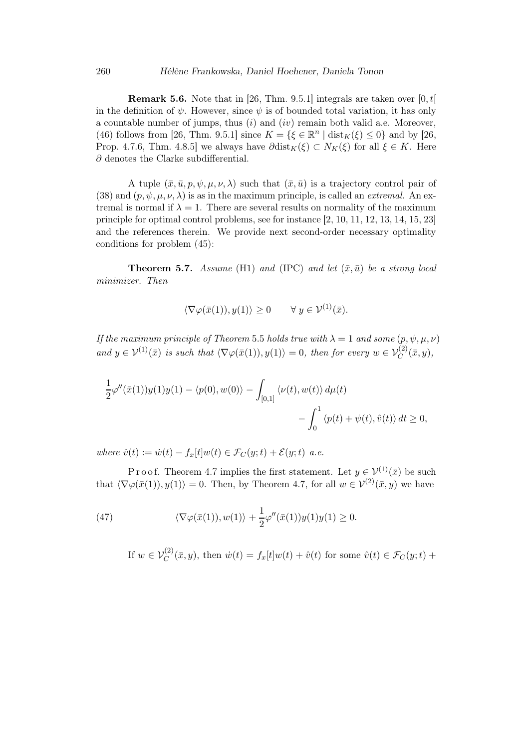**Remark 5.6.** Note that in [26, Thm. 9.5.1] integrals are taken over $[0, t[$ in the definition of $\psi$. However, since $\psi$ is of bounded total variation, it has only a countable number of jumps, thus $(i)$ and $(iv)$ remain both valid a.e. Moreover, (46) follows from [26, Thm. 9.5.1] since $K = \{\xi \in \mathbb{R}^n \mid \mathrm{dist}_K(\xi) \leq 0\}$ and by [26, Prop. 4.7.6, Thm. 4.8.5] we always have $\partial \mathrm{dist}_K(\xi) \subset N_K(\xi)$ for all $\xi \in K$. Here $\partial$ denotes the Clarke subdifferential.

A tuple $(\bar{x}, \bar{u}, p, \psi, \mu, \nu, \lambda)$ such that $(\bar{x}, \bar{u})$ is a trajectory control pair of (38) and $(p, \psi, \mu, \nu, \lambda)$ is as in the maximum principle, is called an *extremal*. An extremal is normal if $\lambda = 1$. There are several results on normality of the maximum principle for optimal control problems, see for instance [2, 10, 11, 12, 13, 14, 15, 23] and the references therein. We provide next second-order necessary optimality conditions for problem (45):

**Theorem 5.7.** *Assume* (H1) *and* (IPC) *and let* $(\bar{x}, \bar{u})$ *be a strong local minimizer. Then*

$$\langle \nabla\varphi(\bar{x}(1)), y(1)\rangle \geq 0 \qquad \forall\, y \in \mathcal{V}^{(1)}(\bar{x}).$$

*If the maximum principle of Theorem* 5.5 *holds true with* $\lambda = 1$ *and some* $(p, \psi, \mu, \nu)$ *and* $y \in \mathcal{V}^{(1)}(\bar{x})$ *is such that* $\langle \nabla\varphi(\bar{x}(1)), y(1)\rangle = 0$, *then for every* $w \in \mathcal{V}_C^{(2)}(\bar{x}, y)$,

$$\frac{1}{2}\varphi''(\bar{x}(1))y(1)y(1) - \langle p(0), w(0)\rangle - \int_{[0,1]} \langle \nu(t), w(t)\rangle\, d\mu(t) - \int_0^1 \langle p(t) + \psi(t), \hat{v}(t)\rangle\, dt \geq 0,$$

*where* $\hat{v}(t) := \dot{w}(t) - f_x[t]w(t) \in \mathcal{F}_C(y;t) + \mathcal{E}(y;t)$ *a.e.*

Proof. Theorem 4.7 implies the first statement. Let $y \in \mathcal{V}^{(1)}(\bar{x})$ be such that $\langle \nabla\varphi(\bar{x}(1)), y(1)\rangle = 0$. Then, by Theorem 4.7, for all $w \in \mathcal{V}^{(2)}(\bar{x}, y)$ we have

$$\langle \nabla\varphi(\bar{x}(1)), w(1)\rangle + \frac{1}{2}\varphi''(\bar{x}(1))y(1)y(1) \geq 0. \tag{47}$$

If $w \in \mathcal{V}_C^{(2)}(\bar{x}, y)$, then $\dot{w}(t) = f_x[t]w(t) + \hat{v}(t)$ for some $\hat{v}(t) \in \mathcal{F}_C(y;t) +$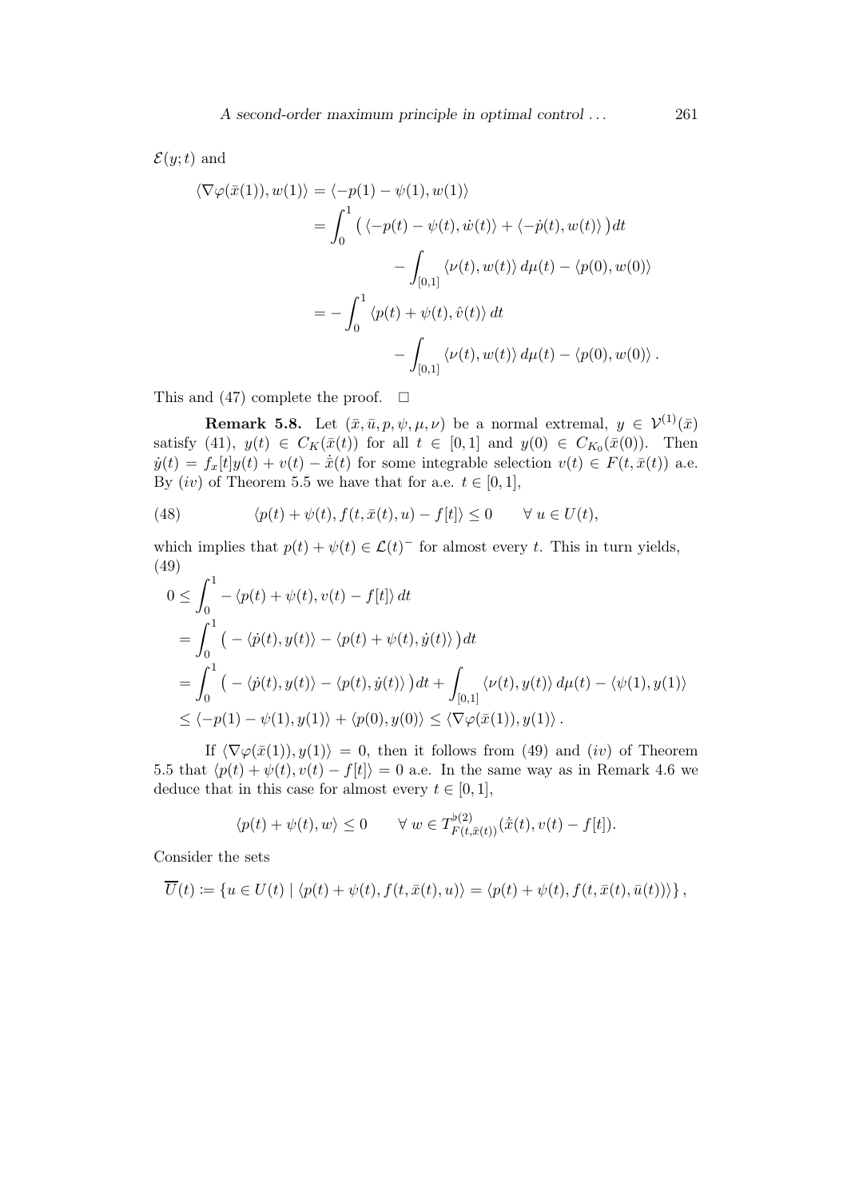$\mathcal{E}(y;t)$ and

$$
\begin{aligned}
\langle \nabla\varphi(\bar{x}(1)), w(1)\rangle &= \langle -p(1)-\psi(1), w(1)\rangle \\
&= \int_0^1 \big( \langle -p(t)-\psi(t), \dot{w}(t)\rangle + \langle -\dot{p}(t), w(t)\rangle \big)\, dt \\
&\qquad - \int_{[0,1]} \langle \nu(t), w(t)\rangle \, d\mu(t) - \langle p(0), w(0)\rangle \\
&= -\int_0^1 \langle p(t)+\psi(t), \hat{v}(t)\rangle \, dt \\
&\qquad - \int_{[0,1]} \langle \nu(t), w(t)\rangle \, d\mu(t) - \langle p(0), w(0)\rangle \, .
\end{aligned}
$$

This and (47) complete the proof. $\square$

**Remark 5.8.** Let $(\bar{x}, \bar{u}, p, \psi, \mu, \nu)$ be a normal extremal, $y \in \mathcal{V}^{(1)}(\bar{x})$ satisfy (41), $y(t) \in C_K(\bar{x}(t))$ for all $t \in [0,1]$ and $y(0) \in C_{K_0}(\bar{x}(0))$. Then $\dot{y}(t) = f_x[t]y(t) + v(t) - \dot{\bar{x}}(t)$ for some integrable selection $v(t) \in F(t, \bar{x}(t))$ a.e. By $(iv)$ of Theorem 5.5 we have that for a.e. $t \in [0,1]$,

$$
\langle p(t)+\psi(t), f(t,\bar{x}(t),u) - f[t]\rangle \leq 0 \qquad \forall\, u \in U(t), \tag{48}
$$

which implies that $p(t)+\psi(t) \in \mathcal{L}(t)^-$ for almost every $t$. This in turn yields,

$$
\begin{aligned}
0 &\leq \int_0^1 -\langle p(t)+\psi(t), v(t)-f[t]\rangle \, dt \\
&= \int_0^1 \big( -\langle \dot{p}(t), y(t)\rangle - \langle p(t)+\psi(t), \dot{y}(t)\rangle \big)\, dt \\
&= \int_0^1 \big( -\langle \dot{p}(t), y(t)\rangle - \langle p(t), \dot{y}(t)\rangle \big)\, dt + \int_{[0,1]} \langle \nu(t), y(t)\rangle \, d\mu(t) - \langle \psi(1), y(1)\rangle \\
&\leq \langle -p(1)-\psi(1), y(1)\rangle + \langle p(0), y(0)\rangle \leq \langle \nabla\varphi(\bar{x}(1)), y(1)\rangle \, .
\end{aligned} \tag{49}
$$

If $\langle \nabla\varphi(\bar{x}(1)), y(1)\rangle = 0$, then it follows from (49) and $(iv)$ of Theorem 5.5 that $\langle p(t)+\psi(t), v(t)-f[t]\rangle = 0$ a.e. In the same way as in Remark 4.6 we deduce that in this case for almost every $t \in [0,1]$,

$$
\langle p(t)+\psi(t), w\rangle \leq 0 \qquad \forall\, w \in T^{\flat(2)}_{F(t,\bar{x}(t))}(\dot{\bar{x}}(t), v(t)-f[t]).
$$

Consider the sets

$$
\overline{U}(t) \coloneqq \{ u \in U(t) \mid \langle p(t)+\psi(t), f(t,\bar{x}(t),u)\rangle = \langle p(t)+\psi(t), f(t,\bar{x}(t),\bar{u}(t))\rangle \} ,
$$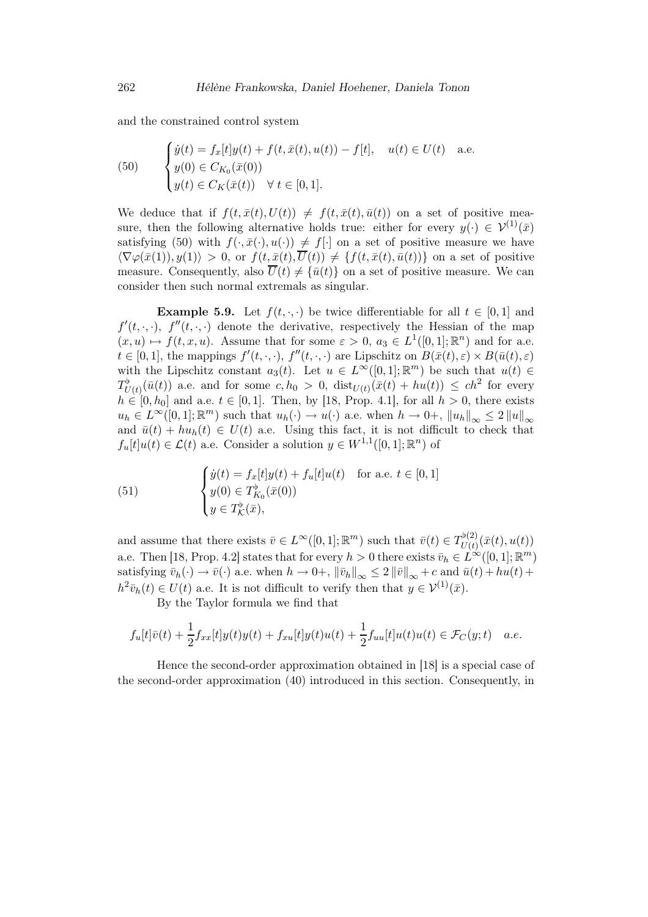and the constrained control system

$$
(50)\qquad \begin{cases} \dot{y}(t) = f_x[t]y(t) + f(t,\bar{x}(t),u(t)) - f[t], \quad u(t) \in U(t) \quad \text{a.e.} \\ y(0) \in C_{K_0}(\bar{x}(0)) \\ y(t) \in C_K(\bar{x}(t)) \quad \forall\, t \in [0,1]. \end{cases}
$$

We deduce that if $f(t,\bar{x}(t),U(t)) \neq f(t,\bar{x}(t),\bar{u}(t))$ on a set of positive measure, then the following alternative holds true: either for every $y(\cdot) \in \mathcal{V}^{(1)}(\bar{x})$ satisfying (50) with $f(\cdot,\bar{x}(\cdot),u(\cdot)) \neq f[\cdot]$ on a set of positive measure we have $\langle \nabla\varphi(\bar{x}(1)), y(1)\rangle > 0$, or $f(t,\bar{x}(t),\overline{U}(t)) \neq \{f(t,\bar{x}(t),\bar{u}(t))\}$ on a set of positive measure. Consequently, also $\overline{U}(t) \neq \{\bar{u}(t)\}$ on a set of positive measure. We can consider then such normal extremals as singular.

**Example 5.9.** Let $f(t,\cdot,\cdot)$ be twice differentiable for all $t \in [0,1]$ and $f'(t,\cdot,\cdot)$, $f''(t,\cdot,\cdot)$ denote the derivative, respectively the Hessian of the map $(x,u) \mapsto f(t,x,u)$. Assume that for some $\varepsilon > 0$, $a_3 \in L^1([0,1];\mathbb{R}^n)$ and for a.e. $t \in [0,1]$, the mappings $f'(t,\cdot,\cdot)$, $f''(t,\cdot,\cdot)$ are Lipschitz on $B(\bar{x}(t),\varepsilon) \times B(\bar{u}(t),\varepsilon)$ with the Lipschitz constant $a_3(t)$. Let $u \in L^\infty([0,1];\mathbb{R}^m)$ be such that $u(t) \in T^\flat_{U(t)}(\bar{u}(t))$ a.e. and for some $c, h_0 > 0$, $\mathrm{dist}_{U(t)}(\bar{x}(t) + hu(t)) \leq ch^2$ for every $h \in [0,h_0]$ and a.e. $t \in [0,1]$. Then, by [18, Prop. 4.1], for all $h > 0$, there exists $u_h \in L^\infty([0,1];\mathbb{R}^m)$ such that $u_h(\cdot) \to u(\cdot)$ a.e. when $h \to 0+$, $\|u_h\|_\infty \leq 2\|u\|_\infty$ and $\bar{u}(t) + hu_h(t) \in U(t)$ a.e. Using this fact, it is not difficult to check that $f_u[t]u(t) \in \mathcal{L}(t)$ a.e. Consider a solution $y \in W^{1,1}([0,1];\mathbb{R}^n)$ of

$$
(51)\qquad \begin{cases} \dot{y}(t) = f_x[t]y(t) + f_u[t]u(t) \quad \text{for a.e. } t \in [0,1] \\ y(0) \in T^\flat_{K_0}(\bar{x}(0)) \\ y \in T^\flat_{\mathcal{K}}(\bar{x}), \end{cases}
$$

and assume that there exists $\bar{v} \in L^\infty([0,1];\mathbb{R}^m)$ such that $\bar{v}(t) \in T^{\flat(2)}_{U(t)}(\bar{x}(t),u(t))$ a.e. Then [18, Prop. 4.2] states that for every $h > 0$ there exists $\bar{v}_h \in L^\infty([0,1];\mathbb{R}^m)$ satisfying $\bar{v}_h(\cdot) \to \bar{v}(\cdot)$ a.e. when $h \to 0+$, $\|\bar{v}_h\|_\infty \leq 2\|\bar{v}\|_\infty + c$ and $\bar{u}(t) + hu(t) + h^2\bar{v}_h(t) \in U(t)$ a.e. It is not difficult to verify then that $y \in \mathcal{V}^{(1)}(\bar{x})$.

By the Taylor formula we find that

$$
f_u[t]\bar{v}(t) + \frac{1}{2}f_{xx}[t]y(t)y(t) + f_{xu}[t]y(t)u(t) + \frac{1}{2}f_{uu}[t]u(t)u(t) \in \mathcal{F}_C(y;t) \quad a.e.
$$

Hence the second-order approximation obtained in [18] is a special case of the second-order approximation (40) introduced in this section. Consequently, in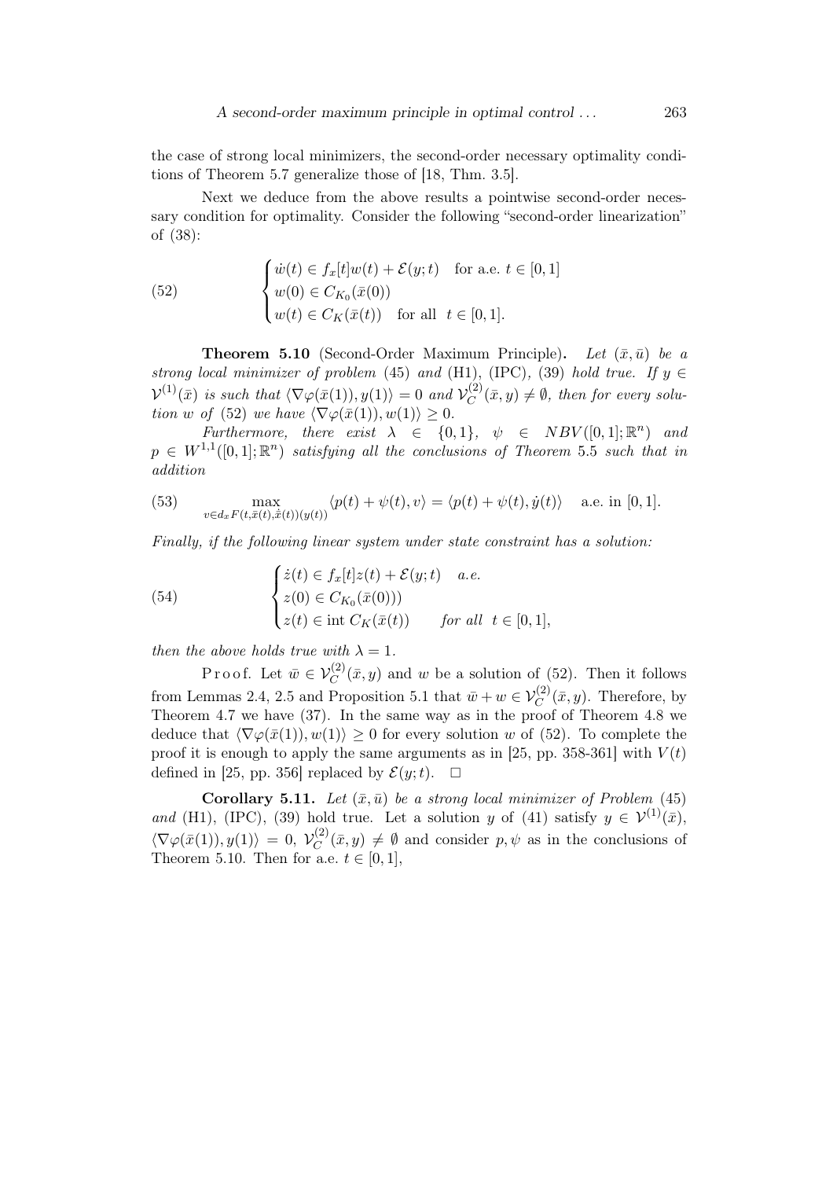the case of strong local minimizers, the second-order necessary optimality conditions of Theorem 5.7 generalize those of [18, Thm. 3.5].

Next we deduce from the above results a pointwise second-order necessary condition for optimality. Consider the following "second-order linearization" of (38):

$$
\begin{cases} \dot{w}(t) \in f_x[t]w(t) + \mathcal{E}(y;t) & \text{for a.e. } t \in [0,1] \\ w(0) \in C_{K_0}(\bar{x}(0)) \\ w(t) \in C_K(\bar{x}(t)) & \text{for all } \; t \in [0,1]. \end{cases} \tag{52}
$$

**Theorem 5.10** (Second-Order Maximum Principle)**.** *Let $(\bar{x}, \bar{u})$ be a strong local minimizer of problem* (45) *and* (H1), (IPC), (39) *hold true. If $y \in \mathcal{V}^{(1)}(\bar{x})$ is such that $\langle \nabla\varphi(\bar{x}(1)), y(1)\rangle = 0$ and $\mathcal{V}^{(2)}_C(\bar{x}, y) \neq \emptyset$, then for every solution $w$ of* (52) *we have $\langle \nabla\varphi(\bar{x}(1)), w(1)\rangle \geq 0$.*

*Furthermore, there exist $\lambda \in \{0,1\}$, $\psi \in NBV([0,1];\mathbb{R}^n)$ and $p \in W^{1,1}([0,1];\mathbb{R}^n)$ satisfying all the conclusions of Theorem* 5.5 *such that in addition*

$$
\max_{v \in d_x F(t,\bar{x}(t),\dot{\bar{x}}(t))(y(t))} \langle p(t) + \psi(t), v\rangle = \langle p(t) + \psi(t), \dot{y}(t)\rangle \quad \text{a.e. in } [0,1]. \tag{53}
$$

*Finally, if the following linear system under state constraint has a solution:*

$$
\begin{cases} \dot{z}(t) \in f_x[t]z(t) + \mathcal{E}(y;t) & a.e. \\ z(0) \in C_{K_0}(\bar{x}(0))) \\ z(t) \in \operatorname{int} C_K(\bar{x}(t)) & \text{for all } \; t \in [0,1], \end{cases} \tag{54}
$$

*then the above holds true with $\lambda = 1$.*

Proof. Let $\bar{w} \in \mathcal{V}^{(2)}_C(\bar{x}, y)$ and $w$ be a solution of (52). Then it follows from Lemmas 2.4, 2.5 and Proposition 5.1 that $\bar{w} + w \in \mathcal{V}^{(2)}_C(\bar{x}, y)$. Therefore, by Theorem 4.7 we have (37). In the same way as in the proof of Theorem 4.8 we deduce that $\langle \nabla\varphi(\bar{x}(1)), w(1)\rangle \geq 0$ for every solution $w$ of (52). To complete the proof it is enough to apply the same arguments as in [25, pp. 358-361] with $V(t)$ defined in [25, pp. 356] replaced by $\mathcal{E}(y;t)$. $\square$

**Corollary 5.11.** *Let $(\bar{x}, \bar{u})$ be a strong local minimizer of Problem* (45) *and* (H1), (IPC), (39) hold true. Let a solution $y$ of (41) satisfy $y \in \mathcal{V}^{(1)}(\bar{x})$, $\langle \nabla\varphi(\bar{x}(1)), y(1)\rangle = 0$, $\mathcal{V}^{(2)}_C(\bar{x}, y) \neq \emptyset$ and consider $p, \psi$ as in the conclusions of Theorem 5.10. Then for a.e. $t \in [0,1]$,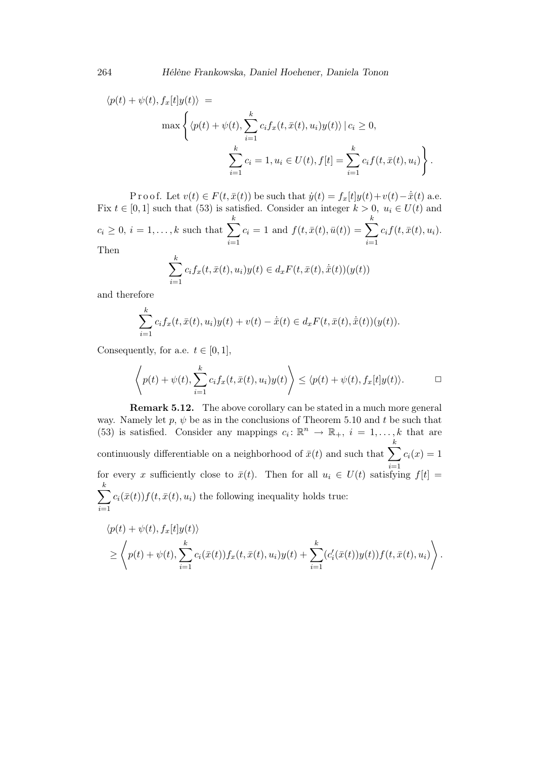$$\langle p(t) + \psi(t), f_x[t]y(t)\rangle =$$

$$\max\left\{ \langle p(t) + \psi(t), \sum_{i=1}^{k} c_i f_x(t, \bar{x}(t), u_i) y(t)\rangle \mid c_i \geq 0, \right.$$

$$\left. \sum_{i=1}^{k} c_i = 1, u_i \in U(t), f[t] = \sum_{i=1}^{k} c_i f(t, \bar{x}(t), u_i) \right\}.$$

Proof. Let $v(t) \in F(t, \bar{x}(t))$ be such that $\dot{y}(t) = f_x[t]y(t) + v(t) - \dot{\bar{x}}(t)$ a.e. Fix $t \in [0,1]$ such that (53) is satisfied. Consider an integer $k > 0$, $u_i \in U(t)$ and $c_i \geq 0$, $i = 1, \ldots, k$ such that $\sum_{i=1}^{k} c_i = 1$ and $f(t, \bar{x}(t), \bar{u}(t)) = \sum_{i=1}^{k} c_i f(t, \bar{x}(t), u_i)$. Then

$$\sum_{i=1}^{k} c_i f_x(t, \bar{x}(t), u_i) y(t) \in d_x F(t, \bar{x}(t), \dot{\bar{x}}(t))(y(t))$$

and therefore

$$\sum_{i=1}^{k} c_i f_x(t, \bar{x}(t), u_i) y(t) + v(t) - \dot{\bar{x}}(t) \in d_x F(t, \bar{x}(t), \dot{\bar{x}}(t))(y(t)).$$

Consequently, for a.e. $t \in [0,1]$,

$$\left\langle p(t) + \psi(t), \sum_{i=1}^{k} c_i f_x(t, \bar{x}(t), u_i) y(t) \right\rangle \leq \langle p(t) + \psi(t), f_x[t]y(t)\rangle. \qquad \square$$

**Remark 5.12.** The above corollary can be stated in a much more general way. Namely let $p$, $\psi$ be as in the conclusions of Theorem 5.10 and $t$ be such that (53) is satisfied. Consider any mappings $c_i \colon \mathbb{R}^n \to \mathbb{R}_+$, $i = 1, \ldots, k$ that are continuously differentiable on a neighborhood of $\bar{x}(t)$ and such that $\sum_{i=1}^{k} c_i(x) = 1$ for every $x$ sufficiently close to $\bar{x}(t)$. Then for all $u_i \in U(t)$ satisfying $f[t] = \sum_{i=1}^{k} c_i(\bar{x}(t)) f(t, \bar{x}(t), u_i)$ the following inequality holds true:

$$\langle p(t) + \psi(t), f_x[t]y(t)\rangle$$

$$\geq \left\langle p(t) + \psi(t), \sum_{i=1}^{k} c_i(\bar{x}(t)) f_x(t, \bar{x}(t), u_i) y(t) + \sum_{i=1}^{k} (c_i'(\bar{x}(t)) y(t)) f(t, \bar{x}(t), u_i) \right\rangle.$$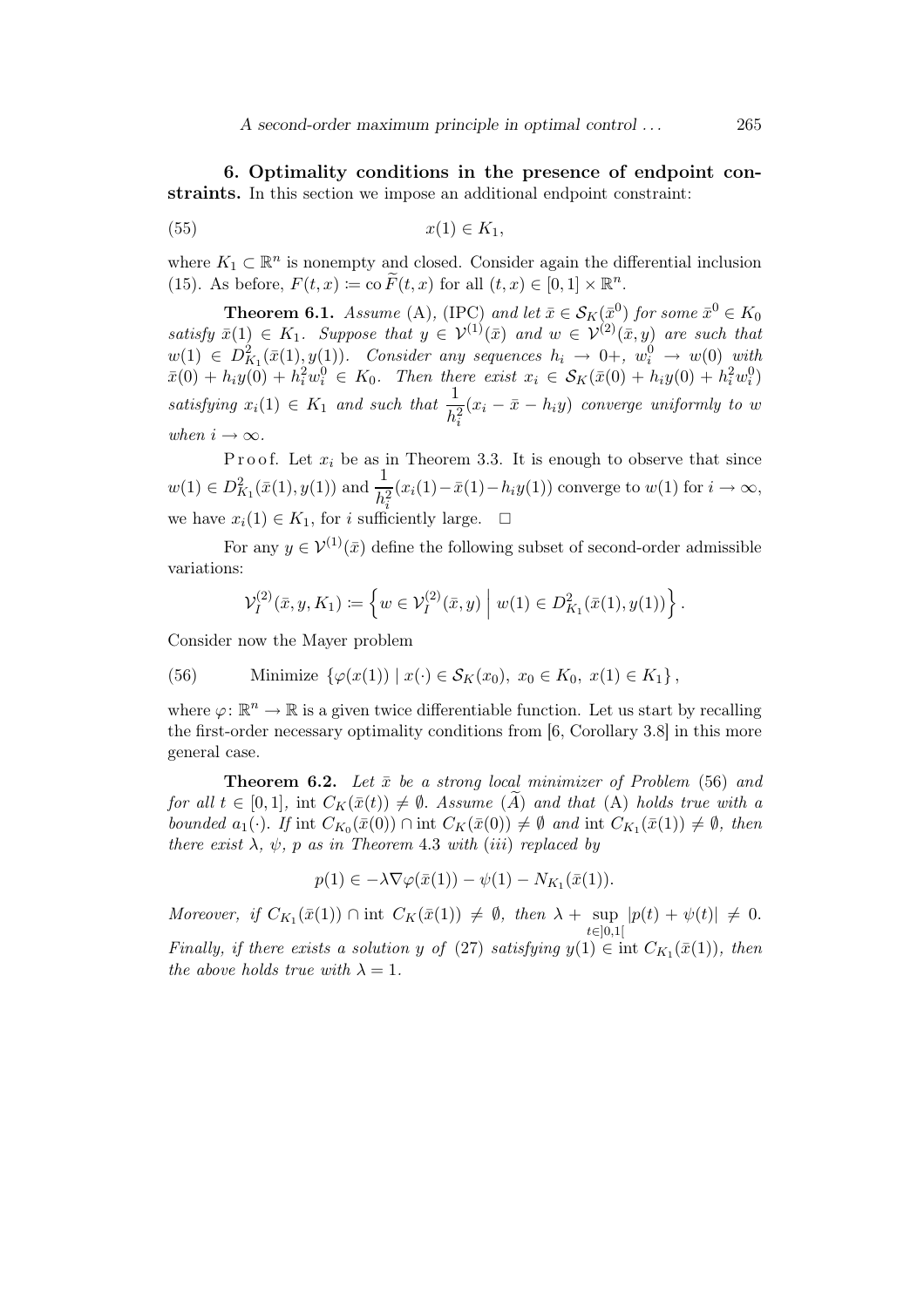## 6. Optimality conditions in the presence of endpoint constraints.

In this section we impose an additional endpoint constraint:

$$x(1) \in K_1, \tag{55}$$

where $K_1 \subset \mathbb{R}^n$ is nonempty and closed. Consider again the differential inclusion (15). As before, $F(t,x) \coloneqq \operatorname{co} \widetilde{F}(t,x)$ for all $(t,x) \in [0,1] \times \mathbb{R}^n$.

**Theorem 6.1.** *Assume* (A), (IPC) *and let* $\bar{x} \in \mathcal{S}_K(\bar{x}^0)$ *for some* $\bar{x}^0 \in K_0$ *satisfy* $\bar{x}(1) \in K_1$. *Suppose that* $y \in \mathcal{V}^{(1)}(\bar{x})$ *and* $w \in \mathcal{V}^{(2)}(\bar{x}, y)$ *are such that* $w(1) \in D^2_{K_1}(\bar{x}(1), y(1))$. *Consider any sequences* $h_i \to 0+$, $w_i^0 \to w(0)$ *with* $\bar{x}(0) + h_i y(0) + h_i^2 w_i^0 \in K_0$. *Then there exist* $x_i \in \mathcal{S}_K(\bar{x}(0) + h_i y(0) + h_i^2 w_i^0)$ *satisfying* $x_i(1) \in K_1$ *and such that* $\dfrac{1}{h_i^2}(x_i - \bar{x} - h_i y)$ *converge uniformly to* $w$ *when* $i \to \infty$.

Proof. Let $x_i$ be as in Theorem 3.3. It is enough to observe that since $w(1) \in D^2_{K_1}(\bar{x}(1), y(1))$ and $\dfrac{1}{h_i^2}(x_i(1) - \bar{x}(1) - h_i y(1))$ converge to $w(1)$ for $i \to \infty$, we have $x_i(1) \in K_1$, for $i$ sufficiently large. $\square$

For any $y \in \mathcal{V}^{(1)}(\bar{x})$ define the following subset of second-order admissible variations:

$$\mathcal{V}_I^{(2)}(\bar{x}, y, K_1) \coloneqq \left\{ w \in \mathcal{V}_I^{(2)}(\bar{x}, y) \;\middle|\; w(1) \in D^2_{K_1}(\bar{x}(1), y(1)) \right\}.$$

Consider now the Mayer problem

$$\text{Minimize } \{\varphi(x(1)) \mid x(\cdot) \in \mathcal{S}_K(x_0),\ x_0 \in K_0,\ x(1) \in K_1\}, \tag{56}$$

where $\varphi\colon \mathbb{R}^n \to \mathbb{R}$ is a given twice differentiable function. Let us start by recalling the first-order necessary optimality conditions from [6, Corollary 3.8] in this more general case.

**Theorem 6.2.** *Let* $\bar{x}$ *be a strong local minimizer of Problem* (56) *and for all* $t \in [0,1]$, $\operatorname{int} C_K(\bar{x}(t)) \neq \emptyset$. *Assume* $(\widetilde{A})$ *and that* (A) *holds true with a bounded* $a_1(\cdot)$. *If* $\operatorname{int} C_{K_0}(\bar{x}(0)) \cap \operatorname{int} C_K(\bar{x}(0)) \neq \emptyset$ *and* $\operatorname{int} C_{K_1}(\bar{x}(1)) \neq \emptyset$, *then there exist* $\lambda$, $\psi$, $p$ *as in Theorem* 4.3 *with* (*iii*) *replaced by*

$$p(1) \in -\lambda \nabla\varphi(\bar{x}(1)) - \psi(1) - N_{K_1}(\bar{x}(1)).$$

*Moreover, if* $C_{K_1}(\bar{x}(1)) \cap \operatorname{int} C_K(\bar{x}(1)) \neq \emptyset$, *then* $\lambda + \sup_{t \in ]0,1[} |p(t) + \psi(t)| \neq 0$. *Finally, if there exists a solution* $y$ *of* (27) *satisfying* $y(1) \in \operatorname{int} C_{K_1}(\bar{x}(1))$, *then the above holds true with* $\lambda = 1$.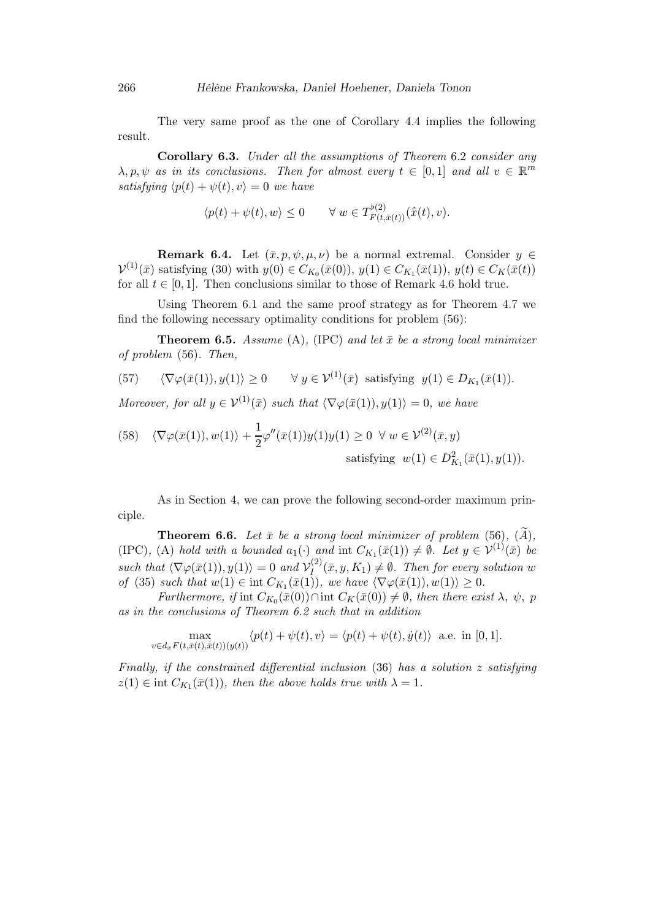The very same proof as the one of Corollary 4.4 implies the following result.

**Corollary 6.3.** *Under all the assumptions of Theorem* 6.2 *consider any* $\lambda, p, \psi$ *as in its conclusions. Then for almost every* $t \in [0,1]$ *and all* $v \in \mathbb{R}^m$ *satisfying* $\langle p(t) + \psi(t), v\rangle = 0$ *we have*

$$\langle p(t) + \psi(t), w\rangle \leq 0 \qquad \forall\, w \in T^{\flat(2)}_{F(t,\bar{x}(t))}(\dot{\bar{x}}(t), v).$$

**Remark 6.4.** Let $(\bar{x}, p, \psi, \mu, \nu)$ be a normal extremal. Consider $y \in \mathcal{V}^{(1)}(\bar{x})$ satisfying (30) with $y(0) \in C_{K_0}(\bar{x}(0))$, $y(1) \in C_{K_1}(\bar{x}(1))$, $y(t) \in C_K(\bar{x}(t))$ for all $t \in [0,1]$. Then conclusions similar to those of Remark 4.6 hold true.

Using Theorem 6.1 and the same proof strategy as for Theorem 4.7 we find the following necessary optimality conditions for problem (56):

**Theorem 6.5.** *Assume* (A), (IPC) *and let* $\bar{x}$ *be a strong local minimizer of problem* (56). *Then,*

$$\langle \nabla\varphi(\bar{x}(1)), y(1)\rangle \geq 0 \qquad \forall\, y \in \mathcal{V}^{(1)}(\bar{x}) \text{ satisfying } y(1) \in D_{K_1}(\bar{x}(1)). \tag{57}$$

*Moreover, for all* $y \in \mathcal{V}^{(1)}(\bar{x})$ *such that* $\langle \nabla\varphi(\bar{x}(1)), y(1)\rangle = 0$, *we have*

$$\langle \nabla\varphi(\bar{x}(1)), w(1)\rangle + \frac{1}{2}\varphi''(\bar{x}(1))y(1)y(1) \geq 0 \;\; \forall\, w \in \mathcal{V}^{(2)}(\bar{x}, y) \text{ satisfying } w(1) \in D^2_{K_1}(\bar{x}(1), y(1)). \tag{58}$$

As in Section 4, we can prove the following second-order maximum principle.

**Theorem 6.6.** *Let* $\bar{x}$ *be a strong local minimizer of problem* (56), $(\widetilde{A})$, (IPC), (A) *hold with a bounded* $a_1(\cdot)$ *and* $\operatorname{int} C_{K_1}(\bar{x}(1)) \neq \emptyset$. *Let* $y \in \mathcal{V}^{(1)}(\bar{x})$ *be such that* $\langle \nabla\varphi(\bar{x}(1)), y(1)\rangle = 0$ *and* $\mathcal{V}^{(2)}_I(\bar{x}, y, K_1) \neq \emptyset$. *Then for every solution* $w$ *of* (35) *such that* $w(1) \in \operatorname{int} C_{K_1}(\bar{x}(1))$, *we have* $\langle \nabla\varphi(\bar{x}(1)), w(1)\rangle \geq 0$.

*Furthermore, if* $\operatorname{int} C_{K_0}(\bar{x}(0)) \cap \operatorname{int} C_K(\bar{x}(0)) \neq \emptyset$, *then there exist* $\lambda$, $\psi$, $p$ *as in the conclusions of Theorem 6.2 such that in addition*

$$\max_{v \in d_x F(t,\bar{x}(t),\dot{\bar{x}}(t))(y(t))} \langle p(t) + \psi(t), v\rangle = \langle p(t) + \psi(t), \dot{y}(t)\rangle \text{ a.e. in } [0,1].$$

*Finally, if the constrained differential inclusion* (36) *has a solution* $z$ *satisfying* $z(1) \in \operatorname{int} C_{K_1}(\bar{x}(1))$, *then the above holds true with* $\lambda = 1$.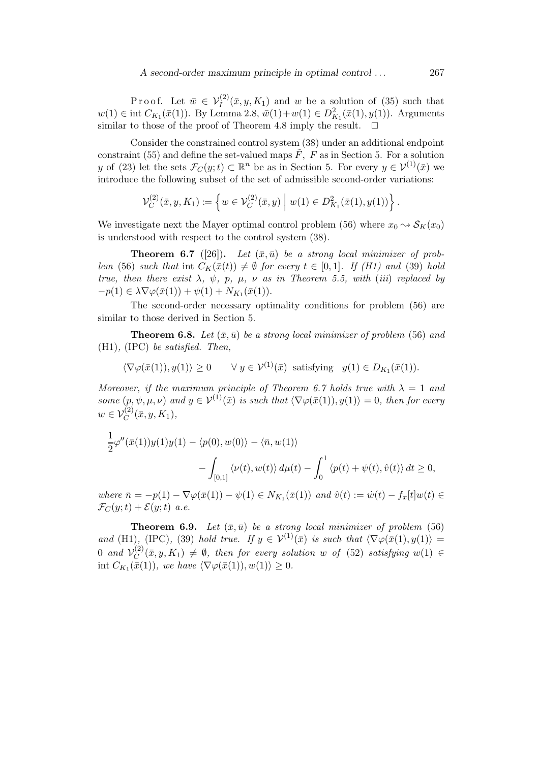P r o o f. Let $\bar{w} \in \mathcal{V}_I^{(2)}(\bar{x}, y, K_1)$ and $w$ be a solution of (35) such that $w(1) \in \operatorname{int} C_{K_1}(\bar{x}(1))$. By Lemma 2.8, $\bar{w}(1)+w(1) \in D^2_{K_1}(\bar{x}(1), y(1))$. Arguments similar to those of the proof of Theorem 4.8 imply the result. $\square$

Consider the constrained control system (38) under an additional endpoint constraint (55) and define the set-valued maps $\tilde{F}$, $F$ as in Section 5. For a solution $y$ of (23) let the sets $\mathcal{F}_C(y;t) \subset \mathbb{R}^n$ be as in Section 5. For every $y \in \mathcal{V}^{(1)}(\bar{x})$ we introduce the following subset of the set of admissible second-order variations:

$$\mathcal{V}_C^{(2)}(\bar{x}, y, K_1) := \left\{ w \in \mathcal{V}_C^{(2)}(\bar{x}, y) \;\middle|\; w(1) \in D^2_{K_1}(\bar{x}(1), y(1)) \right\}.$$

We investigate next the Mayer optimal control problem (56) where $x_0 \rightsquigarrow \mathcal{S}_K(x_0)$ is understood with respect to the control system (38).

**Theorem 6.7** ([26])**.** *Let $(\bar{x}, \bar{u})$ be a strong local minimizer of problem* (56) *such that* $\operatorname{int} C_K(\bar{x}(t)) \neq \emptyset$ *for every* $t \in [0,1]$*. If (H1) and* (39) *hold true, then there exist $\lambda$, $\psi$, $p$, $\mu$, $\nu$ as in Theorem 5.5, with* (*iii*) *replaced by* $-p(1) \in \lambda \nabla\varphi(\bar{x}(1)) + \psi(1) + N_{K_1}(\bar{x}(1))$.

The second-order necessary optimality conditions for problem (56) are similar to those derived in Section 5.

**Theorem 6.8.** *Let $(\bar{x}, \bar{u})$ be a strong local minimizer of problem* (56) *and* (H1), (IPC) *be satisfied. Then,*

$$\langle \nabla\varphi(\bar{x}(1)), y(1)\rangle \geq 0 \qquad \forall\, y \in \mathcal{V}^{(1)}(\bar{x}) \text{ satisfying } \; y(1) \in D_{K_1}(\bar{x}(1)).$$

*Moreover, if the maximum principle of Theorem 6.7 holds true with $\lambda = 1$ and some $(p, \psi, \mu, \nu)$ and $y \in \mathcal{V}^{(1)}(\bar{x})$ is such that $\langle \nabla\varphi(\bar{x}(1)), y(1)\rangle = 0$, then for every $w \in \mathcal{V}_C^{(2)}(\bar{x}, y, K_1)$,*

$$\frac{1}{2}\varphi''(\bar{x}(1))y(1)y(1) - \langle p(0), w(0)\rangle - \langle \bar{n}, w(1)\rangle - \int_{[0,1]} \langle \nu(t), w(t)\rangle \, d\mu(t) - \int_0^1 \langle p(t) + \psi(t), \hat{v}(t)\rangle \, dt \geq 0,$$

*where $\bar{n} = -p(1) - \nabla\varphi(\bar{x}(1)) - \psi(1) \in N_{K_1}(\bar{x}(1))$ and $\hat{v}(t) := \dot{w}(t) - f_x[t]w(t) \in \mathcal{F}_C(y;t) + \mathcal{E}(y;t)$ a.e.*

**Theorem 6.9.** *Let $(\bar{x}, \bar{u})$ be a strong local minimizer of problem* (56) *and* (H1), (IPC), (39) *hold true. If $y \in \mathcal{V}^{(1)}(\bar{x})$ is such that $\langle \nabla\varphi(\bar{x}(1), y(1)\rangle = 0$ and $\mathcal{V}_C^{(2)}(\bar{x}, y, K_1) \neq \emptyset$, then for every solution $w$ of* (52) *satisfying $w(1) \in \operatorname{int} C_{K_1}(\bar{x}(1))$, we have $\langle \nabla\varphi(\bar{x}(1)), w(1)\rangle \geq 0$.*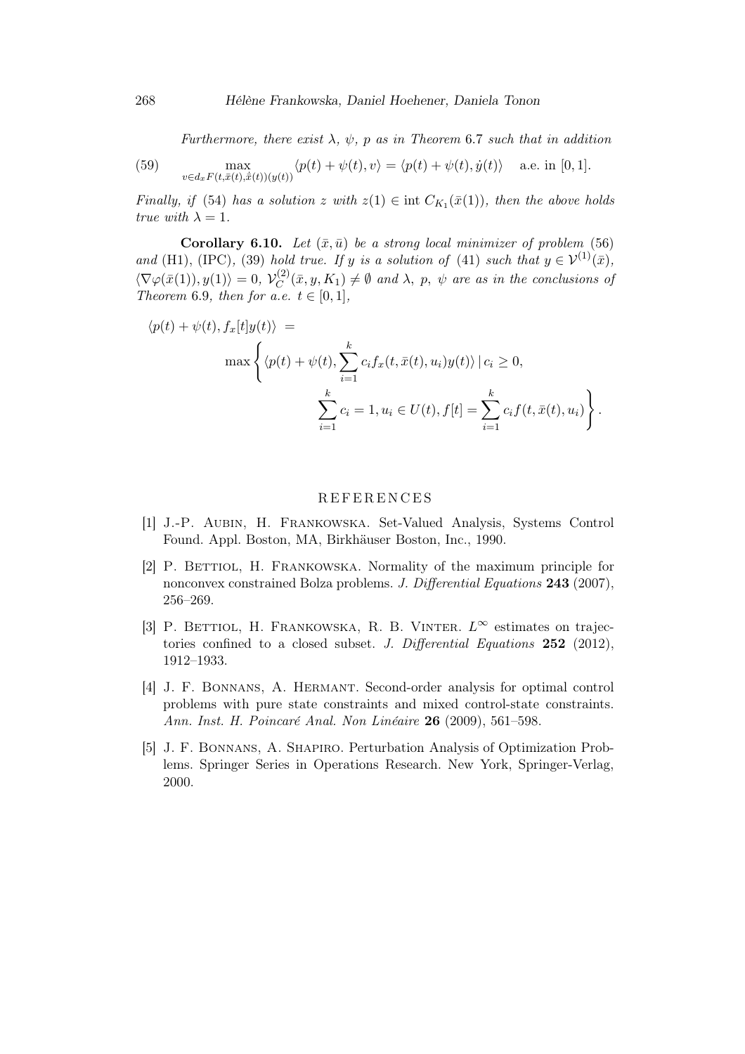*Furthermore, there exist $\lambda$, $\psi$, $p$ as in Theorem* 6.7 *such that in addition*

$$\max_{v \in d_x F(t, \bar{x}(t), \dot{\bar{x}}(t))(y(t))} \langle p(t) + \psi(t), v \rangle = \langle p(t) + \psi(t), \dot{y}(t) \rangle \quad \text{a.e. in } [0,1]. \tag{59}$$

*Finally, if* (54) *has a solution $z$ with $z(1) \in \operatorname{int} C_{K_1}(\bar{x}(1))$, then the above holds true with $\lambda = 1$.*

**Corollary 6.10.** *Let $(\bar{x}, \bar{u})$ be a strong local minimizer of problem* (56) *and* (H1), (IPC), (39) *hold true. If $y$ is a solution of* (41) *such that $y \in \mathcal{V}^{(1)}(\bar{x})$, $\langle \nabla \varphi(\bar{x}(1)), y(1) \rangle = 0$, $\mathcal{V}_C^{(2)}(\bar{x}, y, K_1) \neq \emptyset$ and $\lambda$, $p$, $\psi$ are as in the conclusions of Theorem* 6.9*, then for a.e. $t \in [0,1]$,*

$$\langle p(t) + \psi(t), f_x[t] y(t) \rangle = \max \left\{ \langle p(t) + \psi(t), \sum_{i=1}^{k} c_i f_x(t, \bar{x}(t), u_i) y(t) \rangle \,|\, c_i \geq 0, \sum_{i=1}^{k} c_i = 1, u_i \in U(t), f[t] = \sum_{i=1}^{k} c_i f(t, \bar{x}(t), u_i) \right\}.$$

## REFERENCES

[1] J.-P. Aubin, H. Frankowska. Set-Valued Analysis, Systems Control Found. Appl. Boston, MA, Birkhäuser Boston, Inc., 1990.

[2] P. Bettiol, H. Frankowska. Normality of the maximum principle for nonconvex constrained Bolza problems. *J. Differential Equations* **243** (2007), 256–269.

[3] P. Bettiol, H. Frankowska, R. B. Vinter. $L^\infty$ estimates on trajectories confined to a closed subset. *J. Differential Equations* **252** (2012), 1912–1933.

[4] J. F. Bonnans, A. Hermant. Second-order analysis for optimal control problems with pure state constraints and mixed control-state constraints. *Ann. Inst. H. Poincaré Anal. Non Linéaire* **26** (2009), 561–598.

[5] J. F. Bonnans, A. Shapiro. Perturbation Analysis of Optimization Problems. Springer Series in Operations Research. New York, Springer-Verlag, 2000.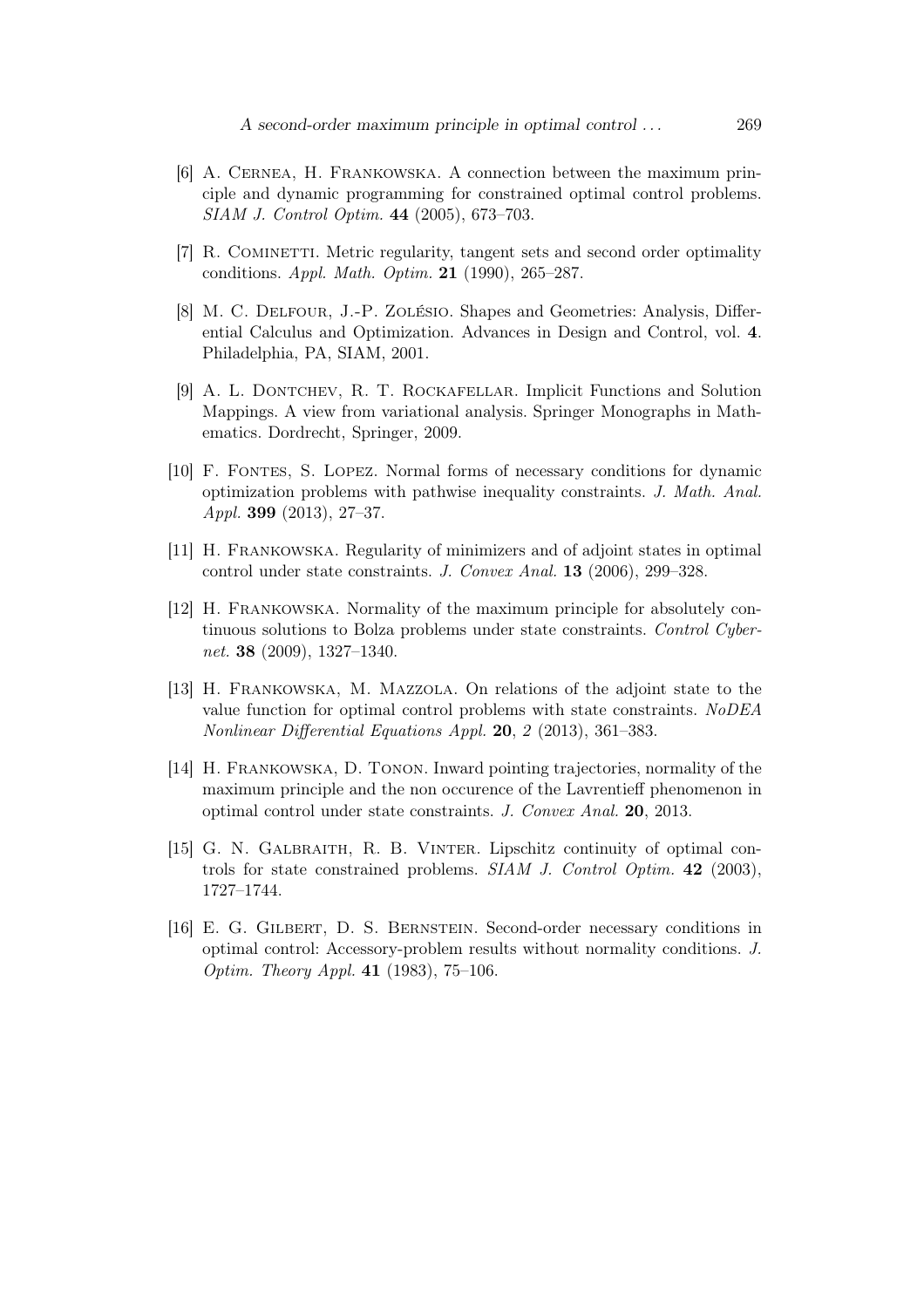[6] A. Cernea, H. Frankowska. A connection between the maximum principle and dynamic programming for constrained optimal control problems. *SIAM J. Control Optim.* **44** (2005), 673–703.

[7] R. Cominetti. Metric regularity, tangent sets and second order optimality conditions. *Appl. Math. Optim.* **21** (1990), 265–287.

[8] M. C. Delfour, J.-P. Zolésio. Shapes and Geometries: Analysis, Differential Calculus and Optimization. Advances in Design and Control, vol. **4**. Philadelphia, PA, SIAM, 2001.

[9] A. L. Dontchev, R. T. Rockafellar. Implicit Functions and Solution Mappings. A view from variational analysis. Springer Monographs in Mathematics. Dordrecht, Springer, 2009.

[10] F. Fontes, S. Lopez. Normal forms of necessary conditions for dynamic optimization problems with pathwise inequality constraints. *J. Math. Anal. Appl.* **399** (2013), 27–37.

[11] H. Frankowska. Regularity of minimizers and of adjoint states in optimal control under state constraints. *J. Convex Anal.* **13** (2006), 299–328.

[12] H. Frankowska. Normality of the maximum principle for absolutely continuous solutions to Bolza problems under state constraints. *Control Cybernet.* **38** (2009), 1327–1340.

[13] H. Frankowska, M. Mazzola. On relations of the adjoint state to the value function for optimal control problems with state constraints. *NoDEA Nonlinear Differential Equations Appl.* **20**, *2* (2013), 361–383.

[14] H. Frankowska, D. Tonon. Inward pointing trajectories, normality of the maximum principle and the non occurence of the Lavrentieff phenomenon in optimal control under state constraints. *J. Convex Anal.* **20**, 2013.

[15] G. N. Galbraith, R. B. Vinter. Lipschitz continuity of optimal controls for state constrained problems. *SIAM J. Control Optim.* **42** (2003), 1727–1744.

[16] E. G. Gilbert, D. S. Bernstein. Second-order necessary conditions in optimal control: Accessory-problem results without normality conditions. *J. Optim. Theory Appl.* **41** (1983), 75–106.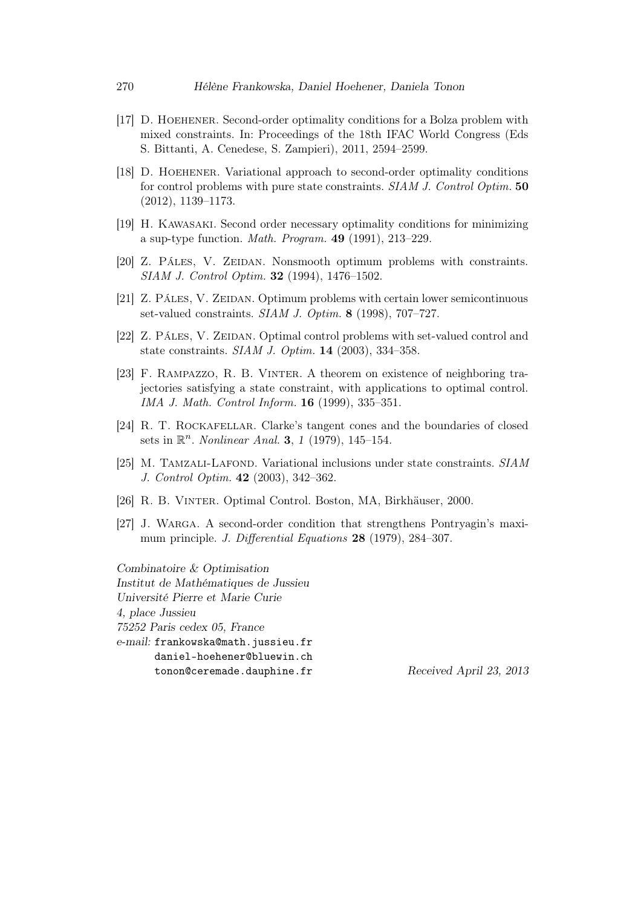[17] D. Hoehener. Second-order optimality conditions for a Bolza problem with mixed constraints. In: Proceedings of the 18th IFAC World Congress (Eds S. Bittanti, A. Cenedese, S. Zampieri), 2011, 2594–2599.

[18] D. Hoehener. Variational approach to second-order optimality conditions for control problems with pure state constraints. *SIAM J. Control Optim.* **50** (2012), 1139–1173.

[19] H. Kawasaki. Second order necessary optimality conditions for minimizing a sup-type function. *Math. Program.* **49** (1991), 213–229.

[20] Z. Páles, V. Zeidan. Nonsmooth optimum problems with constraints. *SIAM J. Control Optim.* **32** (1994), 1476–1502.

[21] Z. Páles, V. Zeidan. Optimum problems with certain lower semicontinuous set-valued constraints. *SIAM J. Optim.* **8** (1998), 707–727.

[22] Z. Páles, V. Zeidan. Optimal control problems with set-valued control and state constraints. *SIAM J. Optim.* **14** (2003), 334–358.

[23] F. Rampazzo, R. B. Vinter. A theorem on existence of neighboring trajectories satisfying a state constraint, with applications to optimal control. *IMA J. Math. Control Inform.* **16** (1999), 335–351.

[24] R. T. Rockafellar. Clarke's tangent cones and the boundaries of closed sets in $\mathbb{R}^n$. *Nonlinear Anal.* **3**, *1* (1979), 145–154.

[25] M. Tamzali-Lafond. Variational inclusions under state constraints. *SIAM J. Control Optim.* **42** (2003), 342–362.

[26] R. B. Vinter. Optimal Control. Boston, MA, Birkhäuser, 2000.

[27] J. Warga. A second-order condition that strengthens Pontryagin's maximum principle. *J. Differential Equations* **28** (1979), 284–307.

*Combinatoire & Optimisation*
*Institut de Mathématiques de Jussieu*
*Université Pierre et Marie Curie*
*4, place Jussieu*
*75252 Paris cedex 05, France*
*e-mail:* frankowska@math.jussieu.fr
daniel-hoehener@bluewin.ch
tonon@ceremade.dauphine.fr

*Received April 23, 2013*